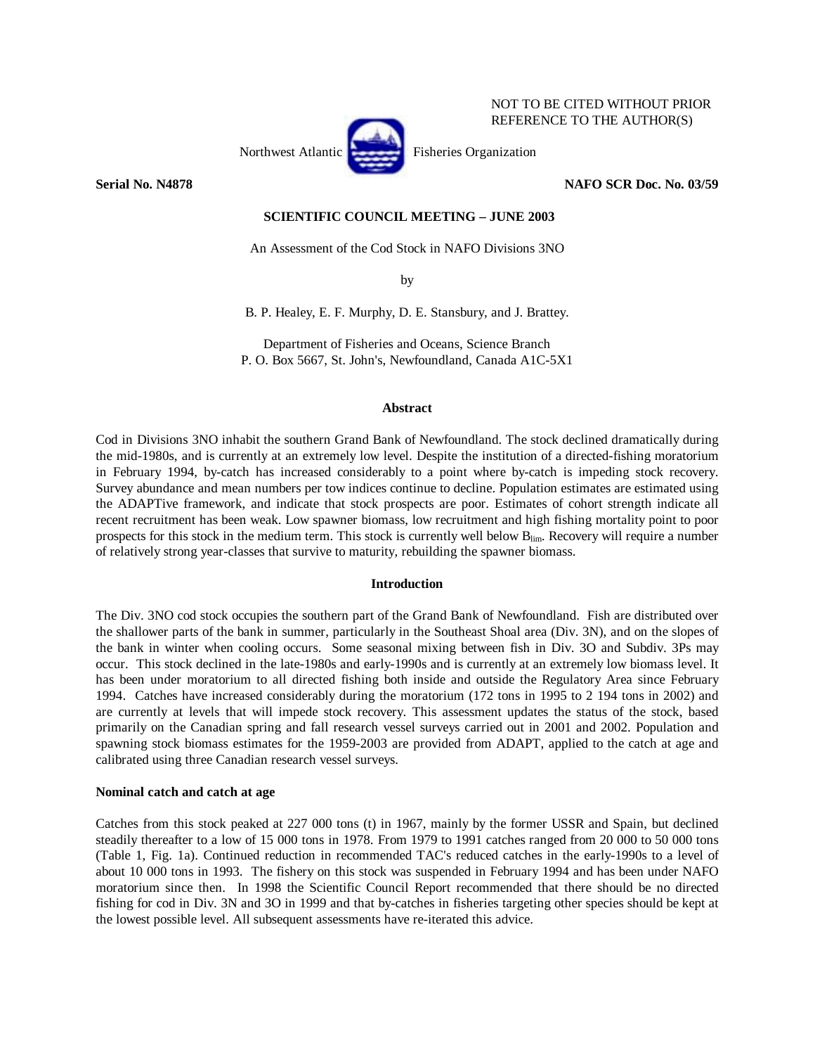NOT TO BE CITED WITHOUT PRIOR REFERENCE TO THE AUTHOR(S)

Northwest Atlantic Fisheries Organization

**Serial No. N4878** **NAFO SCR Doc. No. 03/59**

**SCIENTIFIC COUNCIL MEETING – JUNE 2003**

An Assessment of the Cod Stock in NAFO Divisions 3NO

by

B. P. Healey, E. F. Murphy, D. E. Stansbury, and J. Brattey.

Department of Fisheries and Oceans, Science Branch
P. O. Box 5667, St. John's, Newfoundland, Canada A1C-5X1

## Abstract

Cod in Divisions 3NO inhabit the southern Grand Bank of Newfoundland. The stock declined dramatically during the mid-1980s, and is currently at an extremely low level. Despite the institution of a directed-fishing moratorium in February 1994, by-catch has increased considerably to a point where by-catch is impeding stock recovery. Survey abundance and mean numbers per tow indices continue to decline. Population estimates are estimated using the ADAPTive framework, and indicate that stock prospects are poor. Estimates of cohort strength indicate all recent recruitment has been weak. Low spawner biomass, low recruitment and high fishing mortality point to poor prospects for this stock in the medium term. This stock is currently well below $B_{lim}$. Recovery will require a number of relatively strong year-classes that survive to maturity, rebuilding the spawner biomass.

## Introduction

The Div. 3NO cod stock occupies the southern part of the Grand Bank of Newfoundland. Fish are distributed over the shallower parts of the bank in summer, particularly in the Southeast Shoal area (Div. 3N), and on the slopes of the bank in winter when cooling occurs. Some seasonal mixing between fish in Div. 3O and Subdiv. 3Ps may occur. This stock declined in the late-1980s and early-1990s and is currently at an extremely low biomass level. It has been under moratorium to all directed fishing both inside and outside the Regulatory Area since February 1994. Catches have increased considerably during the moratorium (172 tons in 1995 to 2 194 tons in 2002) and are currently at levels that will impede stock recovery. This assessment updates the status of the stock, based primarily on the Canadian spring and fall research vessel surveys carried out in 2001 and 2002. Population and spawning stock biomass estimates for the 1959-2003 are provided from ADAPT, applied to the catch at age and calibrated using three Canadian research vessel surveys.

### Nominal catch and catch at age

Catches from this stock peaked at 227 000 tons (t) in 1967, mainly by the former USSR and Spain, but declined steadily thereafter to a low of 15 000 tons in 1978. From 1979 to 1991 catches ranged from 20 000 to 50 000 tons (Table 1, Fig. 1a). Continued reduction in recommended TAC's reduced catches in the early-1990s to a level of about 10 000 tons in 1993. The fishery on this stock was suspended in February 1994 and has been under NAFO moratorium since then. In 1998 the Scientific Council Report recommended that there should be no directed fishing for cod in Div. 3N and 3O in 1999 and that by-catches in fisheries targeting other species should be kept at the lowest possible level. All subsequent assessments have re-iterated this advice.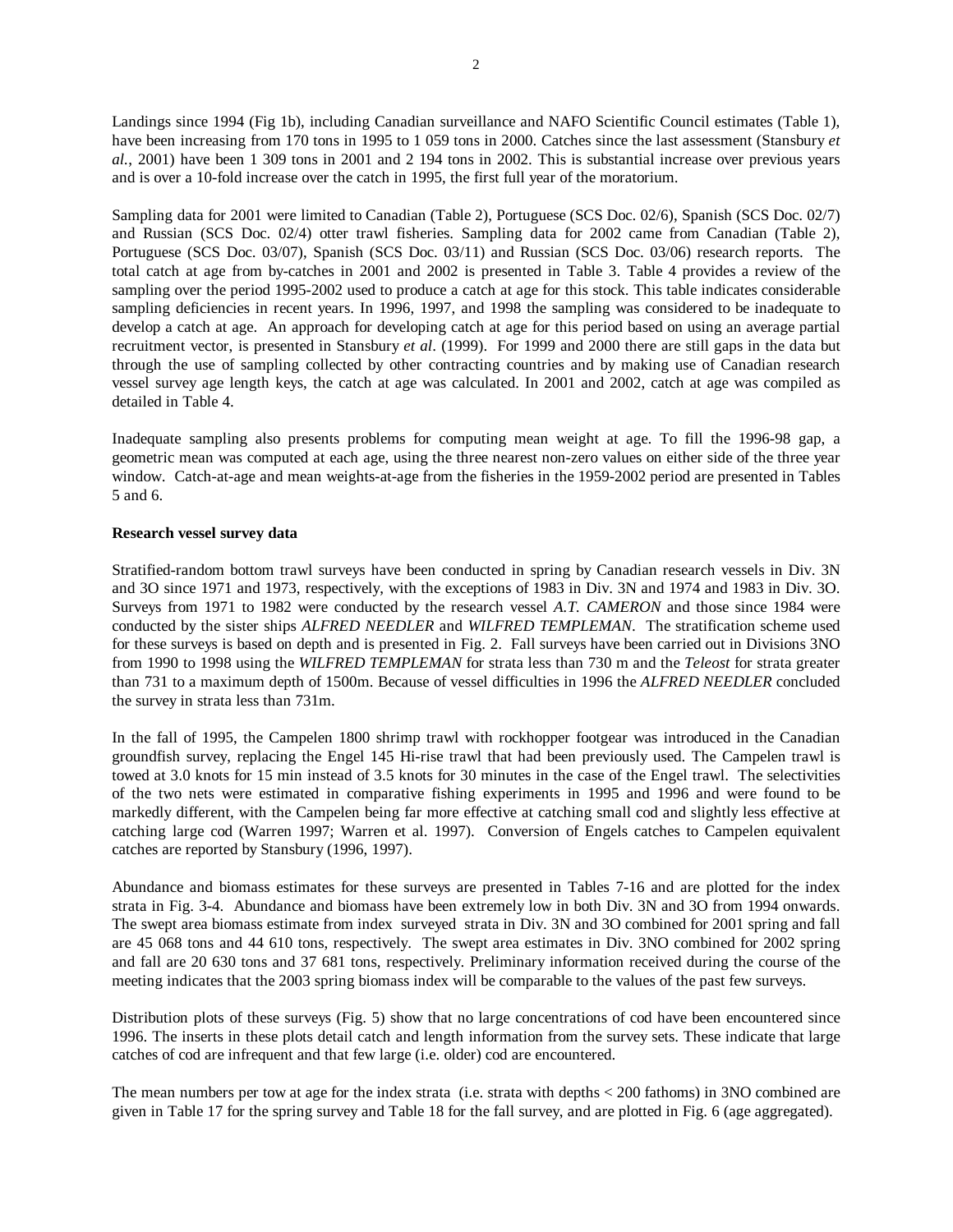Landings since 1994 (Fig 1b), including Canadian surveillance and NAFO Scientific Council estimates (Table 1), have been increasing from 170 tons in 1995 to 1 059 tons in 2000. Catches since the last assessment (Stansbury *et al.*, 2001) have been 1 309 tons in 2001 and 2 194 tons in 2002. This is substantial increase over previous years and is over a 10-fold increase over the catch in 1995, the first full year of the moratorium.

Sampling data for 2001 were limited to Canadian (Table 2), Portuguese (SCS Doc. 02/6), Spanish (SCS Doc. 02/7) and Russian (SCS Doc. 02/4) otter trawl fisheries. Sampling data for 2002 came from Canadian (Table 2), Portuguese (SCS Doc. 03/07), Spanish (SCS Doc. 03/11) and Russian (SCS Doc. 03/06) research reports. The total catch at age from by-catches in 2001 and 2002 is presented in Table 3. Table 4 provides a review of the sampling over the period 1995-2002 used to produce a catch at age for this stock. This table indicates considerable sampling deficiencies in recent years. In 1996, 1997, and 1998 the sampling was considered to be inadequate to develop a catch at age. An approach for developing catch at age for this period based on using an average partial recruitment vector, is presented in Stansbury *et al*. (1999). For 1999 and 2000 there are still gaps in the data but through the use of sampling collected by other contracting countries and by making use of Canadian research vessel survey age length keys, the catch at age was calculated. In 2001 and 2002, catch at age was compiled as detailed in Table 4.

Inadequate sampling also presents problems for computing mean weight at age. To fill the 1996-98 gap, a geometric mean was computed at each age, using the three nearest non-zero values on either side of the three year window. Catch-at-age and mean weights-at-age from the fisheries in the 1959-2002 period are presented in Tables 5 and 6.

**Research vessel survey data**

Stratified-random bottom trawl surveys have been conducted in spring by Canadian research vessels in Div. 3N and 3O since 1971 and 1973, respectively, with the exceptions of 1983 in Div. 3N and 1974 and 1983 in Div. 3O. Surveys from 1971 to 1982 were conducted by the research vessel *A.T. CAMERON* and those since 1984 were conducted by the sister ships *ALFRED NEEDLER* and *WILFRED TEMPLEMAN*. The stratification scheme used for these surveys is based on depth and is presented in Fig. 2. Fall surveys have been carried out in Divisions 3NO from 1990 to 1998 using the *WILFRED TEMPLEMAN* for strata less than 730 m and the *Teleost* for strata greater than 731 to a maximum depth of 1500m. Because of vessel difficulties in 1996 the *ALFRED NEEDLER* concluded the survey in strata less than 731m.

In the fall of 1995, the Campelen 1800 shrimp trawl with rockhopper footgear was introduced in the Canadian groundfish survey, replacing the Engel 145 Hi-rise trawl that had been previously used. The Campelen trawl is towed at 3.0 knots for 15 min instead of 3.5 knots for 30 minutes in the case of the Engel trawl. The selectivities of the two nets were estimated in comparative fishing experiments in 1995 and 1996 and were found to be markedly different, with the Campelen being far more effective at catching small cod and slightly less effective at catching large cod (Warren 1997; Warren et al. 1997). Conversion of Engels catches to Campelen equivalent catches are reported by Stansbury (1996, 1997).

Abundance and biomass estimates for these surveys are presented in Tables 7-16 and are plotted for the index strata in Fig. 3-4. Abundance and biomass have been extremely low in both Div. 3N and 3O from 1994 onwards. The swept area biomass estimate from index surveyed strata in Div. 3N and 3O combined for 2001 spring and fall are 45 068 tons and 44 610 tons, respectively. The swept area estimates in Div. 3NO combined for 2002 spring and fall are 20 630 tons and 37 681 tons, respectively. Preliminary information received during the course of the meeting indicates that the 2003 spring biomass index will be comparable to the values of the past few surveys.

Distribution plots of these surveys (Fig. 5) show that no large concentrations of cod have been encountered since 1996. The inserts in these plots detail catch and length information from the survey sets. These indicate that large catches of cod are infrequent and that few large (i.e. older) cod are encountered.

The mean numbers per tow at age for the index strata (i.e. strata with depths < 200 fathoms) in 3NO combined are given in Table 17 for the spring survey and Table 18 for the fall survey, and are plotted in Fig. 6 (age aggregated).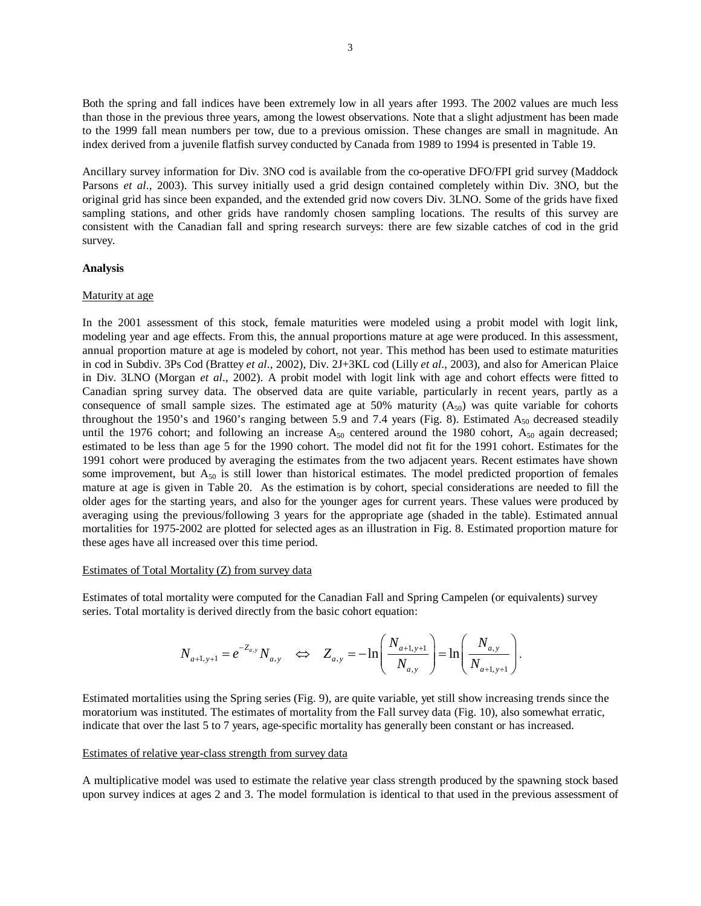Both the spring and fall indices have been extremely low in all years after 1993. The 2002 values are much less than those in the previous three years, among the lowest observations. Note that a slight adjustment has been made to the 1999 fall mean numbers per tow, due to a previous omission. These changes are small in magnitude. An index derived from a juvenile flatfish survey conducted by Canada from 1989 to 1994 is presented in Table 19.

Ancillary survey information for Div. 3NO cod is available from the co-operative DFO/FPI grid survey (Maddock Parsons *et al*., 2003). This survey initially used a grid design contained completely within Div. 3NO, but the original grid has since been expanded, and the extended grid now covers Div. 3LNO. Some of the grids have fixed sampling stations, and other grids have randomly chosen sampling locations. The results of this survey are consistent with the Canadian fall and spring research surveys: there are few sizable catches of cod in the grid survey.

**Analysis**

Maturity at age

In the 2001 assessment of this stock, female maturities were modeled using a probit model with logit link, modeling year and age effects. From this, the annual proportions mature at age were produced. In this assessment, annual proportion mature at age is modeled by cohort, not year. This method has been used to estimate maturities in cod in Subdiv. 3Ps Cod (Brattey *et al*., 2002), Div. 2J+3KL cod (Lilly *et al*., 2003), and also for American Plaice in Div. 3LNO (Morgan *et al*., 2002). A probit model with logit link with age and cohort effects were fitted to Canadian spring survey data. The observed data are quite variable, particularly in recent years, partly as a consequence of small sample sizes. The estimated age at 50% maturity ($A_{50}$) was quite variable for cohorts throughout the 1950's and 1960's ranging between 5.9 and 7.4 years (Fig. 8). Estimated $A_{50}$ decreased steadily until the 1976 cohort; and following an increase $A_{50}$ centered around the 1980 cohort, $A_{50}$ again decreased; estimated to be less than age 5 for the 1990 cohort. The model did not fit for the 1991 cohort. Estimates for the 1991 cohort were produced by averaging the estimates from the two adjacent years. Recent estimates have shown some improvement, but $A_{50}$ is still lower than historical estimates. The model predicted proportion of females mature at age is given in Table 20. As the estimation is by cohort, special considerations are needed to fill the older ages for the starting years, and also for the younger ages for current years. These values were produced by averaging using the previous/following 3 years for the appropriate age (shaded in the table). Estimated annual mortalities for 1975-2002 are plotted for selected ages as an illustration in Fig. 8. Estimated proportion mature for these ages have all increased over this time period.

Estimates of Total Mortality (Z) from survey data

Estimates of total mortality were computed for the Canadian Fall and Spring Campelen (or equivalents) survey series. Total mortality is derived directly from the basic cohort equation:

$$N_{a+1,y+1} = e^{-Z_{a,y}} N_{a,y} \quad \Leftrightarrow \quad Z_{a,y} = -\ln\left(\frac{N_{a+1,y+1}}{N_{a,y}}\right) = \ln\left(\frac{N_{a,y}}{N_{a+1,y+1}}\right).$$

Estimated mortalities using the Spring series (Fig. 9), are quite variable, yet still show increasing trends since the moratorium was instituted. The estimates of mortality from the Fall survey data (Fig. 10), also somewhat erratic, indicate that over the last 5 to 7 years, age-specific mortality has generally been constant or has increased.

Estimates of relative year-class strength from survey data

A multiplicative model was used to estimate the relative year class strength produced by the spawning stock based upon survey indices at ages 2 and 3. The model formulation is identical to that used in the previous assessment of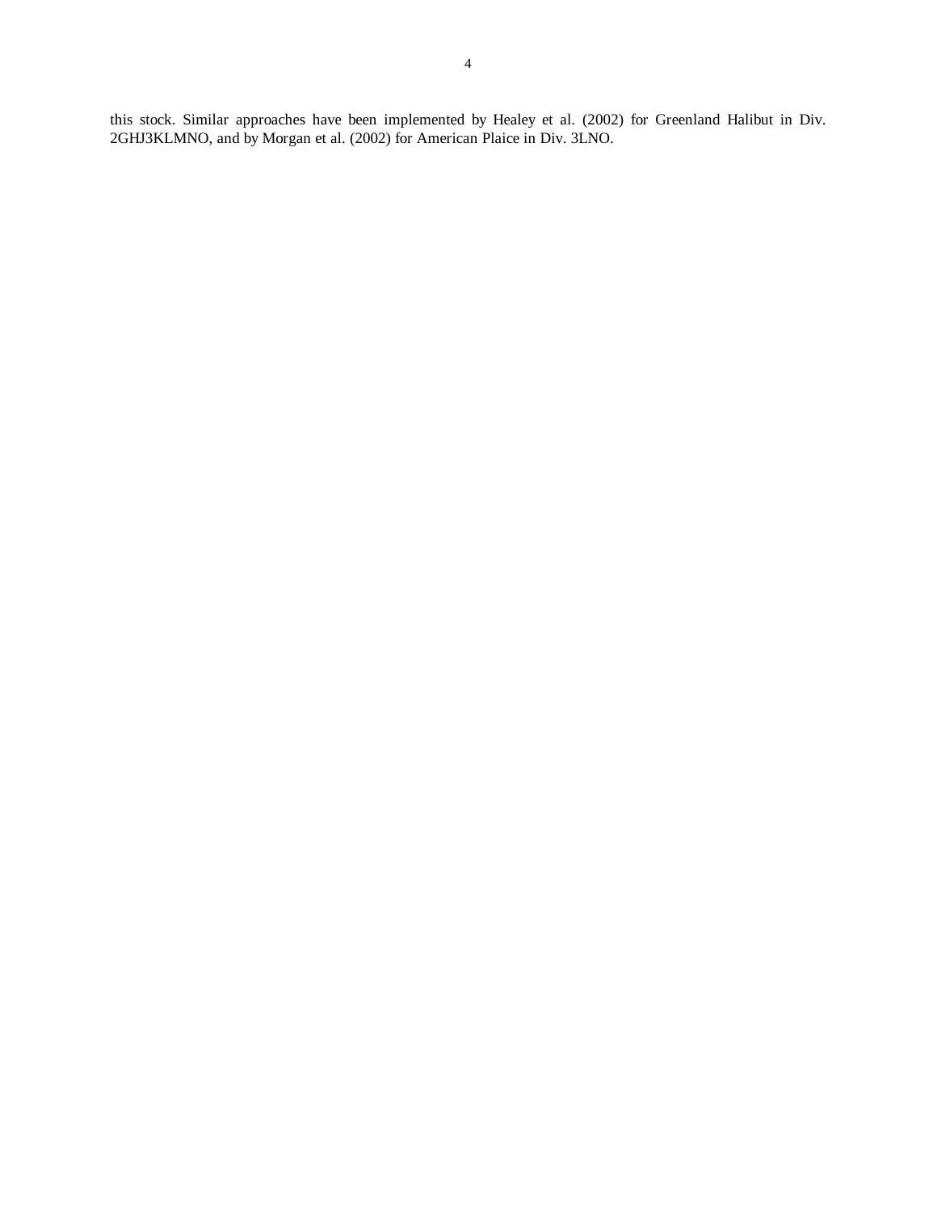this stock. Similar approaches have been implemented by Healey et al. (2002) for Greenland Halibut in Div. 2GHJ3KLMNO, and by Morgan et al. (2002) for American Plaice in Div. 3LNO.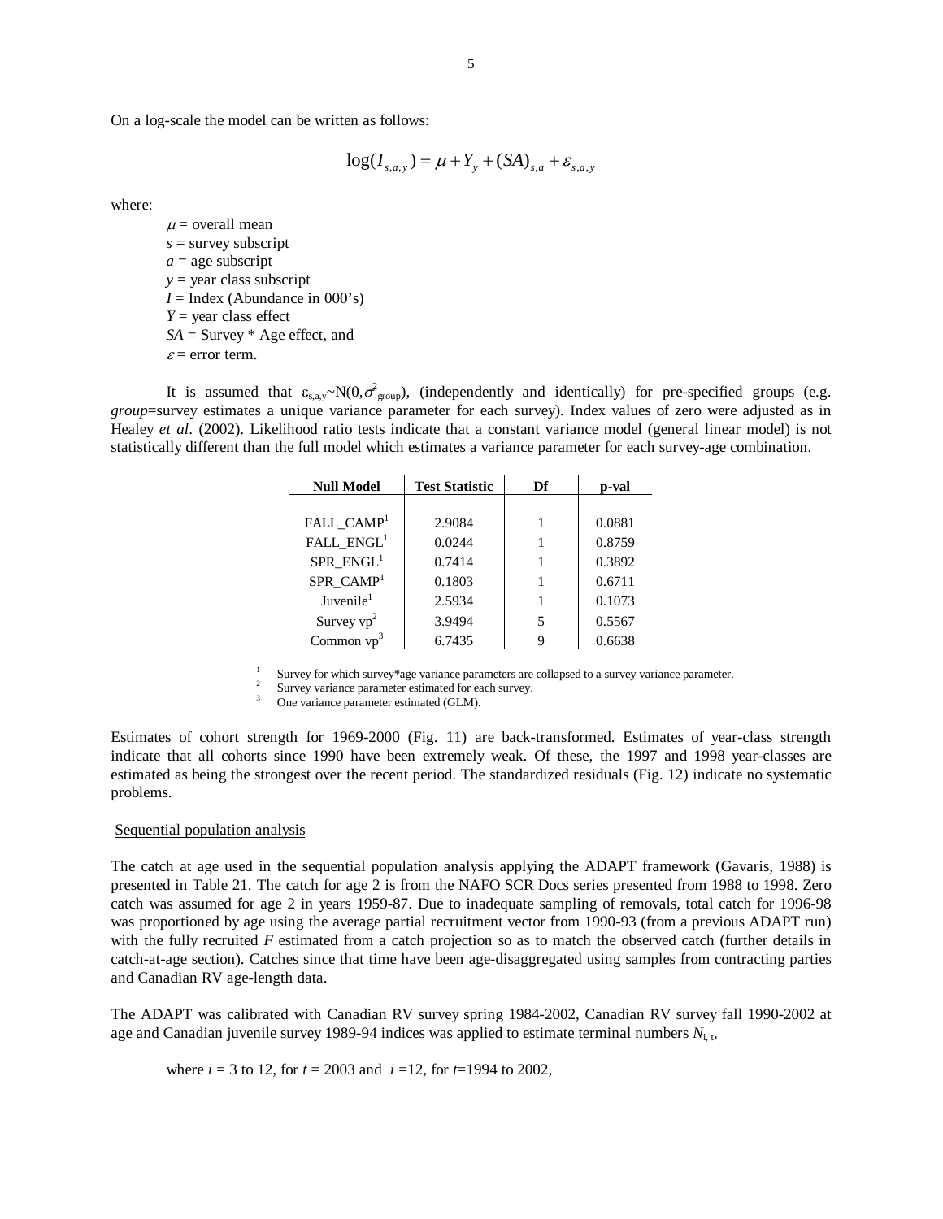On a log-scale the model can be written as follows:

$$\log(I_{s,a,y}) = \mu + Y_y + (SA)_{s,a} + \varepsilon_{s,a,y}$$

where:

- $\mu$ = overall mean
- $s$ = survey subscript
- $a$ = age subscript
- $y$ = year class subscript
- $I$ = Index (Abundance in 000's)
- $Y$ = year class effect
- $SA$ = Survey * Age effect, and
- $\varepsilon$ = error term.

It is assumed that $\varepsilon_{s,a,y} \sim N(0, \sigma^2_{group})$, (independently and identically) for pre-specified groups (e.g. *group*=survey estimates a unique variance parameter for each survey). Index values of zero were adjusted as in Healey *et al*. (2002). Likelihood ratio tests indicate that a constant variance model (general linear model) is not statistically different than the full model which estimates a variance parameter for each survey-age combination.

| Null Model | Test Statistic | Df | p-val |
|---|---|---|---|
| FALL_CAMP[1] | 2.9084 | 1 | 0.0881 |
| FALL_ENGL[1] | 0.0244 | 1 | 0.8759 |
| SPR_ENGL[1] | 0.7414 | 1 | 0.3892 |
| SPR_CAMP[1] | 0.1803 | 1 | 0.6711 |
| Juvenile[1] | 2.5934 | 1 | 0.1073 |
| Survey vp[2] | 3.9494 | 5 | 0.5567 |
| Common vp[3] | 6.7435 | 9 | 0.6638 |

[1] Survey for which survey*age variance parameters are collapsed to a survey variance parameter.
[2] Survey variance parameter estimated for each survey.
[3] One variance parameter estimated (GLM).

Estimates of cohort strength for 1969-2000 (Fig. 11) are back-transformed. Estimates of year-class strength indicate that all cohorts since 1990 have been extremely weak. Of these, the 1997 and 1998 year-classes are estimated as being the strongest over the recent period. The standardized residuals (Fig. 12) indicate no systematic problems.

## Sequential population analysis

The catch at age used in the sequential population analysis applying the ADAPT framework (Gavaris, 1988) is presented in Table 21. The catch for age 2 is from the NAFO SCR Docs series presented from 1988 to 1998. Zero catch was assumed for age 2 in years 1959-87. Due to inadequate sampling of removals, total catch for 1996-98 was proportioned by age using the average partial recruitment vector from 1990-93 (from a previous ADAPT run) with the fully recruited $F$ estimated from a catch projection so as to match the observed catch (further details in catch-at-age section). Catches since that time have been age-disaggregated using samples from contracting parties and Canadian RV age-length data.

The ADAPT was calibrated with Canadian RV survey spring 1984-2002, Canadian RV survey fall 1990-2002 at age and Canadian juvenile survey 1989-94 indices was applied to estimate terminal numbers $N_{i,t}$,

where $i$ = 3 to 12, for $t$ = 2003 and $i$ =12, for $t$=1994 to 2002,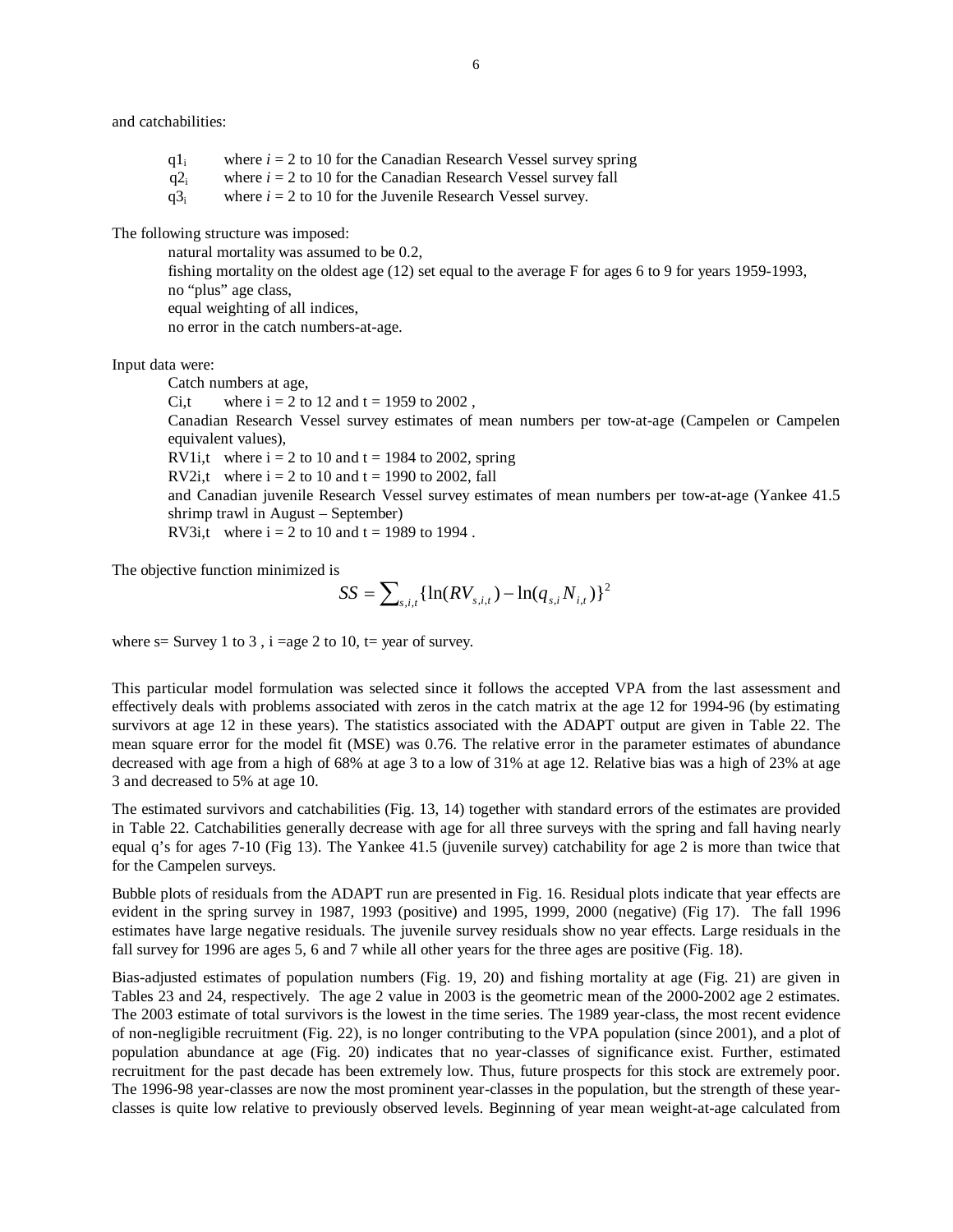and catchabilities:

> $q1_i$ where $i$ = 2 to 10 for the Canadian Research Vessel survey spring
> $q2_i$ where $i$ = 2 to 10 for the Canadian Research Vessel survey fall
> $q3_i$ where $i$ = 2 to 10 for the Juvenile Research Vessel survey.

The following structure was imposed:

> natural mortality was assumed to be 0.2,
> fishing mortality on the oldest age (12) set equal to the average F for ages 6 to 9 for years 1959-1993,
> no "plus" age class,
> equal weighting of all indices,
> no error in the catch numbers-at-age.

Input data were:

> Catch numbers at age,
> $C_{i,t}$ where i = 2 to 12 and t = 1959 to 2002 ,
> Canadian Research Vessel survey estimates of mean numbers per tow-at-age (Campelen or Campelen equivalent values),
> $RV1_{i,t}$ where i = 2 to 10 and t = 1984 to 2002, spring
> $RV2_{i,t}$ where i = 2 to 10 and t = 1990 to 2002, fall
> and Canadian juvenile Research Vessel survey estimates of mean numbers per tow-at-age (Yankee 41.5 shrimp trawl in August – September)
> $RV3_{i,t}$ where i = 2 to 10 and t = 1989 to 1994 .

The objective function minimized is

$$SS = \sum_{s,i,t} \{\ln(RV_{s,i,t}) - \ln(q_{s,i} N_{i,t})\}^2$$

where s= Survey 1 to 3 , i =age 2 to 10, t= year of survey.

This particular model formulation was selected since it follows the accepted VPA from the last assessment and effectively deals with problems associated with zeros in the catch matrix at the age 12 for 1994-96 (by estimating survivors at age 12 in these years). The statistics associated with the ADAPT output are given in Table 22. The mean square error for the model fit (MSE) was 0.76. The relative error in the parameter estimates of abundance decreased with age from a high of 68% at age 3 to a low of 31% at age 12. Relative bias was a high of 23% at age 3 and decreased to 5% at age 10.

The estimated survivors and catchabilities (Fig. 13, 14) together with standard errors of the estimates are provided in Table 22. Catchabilities generally decrease with age for all three surveys with the spring and fall having nearly equal q's for ages 7-10 (Fig 13). The Yankee 41.5 (juvenile survey) catchability for age 2 is more than twice that for the Campelen surveys.

Bubble plots of residuals from the ADAPT run are presented in Fig. 16. Residual plots indicate that year effects are evident in the spring survey in 1987, 1993 (positive) and 1995, 1999, 2000 (negative) (Fig 17). The fall 1996 estimates have large negative residuals. The juvenile survey residuals show no year effects. Large residuals in the fall survey for 1996 are ages 5, 6 and 7 while all other years for the three ages are positive (Fig. 18).

Bias-adjusted estimates of population numbers (Fig. 19, 20) and fishing mortality at age (Fig. 21) are given in Tables 23 and 24, respectively. The age 2 value in 2003 is the geometric mean of the 2000-2002 age 2 estimates. The 2003 estimate of total survivors is the lowest in the time series. The 1989 year-class, the most recent evidence of non-negligible recruitment (Fig. 22), is no longer contributing to the VPA population (since 2001), and a plot of population abundance at age (Fig. 20) indicates that no year-classes of significance exist. Further, estimated recruitment for the past decade has been extremely low. Thus, future prospects for this stock are extremely poor. The 1996-98 year-classes are now the most prominent year-classes in the population, but the strength of these year-classes is quite low relative to previously observed levels. Beginning of year mean weight-at-age calculated from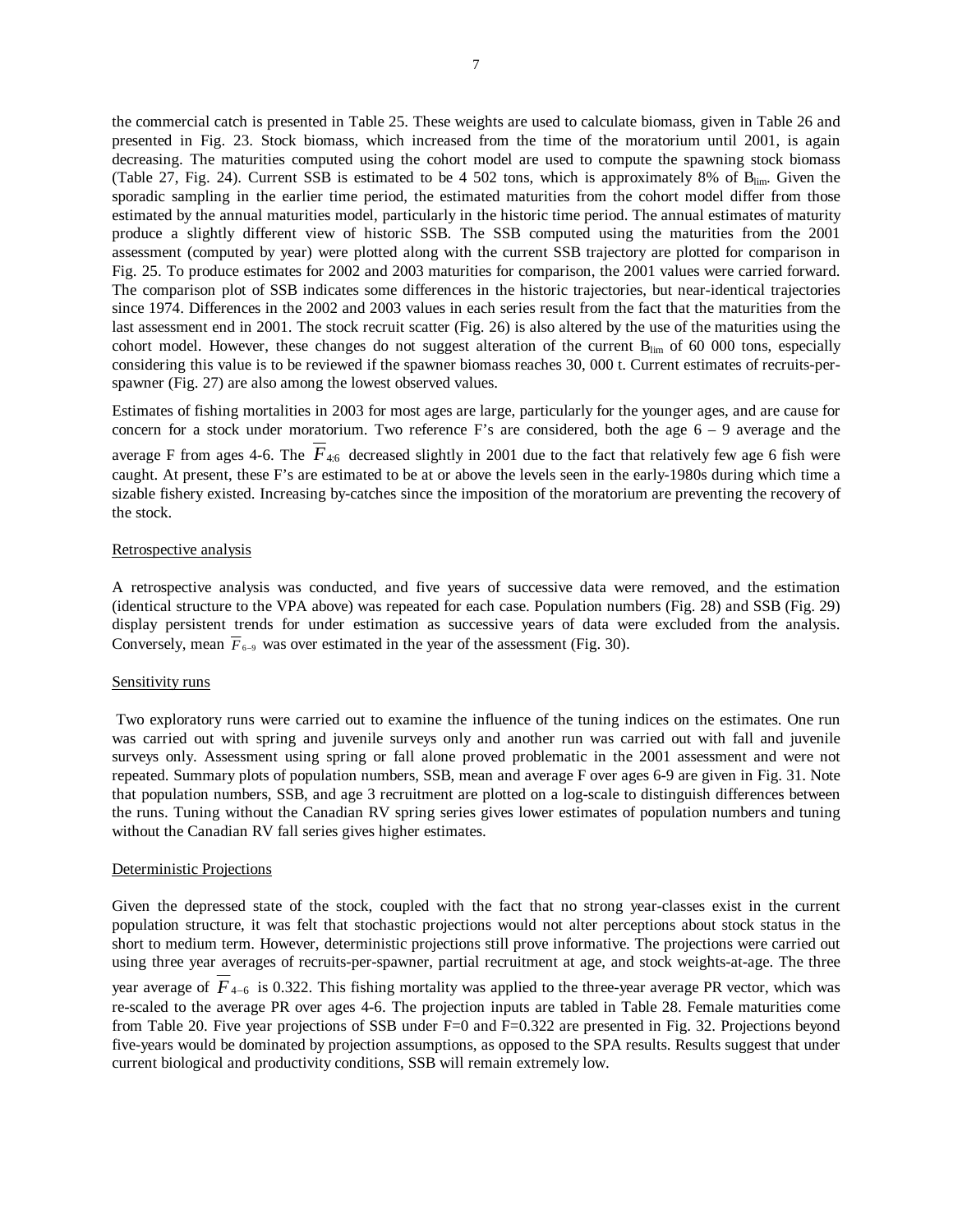the commercial catch is presented in Table 25. These weights are used to calculate biomass, given in Table 26 and presented in Fig. 23. Stock biomass, which increased from the time of the moratorium until 2001, is again decreasing. The maturities computed using the cohort model are used to compute the spawning stock biomass (Table 27, Fig. 24). Current SSB is estimated to be 4 502 tons, which is approximately 8% of $B_{lim}$. Given the sporadic sampling in the earlier time period, the estimated maturities from the cohort model differ from those estimated by the annual maturities model, particularly in the historic time period. The annual estimates of maturity produce a slightly different view of historic SSB. The SSB computed using the maturities from the 2001 assessment (computed by year) were plotted along with the current SSB trajectory are plotted for comparison in Fig. 25. To produce estimates for 2002 and 2003 maturities for comparison, the 2001 values were carried forward. The comparison plot of SSB indicates some differences in the historic trajectories, but near-identical trajectories since 1974. Differences in the 2002 and 2003 values in each series result from the fact that the maturities from the last assessment end in 2001. The stock recruit scatter (Fig. 26) is also altered by the use of the maturities using the cohort model. However, these changes do not suggest alteration of the current $B_{lim}$ of 60 000 tons, especially considering this value is to be reviewed if the spawner biomass reaches 30, 000 t. Current estimates of recruits-per-spawner (Fig. 27) are also among the lowest observed values.

Estimates of fishing mortalities in 2003 for most ages are large, particularly for the younger ages, and are cause for concern for a stock under moratorium. Two reference F's are considered, both the age 6 – 9 average and the average F from ages 4-6. The $\overline{F}_{4:6}$ decreased slightly in 2001 due to the fact that relatively few age 6 fish were caught. At present, these F's are estimated to be at or above the levels seen in the early-1980s during which time a sizable fishery existed. Increasing by-catches since the imposition of the moratorium are preventing the recovery of the stock.

Retrospective analysis

A retrospective analysis was conducted, and five years of successive data were removed, and the estimation (identical structure to the VPA above) was repeated for each case. Population numbers (Fig. 28) and SSB (Fig. 29) display persistent trends for under estimation as successive years of data were excluded from the analysis. Conversely, mean $\overline{F}_{6-9}$ was over estimated in the year of the assessment (Fig. 30).

Sensitivity runs

Two exploratory runs were carried out to examine the influence of the tuning indices on the estimates. One run was carried out with spring and juvenile surveys only and another run was carried out with fall and juvenile surveys only. Assessment using spring or fall alone proved problematic in the 2001 assessment and were not repeated. Summary plots of population numbers, SSB, mean and average F over ages 6-9 are given in Fig. 31. Note that population numbers, SSB, and age 3 recruitment are plotted on a log-scale to distinguish differences between the runs. Tuning without the Canadian RV spring series gives lower estimates of population numbers and tuning without the Canadian RV fall series gives higher estimates.

Deterministic Projections

Given the depressed state of the stock, coupled with the fact that no strong year-classes exist in the current population structure, it was felt that stochastic projections would not alter perceptions about stock status in the short to medium term. However, deterministic projections still prove informative. The projections were carried out using three year averages of recruits-per-spawner, partial recruitment at age, and stock weights-at-age. The three year average of $\overline{F}_{4-6}$ is 0.322. This fishing mortality was applied to the three-year average PR vector, which was re-scaled to the average PR over ages 4-6. The projection inputs are tabled in Table 28. Female maturities come from Table 20. Five year projections of SSB under F=0 and F=0.322 are presented in Fig. 32. Projections beyond five-years would be dominated by projection assumptions, as opposed to the SPA results. Results suggest that under current biological and productivity conditions, SSB will remain extremely low.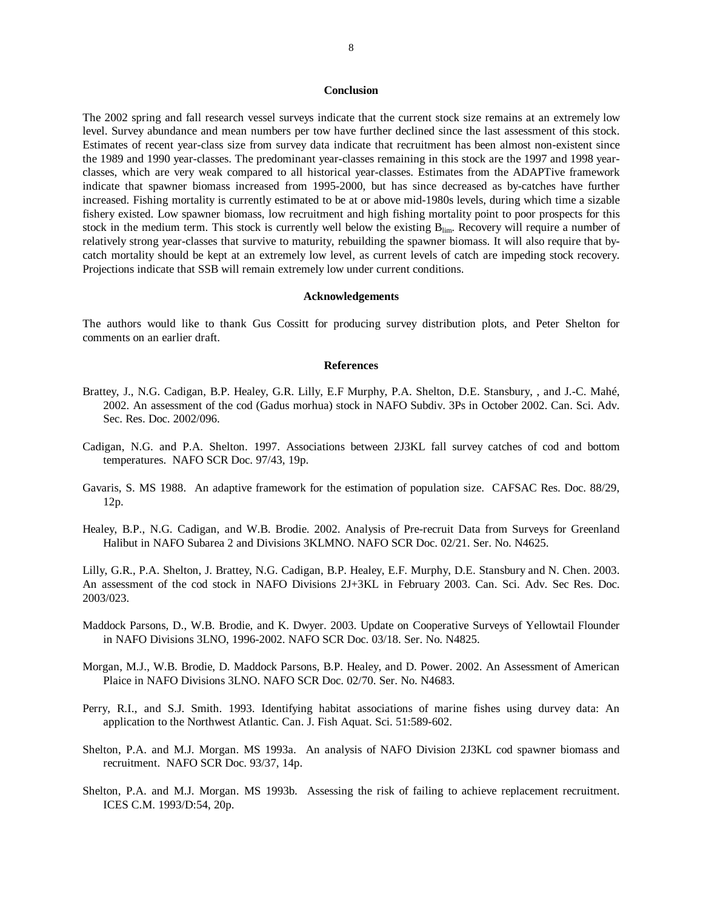## Conclusion

The 2002 spring and fall research vessel surveys indicate that the current stock size remains at an extremely low level. Survey abundance and mean numbers per tow have further declined since the last assessment of this stock. Estimates of recent year-class size from survey data indicate that recruitment has been almost non-existent since the 1989 and 1990 year-classes. The predominant year-classes remaining in this stock are the 1997 and 1998 year-classes, which are very weak compared to all historical year-classes. Estimates from the ADAPTive framework indicate that spawner biomass increased from 1995-2000, but has since decreased as by-catches have further increased. Fishing mortality is currently estimated to be at or above mid-1980s levels, during which time a sizable fishery existed. Low spawner biomass, low recruitment and high fishing mortality point to poor prospects for this stock in the medium term. This stock is currently well below the existing $B_{lim}$. Recovery will require a number of relatively strong year-classes that survive to maturity, rebuilding the spawner biomass. It will also require that by-catch mortality should be kept at an extremely low level, as current levels of catch are impeding stock recovery. Projections indicate that SSB will remain extremely low under current conditions.

## Acknowledgements

The authors would like to thank Gus Cossitt for producing survey distribution plots, and Peter Shelton for comments on an earlier draft.

## References

Brattey, J., N.G. Cadigan, B.P. Healey, G.R. Lilly, E.F Murphy, P.A. Shelton, D.E. Stansbury, , and J.-C. Mahé, 2002. An assessment of the cod (Gadus morhua) stock in NAFO Subdiv. 3Ps in October 2002. Can. Sci. Adv. Sec. Res. Doc. 2002/096.

Cadigan, N.G. and P.A. Shelton. 1997. Associations between 2J3KL fall survey catches of cod and bottom temperatures. NAFO SCR Doc. 97/43, 19p.

Gavaris, S. MS 1988. An adaptive framework for the estimation of population size. CAFSAC Res. Doc. 88/29, 12p.

Healey, B.P., N.G. Cadigan, and W.B. Brodie. 2002. Analysis of Pre-recruit Data from Surveys for Greenland Halibut in NAFO Subarea 2 and Divisions 3KLMNO. NAFO SCR Doc. 02/21. Ser. No. N4625.

Lilly, G.R., P.A. Shelton, J. Brattey, N.G. Cadigan, B.P. Healey, E.F. Murphy, D.E. Stansbury and N. Chen. 2003. An assessment of the cod stock in NAFO Divisions 2J+3KL in February 2003. Can. Sci. Adv. Sec Res. Doc. 2003/023.

Maddock Parsons, D., W.B. Brodie, and K. Dwyer. 2003. Update on Cooperative Surveys of Yellowtail Flounder in NAFO Divisions 3LNO, 1996-2002. NAFO SCR Doc. 03/18. Ser. No. N4825.

Morgan, M.J., W.B. Brodie, D. Maddock Parsons, B.P. Healey, and D. Power. 2002. An Assessment of American Plaice in NAFO Divisions 3LNO. NAFO SCR Doc. 02/70. Ser. No. N4683.

Perry, R.I., and S.J. Smith. 1993. Identifying habitat associations of marine fishes using durvey data: An application to the Northwest Atlantic. Can. J. Fish Aquat. Sci. 51:589-602.

Shelton, P.A. and M.J. Morgan. MS 1993a. An analysis of NAFO Division 2J3KL cod spawner biomass and recruitment. NAFO SCR Doc. 93/37, 14p.

Shelton, P.A. and M.J. Morgan. MS 1993b. Assessing the risk of failing to achieve replacement recruitment. ICES C.M. 1993/D:54, 20p.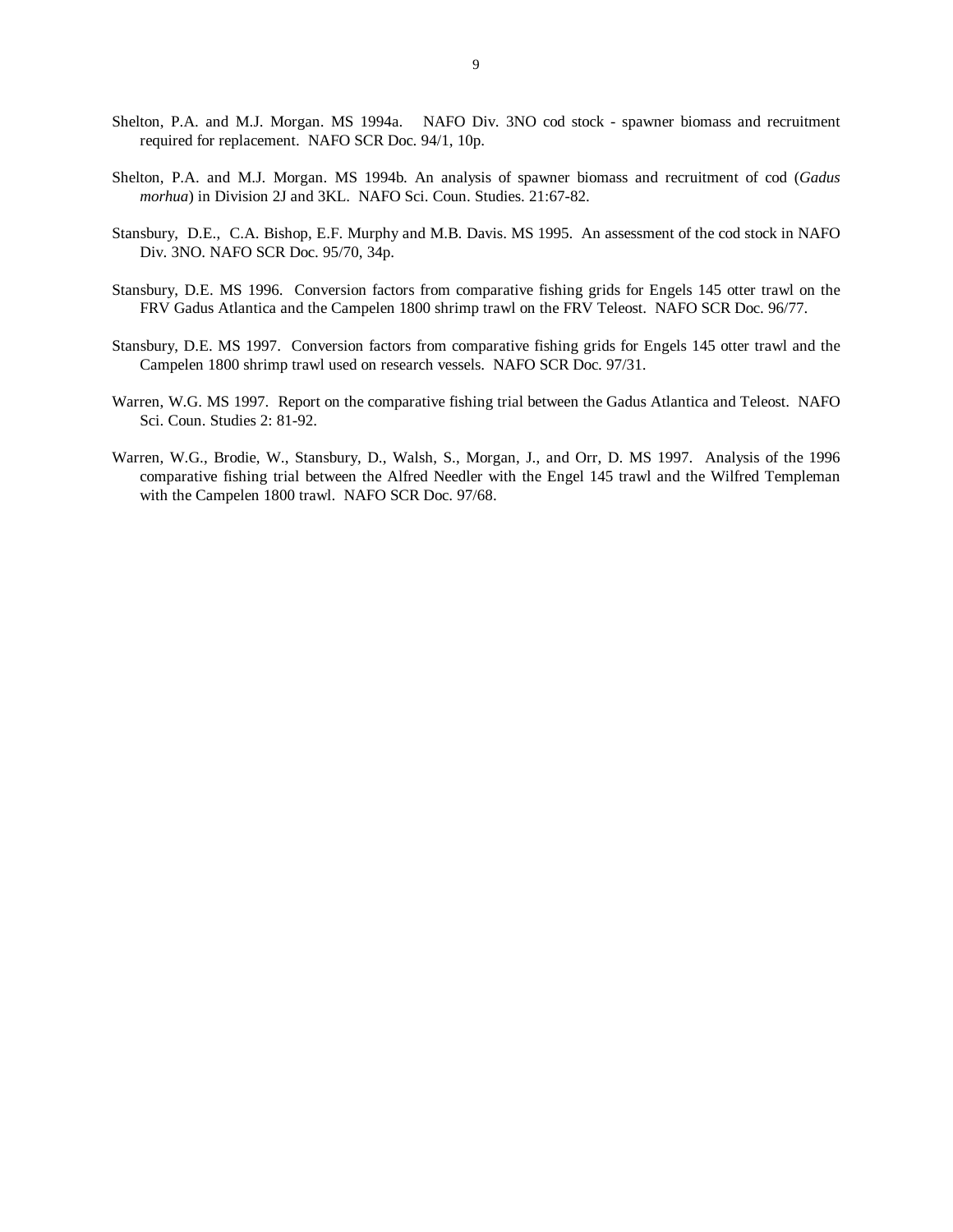Shelton, P.A. and M.J. Morgan. MS 1994a. NAFO Div. 3NO cod stock - spawner biomass and recruitment required for replacement. NAFO SCR Doc. 94/1, 10p.

Shelton, P.A. and M.J. Morgan. MS 1994b. An analysis of spawner biomass and recruitment of cod (*Gadus morhua*) in Division 2J and 3KL. NAFO Sci. Coun. Studies. 21:67-82.

Stansbury, D.E., C.A. Bishop, E.F. Murphy and M.B. Davis. MS 1995. An assessment of the cod stock in NAFO Div. 3NO. NAFO SCR Doc. 95/70, 34p.

Stansbury, D.E. MS 1996. Conversion factors from comparative fishing grids for Engels 145 otter trawl on the FRV Gadus Atlantica and the Campelen 1800 shrimp trawl on the FRV Teleost. NAFO SCR Doc. 96/77.

Stansbury, D.E. MS 1997. Conversion factors from comparative fishing grids for Engels 145 otter trawl and the Campelen 1800 shrimp trawl used on research vessels. NAFO SCR Doc. 97/31.

Warren, W.G. MS 1997. Report on the comparative fishing trial between the Gadus Atlantica and Teleost. NAFO Sci. Coun. Studies 2: 81-92.

Warren, W.G., Brodie, W., Stansbury, D., Walsh, S., Morgan, J., and Orr, D. MS 1997. Analysis of the 1996 comparative fishing trial between the Alfred Needler with the Engel 145 trawl and the Wilfred Templeman with the Campelen 1800 trawl. NAFO SCR Doc. 97/68.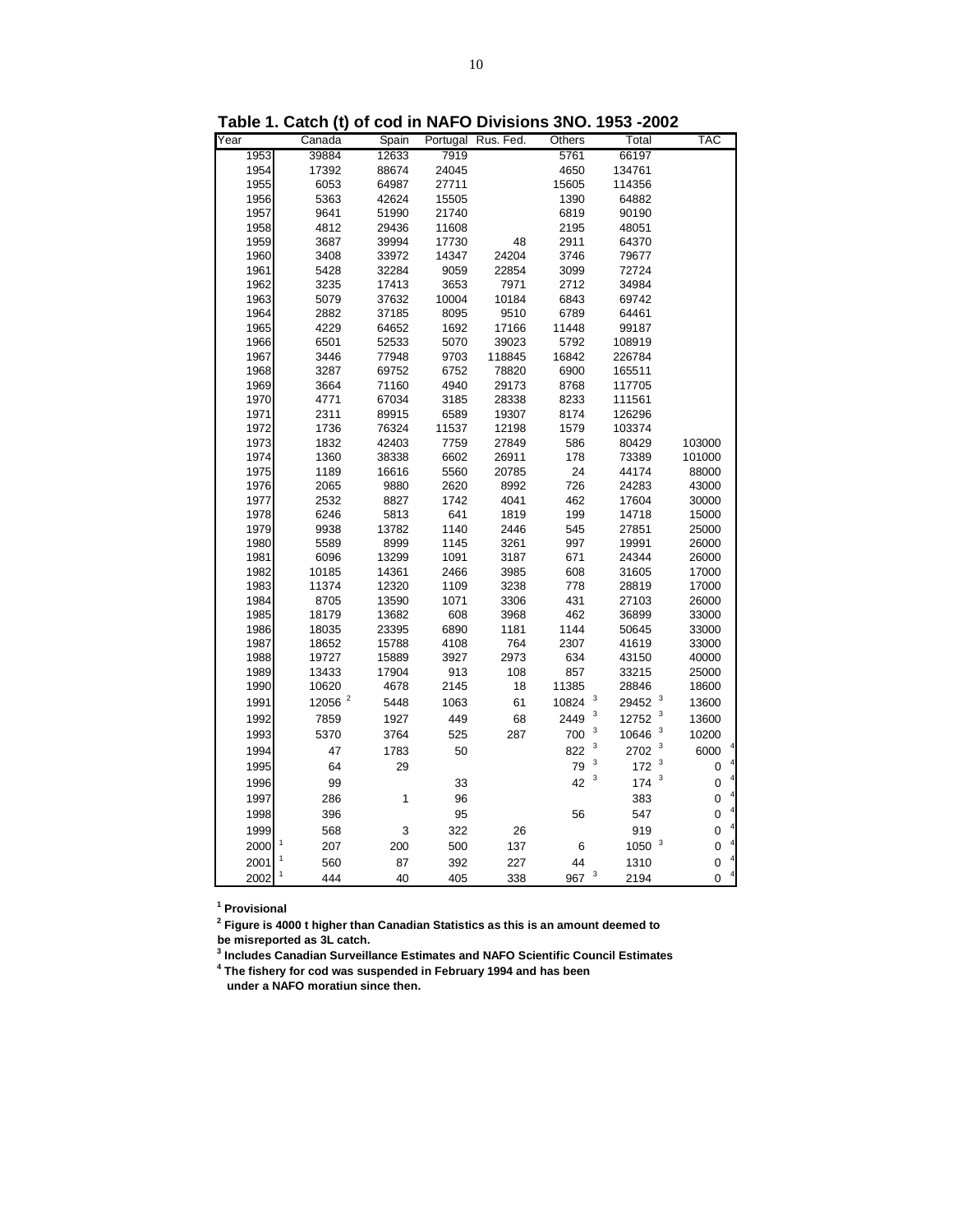**Table 1. Catch (t) of cod in NAFO Divisions 3NO. 1953 -2002**

| Year | Canada | Spain | Portugal | Rus. Fed. | Others | Total | TAC |
|---|---|---|---|---|---|---|---|
| 1953 | 39884 | 12633 | 7919 | | 5761 | 66197 | |
| 1954 | 17392 | 88674 | 24045 | | 4650 | 134761 | |
| 1955 | 6053 | 64987 | 27711 | | 15605 | 114356 | |
| 1956 | 5363 | 42624 | 15505 | | 1390 | 64882 | |
| 1957 | 9641 | 51990 | 21740 | | 6819 | 90190 | |
| 1958 | 4812 | 29436 | 11608 | | 2195 | 48051 | |
| 1959 | 3687 | 39994 | 17730 | 48 | 2911 | 64370 | |
| 1960 | 3408 | 33972 | 14347 | 24204 | 3746 | 79677 | |
| 1961 | 5428 | 32284 | 9059 | 22854 | 3099 | 72724 | |
| 1962 | 3235 | 17413 | 3653 | 7971 | 2712 | 34984 | |
| 1963 | 5079 | 37632 | 10004 | 10184 | 6843 | 69742 | |
| 1964 | 2882 | 37185 | 8095 | 9510 | 6789 | 64461 | |
| 1965 | 4229 | 64652 | 1692 | 17166 | 11448 | 99187 | |
| 1966 | 6501 | 52533 | 5070 | 39023 | 5792 | 108919 | |
| 1967 | 3446 | 77948 | 9703 | 118845 | 16842 | 226784 | |
| 1968 | 3287 | 69752 | 6752 | 78820 | 6900 | 165511 | |
| 1969 | 3664 | 71160 | 4940 | 29173 | 8768 | 117705 | |
| 1970 | 4771 | 67034 | 3185 | 28338 | 8233 | 111561 | |
| 1971 | 2311 | 89915 | 6589 | 19307 | 8174 | 126296 | |
| 1972 | 1736 | 76324 | 11537 | 12198 | 1579 | 103374 | |
| 1973 | 1832 | 42403 | 7759 | 27849 | 586 | 80429 | 103000 |
| 1974 | 1360 | 38338 | 6602 | 26911 | 178 | 73389 | 101000 |
| 1975 | 1189 | 16616 | 5560 | 20785 | 24 | 44174 | 88000 |
| 1976 | 2065 | 9880 | 2620 | 8992 | 726 | 24283 | 43000 |
| 1977 | 2532 | 8827 | 1742 | 4041 | 462 | 17604 | 30000 |
| 1978 | 6246 | 5813 | 641 | 1819 | 199 | 14718 | 15000 |
| 1979 | 9938 | 13782 | 1140 | 2446 | 545 | 27851 | 25000 |
| 1980 | 5589 | 8999 | 1145 | 3261 | 997 | 19991 | 26000 |
| 1981 | 6096 | 13299 | 1091 | 3187 | 671 | 24344 | 26000 |
| 1982 | 10185 | 14361 | 2466 | 3985 | 608 | 31605 | 17000 |
| 1983 | 11374 | 12320 | 1109 | 3238 | 778 | 28819 | 17000 |
| 1984 | 8705 | 13590 | 1071 | 3306 | 431 | 27103 | 26000 |
| 1985 | 18179 | 13682 | 608 | 3968 | 462 | 36899 | 33000 |
| 1986 | 18035 | 23395 | 6890 | 1181 | 1144 | 50645 | 33000 |
| 1987 | 18652 | 15788 | 4108 | 764 | 2307 | 41619 | 33000 |
| 1988 | 19727 | 15889 | 3927 | 2973 | 634 | 43150 | 40000 |
| 1989 | 13433 | 17904 | 913 | 108 | 857 | 33215 | 25000 |
| 1990 | 10620 | 4678 | 2145 | 18 | 11385 | 28846 | 18600 |
| 1991 | 12056 [2] | 5448 | 1063 | 61 | 10824 [3] | 29452 [3] | 13600 |
| 1992 | 7859 | 1927 | 449 | 68 | 2449 [3] | 12752 [3] | 13600 |
| 1993 | 5370 | 3764 | 525 | 287 | 700 [3] | 10646 [3] | 10200 |
| 1994 | 47 | 1783 | 50 | | 822 [3] | 2702 [3] | 6000 [4] |
| 1995 | 64 | 29 | | | 79 [3] | 172 [3] | 0 [4] |
| 1996 | 99 | | 33 | | 42 [3] | 174 [3] | 0 [4] |
| 1997 | 286 | 1 | 96 | | | 383 | 0 [4] |
| 1998 | 396 | | 95 | | 56 | 547 | 0 [4] |
| 1999 | 568 | 3 | 322 | 26 | | 919 | 0 [4] |
| 2000 [1] | 207 | 200 | 500 | 137 | 6 | 1050 [3] | 0 [4] |
| 2001 [1] | 560 | 87 | 392 | 227 | 44 | 1310 | 0 [4] |
| 2002 [1] | 444 | 40 | 405 | 338 | 967 [3] | 2194 | 0 [4] |

[1] **Provisional**

[2] **Figure is 4000 t higher than Canadian Statistics as this is an amount deemed to be misreported as 3L catch.**

[3] **Includes Canadian Surveillance Estimates and NAFO Scientific Council Estimates**

[4] **The fishery for cod was suspended in February 1994 and has been under a NAFO moratiun since then.**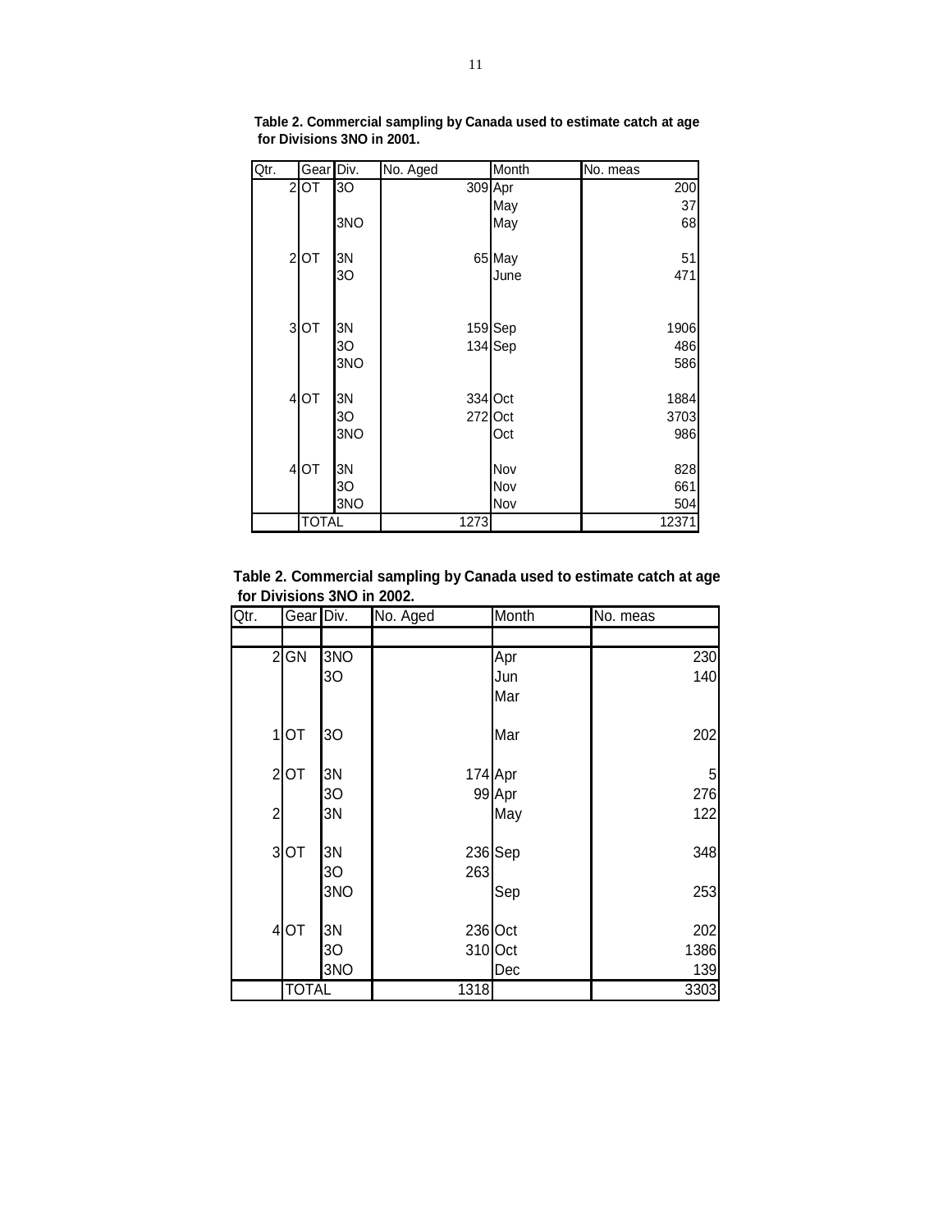**Table 2. Commercial sampling by Canada used to estimate catch at age for Divisions 3NO in 2001.**

| Qtr. | Gear | Div. | No. Aged | Month | No. meas |
|---|---|---|---|---|---|
| 2 | OT | 3O | 309 | Apr | 200 |
| | | | | May | 37 |
| | | 3NO | | May | 68 |
| | | | | | |
| 2 | OT | 3N | 65 | May | 51 |
| | | 3O | | June | 471 |
| | | | | | |
| 3 | OT | 3N | 159 | Sep | 1906 |
| | | 3O | 134 | Sep | 486 |
| | | 3NO | | | 586 |
| | | | | | |
| 4 | OT | 3N | 334 | Oct | 1884 |
| | | 3O | 272 | Oct | 3703 |
| | | 3NO | | Oct | 986 |
| | | | | | |
| 4 | OT | 3N | | Nov | 828 |
| | | 3O | | Nov | 661 |
| | | 3NO | | Nov | 504 |
| | TOTAL | | 1273 | | 12371 |

**Table 2. Commercial sampling by Canada used to estimate catch at age for Divisions 3NO in 2002.**

| Qtr. | Gear | Div. | No. Aged | Month | No. meas |
|---|---|---|---|---|---|
| | | | | | |
| 2 | GN | 3NO | | Apr | 230 |
| | | 3O | | Jun | 140 |
| | | | | Mar | |
| | | | | | |
| 1 | OT | 3O | | Mar | 202 |
| | | | | | |
| 2 | OT | 3N | 174 | Apr | 5 |
| | | 3O | 99 | Apr | 276 |
| 2 | | 3N | | May | 122 |
| | | | | | |
| 3 | OT | 3N | 236 | Sep | 348 |
| | | 3O | 263 | | |
| | | 3NO | | Sep | 253 |
| | | | | | |
| 4 | OT | 3N | 236 | Oct | 202 |
| | | 3O | 310 | Oct | 1386 |
| | | 3NO | | Dec | 139 |
| | TOTAL | | 1318 | | 3303 |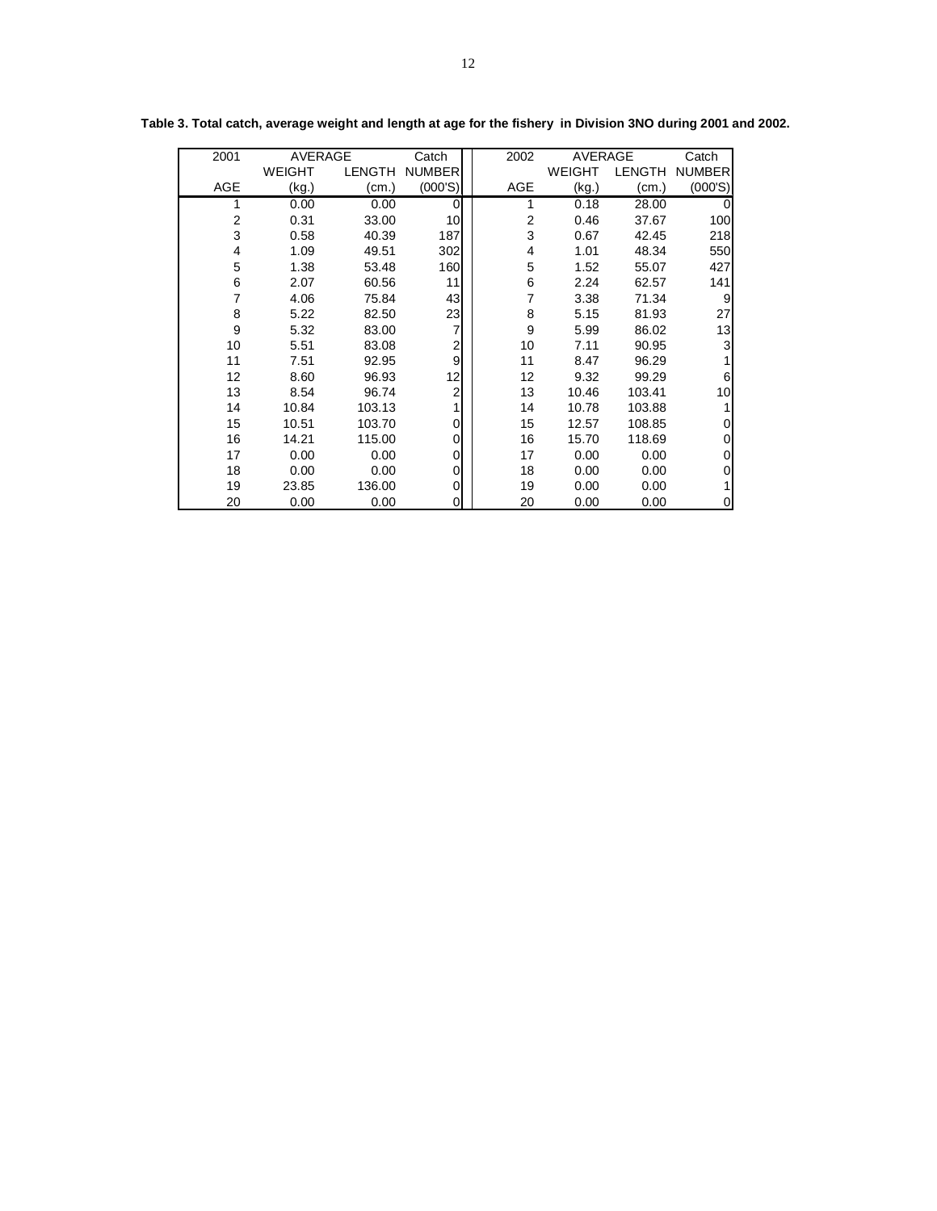**Table 3. Total catch, average weight and length at age for the fishery in Division 3NO during 2001 and 2002.**

| 2001 | AVERAGE | | Catch | 2002 | AVERAGE | | Catch |
|---|---|---|---|---|---|---|---|
| | WEIGHT | LENGTH | NUMBER | | WEIGHT | LENGTH | NUMBER |
| AGE | (kg.) | (cm.) | (000'S) | AGE | (kg.) | (cm.) | (000'S) |
| 1 | 0.00 | 0.00 | 0 | 1 | 0.18 | 28.00 | 0 |
| 2 | 0.31 | 33.00 | 10 | 2 | 0.46 | 37.67 | 100 |
| 3 | 0.58 | 40.39 | 187 | 3 | 0.67 | 42.45 | 218 |
| 4 | 1.09 | 49.51 | 302 | 4 | 1.01 | 48.34 | 550 |
| 5 | 1.38 | 53.48 | 160 | 5 | 1.52 | 55.07 | 427 |
| 6 | 2.07 | 60.56 | 11 | 6 | 2.24 | 62.57 | 141 |
| 7 | 4.06 | 75.84 | 43 | 7 | 3.38 | 71.34 | 9 |
| 8 | 5.22 | 82.50 | 23 | 8 | 5.15 | 81.93 | 27 |
| 9 | 5.32 | 83.00 | 7 | 9 | 5.99 | 86.02 | 13 |
| 10 | 5.51 | 83.08 | 2 | 10 | 7.11 | 90.95 | 3 |
| 11 | 7.51 | 92.95 | 9 | 11 | 8.47 | 96.29 | 1 |
| 12 | 8.60 | 96.93 | 12 | 12 | 9.32 | 99.29 | 6 |
| 13 | 8.54 | 96.74 | 2 | 13 | 10.46 | 103.41 | 10 |
| 14 | 10.84 | 103.13 | 1 | 14 | 10.78 | 103.88 | 1 |
| 15 | 10.51 | 103.70 | 0 | 15 | 12.57 | 108.85 | 0 |
| 16 | 14.21 | 115.00 | 0 | 16 | 15.70 | 118.69 | 0 |
| 17 | 0.00 | 0.00 | 0 | 17 | 0.00 | 0.00 | 0 |
| 18 | 0.00 | 0.00 | 0 | 18 | 0.00 | 0.00 | 0 |
| 19 | 23.85 | 136.00 | 0 | 19 | 0.00 | 0.00 | 1 |
| 20 | 0.00 | 0.00 | 0 | 20 | 0.00 | 0.00 | 0 |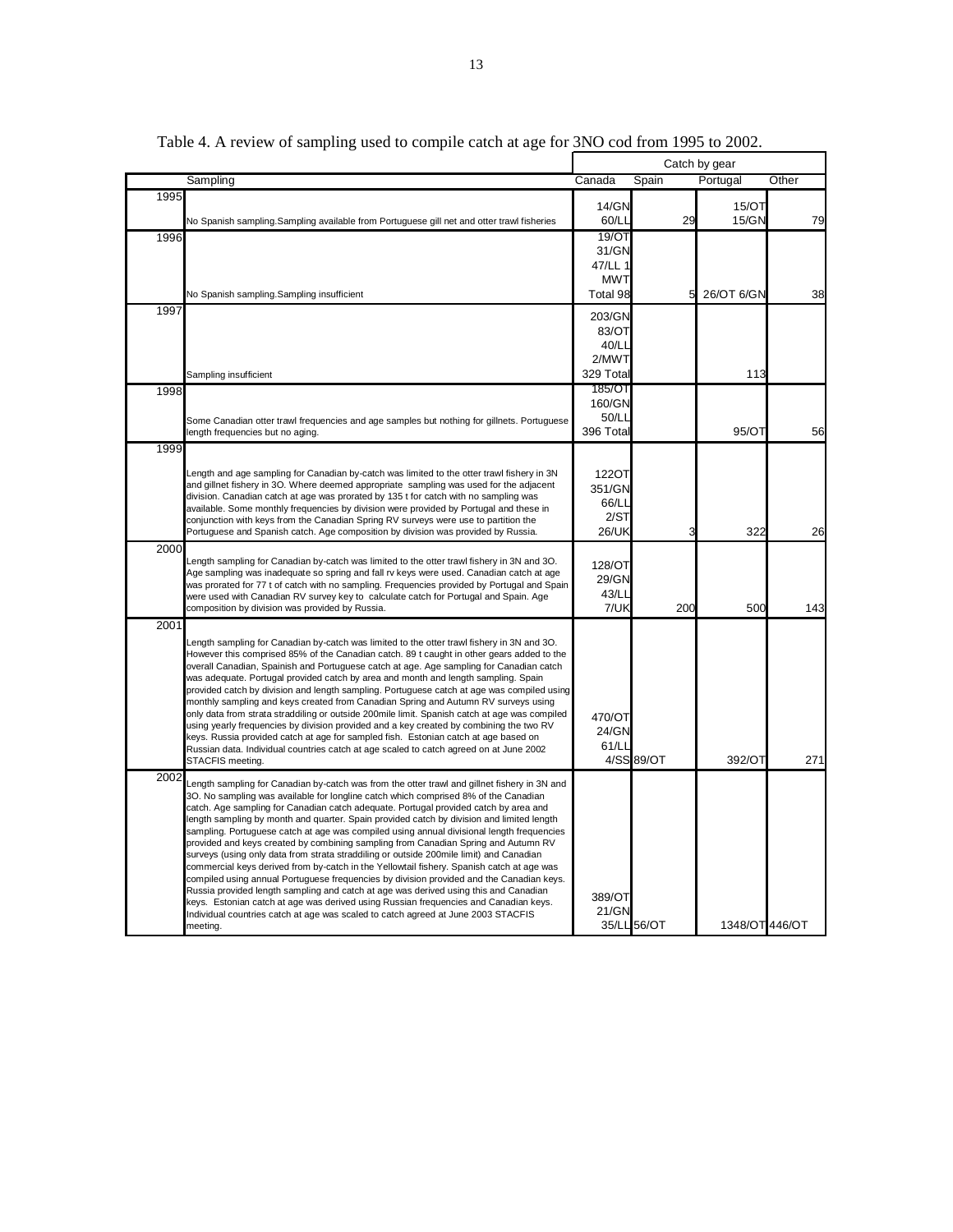Table 4. A review of sampling used to compile catch at age for 3NO cod from 1995 to 2002.

| | | Catch by gear | | | |
|---|---|---|---|---|---|
| | Sampling | Canada | Spain | Portugal | Other |
| 1995 | No Spanish sampling.Sampling available from Portuguese gill net and otter trawl fisheries | 14/GN 60/LL | 29 | 15/OT 15/GN | 79 |
| 1996 | No Spanish sampling.Sampling insufficient | 19/OT 31/GN 47/LL 1 MWT Total 98 | 5 | 26/OT 6/GN | 38 |
| 1997 | Sampling insufficient | 203/GN 83/OT 40/LL 2/MWT 329 Total | | 113 | |
| 1998 | Some Canadian otter trawl frequencies and age samples but nothing for gillnets. Portuguese length frequencies but no aging. | 185/OT 160/GN 50/LL 396 Total | | 95/OT | 56 |
| 1999 | Length and age sampling for Canadian by-catch was limited to the otter trawl fishery in 3N and gillnet fishery in 3O. Where deemed appropriate sampling was used for the adjacent division. Canadian catch at age was prorated by 135 t for catch with no sampling was available. Some monthly frequencies by division were provided by Portugal and these in conjunction with keys from the Canadian Spring RV surveys were use to partition the Portuguese and Spanish catch. Age composition by division was provided by Russia. | 122OT 351/GN 66/LL 2/ST 26/UK | 3 | 322 | 26 |
| 2000 | Length sampling for Canadian by-catch was limited to the otter trawl fishery in 3N and 3O. Age sampling was inadequate so spring and fall rv keys were used. Canadian catch at age was prorated for 77 t of catch with no sampling. Frequencies provided by Portugal and Spain were used with Canadian RV survey key to calculate catch for Portugal and Spain. Age composition by division was provided by Russia. | 128/OT 29/GN 43/LL 7/UK | 200 | 500 | 143 |
| 2001 | Length sampling for Canadian by-catch was limited to the otter trawl fishery in 3N and 3O. However this comprised 85% of the Canadian catch. 89 t caught in other gears added to the overall Canadian, Spainish and Portuguese catch at age. Age sampling for Canadian catch was adequate. Portugal provided catch by area and month and length sampling. Spain provided catch by division and length sampling. Portuguese catch at age was compiled using monthly sampling and keys created from Canadian Spring and Autumn RV surveys using only data from strata straddiling or outside 200mile limit. Spanish catch at age was compiled using yearly frequencies by division provided and a key created by combining the two RV keys. Russia provided catch at age for sampled fish. Estonian catch at age based on Russian data. Individual countries catch at age scaled to catch agreed on at June 2002 STACFIS meeting. | 470/OT 24/GN 61/LL 4/SS | 89/OT | 392/OT | 271 |
| 2002 | Length sampling for Canadian by-catch was from the otter trawl and gillnet fishery in 3N and 3O. No sampling was available for longline catch which comprised 8% of the Canadian catch. Age sampling for Canadian catch adequate. Portugal provided catch by area and length sampling by month and quarter. Spain provided catch by division and limited length sampling. Portuguese catch at age was compiled using annual divisional length frequencies provided and keys created by combining sampling from Canadian Spring and Autumn RV surveys (using only data from strata straddiling or outside 200mile limit) and Canadian commercial keys derived from by-catch in the Yellowtail fishery. Spanish catch at age was compiled using annual Portuguese frequencies by division provided and the Canadian keys. Russia provided length sampling and catch at age was derived using this and Canadian keys. Estonian catch at age was derived using Russian frequencies and Canadian keys. Individual countries catch at age was scaled to catch agreed at June 2003 STACFIS meeting. | 389/OT 21/GN 35/LL | 56/OT | 1348/OT | 446/OT |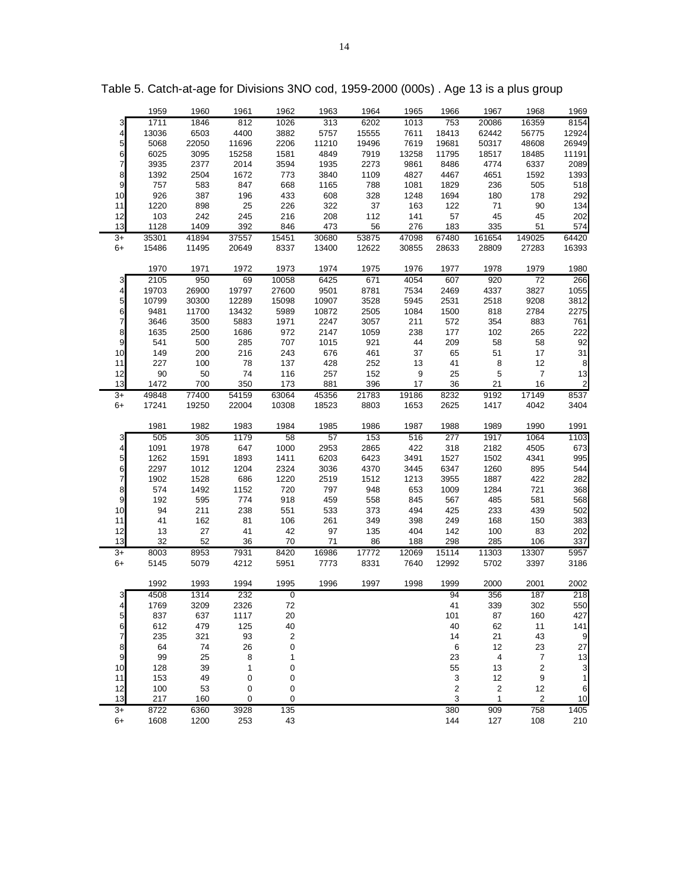Table 5. Catch-at-age for Divisions 3NO cod, 1959-2000 (000s) . Age 13 is a plus group

| | 1959 | 1960 | 1961 | 1962 | 1963 | 1964 | 1965 | 1966 | 1967 | 1968 | 1969 |
|---|---|---|---|---|---|---|---|---|---|---|---|
| 3 | 1711 | 1846 | 812 | 1026 | 313 | 6202 | 1013 | 753 | 20086 | 16359 | 8154 |
| 4 | 13036 | 6503 | 4400 | 3882 | 5757 | 15555 | 7611 | 18413 | 62442 | 56775 | 12924 |
| 5 | 5068 | 22050 | 11696 | 2206 | 11210 | 19496 | 7619 | 19681 | 50317 | 48608 | 26949 |
| 6 | 6025 | 3095 | 15258 | 1581 | 4849 | 7919 | 13258 | 11795 | 18517 | 18485 | 11191 |
| 7 | 3935 | 2377 | 2014 | 3594 | 1935 | 2273 | 9861 | 8486 | 4774 | 6337 | 2089 |
| 8 | 1392 | 2504 | 1672 | 773 | 3840 | 1109 | 4827 | 4467 | 4651 | 1592 | 1393 |
| 9 | 757 | 583 | 847 | 668 | 1165 | 788 | 1081 | 1829 | 236 | 505 | 518 |
| 10 | 926 | 387 | 196 | 433 | 608 | 328 | 1248 | 1694 | 180 | 178 | 292 |
| 11 | 1220 | 898 | 25 | 226 | 322 | 37 | 163 | 122 | 71 | 90 | 134 |
| 12 | 103 | 242 | 245 | 216 | 208 | 112 | 141 | 57 | 45 | 45 | 202 |
| 13 | 1128 | 1409 | 392 | 846 | 473 | 56 | 276 | 183 | 335 | 51 | 574 |
| 3+ | 35301 | 41894 | 37557 | 15451 | 30680 | 53875 | 47098 | 67480 | 161654 | 149025 | 64420 |
| 6+ | 15486 | 11495 | 20649 | 8337 | 13400 | 12622 | 30855 | 28633 | 28809 | 27283 | 16393 |

| | 1970 | 1971 | 1972 | 1973 | 1974 | 1975 | 1976 | 1977 | 1978 | 1979 | 1980 |
|---|---|---|---|---|---|---|---|---|---|---|---|
| 3 | 2105 | 950 | 69 | 10058 | 6425 | 671 | 4054 | 607 | 920 | 72 | 266 |
| 4 | 19703 | 26900 | 19797 | 27600 | 9501 | 8781 | 7534 | 2469 | 4337 | 3827 | 1055 |
| 5 | 10799 | 30300 | 12289 | 15098 | 10907 | 3528 | 5945 | 2531 | 2518 | 9208 | 3812 |
| 6 | 9481 | 11700 | 13432 | 5989 | 10872 | 2505 | 1084 | 1500 | 818 | 2784 | 2275 |
| 7 | 3646 | 3500 | 5883 | 1971 | 2247 | 3057 | 211 | 572 | 354 | 883 | 761 |
| 8 | 1635 | 2500 | 1686 | 972 | 2147 | 1059 | 238 | 177 | 102 | 265 | 222 |
| 9 | 541 | 500 | 285 | 707 | 1015 | 921 | 44 | 209 | 58 | 58 | 92 |
| 10 | 149 | 200 | 216 | 243 | 676 | 461 | 37 | 65 | 51 | 17 | 31 |
| 11 | 227 | 100 | 78 | 137 | 428 | 252 | 13 | 41 | 8 | 12 | 8 |
| 12 | 90 | 50 | 74 | 116 | 257 | 152 | 9 | 25 | 5 | 7 | 13 |
| 13 | 1472 | 700 | 350 | 173 | 881 | 396 | 17 | 36 | 21 | 16 | 2 |
| 3+ | 49848 | 77400 | 54159 | 63064 | 45356 | 21783 | 19186 | 8232 | 9192 | 17149 | 8537 |
| 6+ | 17241 | 19250 | 22004 | 10308 | 18523 | 8803 | 1653 | 2625 | 1417 | 4042 | 3404 |

| | 1981 | 1982 | 1983 | 1984 | 1985 | 1986 | 1987 | 1988 | 1989 | 1990 | 1991 |
|---|---|---|---|---|---|---|---|---|---|---|---|
| 3 | 505 | 305 | 1179 | 58 | 57 | 153 | 516 | 277 | 1917 | 1064 | 1103 |
| 4 | 1091 | 1978 | 647 | 1000 | 2953 | 2865 | 422 | 318 | 2182 | 4505 | 673 |
| 5 | 1262 | 1591 | 1893 | 1411 | 6203 | 6423 | 3491 | 1527 | 1502 | 4341 | 995 |
| 6 | 2297 | 1012 | 1204 | 2324 | 3036 | 4370 | 3445 | 6347 | 1260 | 895 | 544 |
| 7 | 1902 | 1528 | 686 | 1220 | 2519 | 1512 | 1213 | 3955 | 1887 | 422 | 282 |
| 8 | 574 | 1492 | 1152 | 720 | 797 | 948 | 653 | 1009 | 1284 | 721 | 368 |
| 9 | 192 | 595 | 774 | 918 | 459 | 558 | 845 | 567 | 485 | 581 | 568 |
| 10 | 94 | 211 | 238 | 551 | 533 | 373 | 494 | 425 | 233 | 439 | 502 |
| 11 | 41 | 162 | 81 | 106 | 261 | 349 | 398 | 249 | 168 | 150 | 383 |
| 12 | 13 | 27 | 41 | 42 | 97 | 135 | 404 | 142 | 100 | 83 | 202 |
| 13 | 32 | 52 | 36 | 70 | 71 | 86 | 188 | 298 | 285 | 106 | 337 |
| 3+ | 8003 | 8953 | 7931 | 8420 | 16986 | 17772 | 12069 | 15114 | 11303 | 13307 | 5957 |
| 6+ | 5145 | 5079 | 4212 | 5951 | 7773 | 8331 | 7640 | 12992 | 5702 | 3397 | 3186 |

| | 1992 | 1993 | 1994 | 1995 | 1996 | 1997 | 1998 | 1999 | 2000 | 2001 | 2002 |
|---|---|---|---|---|---|---|---|---|---|---|---|
| 3 | 4508 | 1314 | 232 | 0 | | | | 94 | 356 | 187 | 218 |
| 4 | 1769 | 3209 | 2326 | 72 | | | | 41 | 339 | 302 | 550 |
| 5 | 837 | 637 | 1117 | 20 | | | | 101 | 87 | 160 | 427 |
| 6 | 612 | 479 | 125 | 40 | | | | 40 | 62 | 11 | 141 |
| 7 | 235 | 321 | 93 | 2 | | | | 14 | 21 | 43 | 9 |
| 8 | 64 | 74 | 26 | 0 | | | | 6 | 12 | 23 | 27 |
| 9 | 99 | 25 | 8 | 1 | | | | 23 | 4 | 7 | 13 |
| 10 | 128 | 39 | 1 | 0 | | | | 55 | 13 | 2 | 3 |
| 11 | 153 | 49 | 0 | 0 | | | | 3 | 12 | 9 | 1 |
| 12 | 100 | 53 | 0 | 0 | | | | 2 | 2 | 12 | 6 |
| 13 | 217 | 160 | 0 | 0 | | | | 3 | 1 | 2 | 10 |
| 3+ | 8722 | 6360 | 3928 | 135 | | | | 380 | 909 | 758 | 1405 |
| 6+ | 1608 | 1200 | 253 | 43 | | | | 144 | 127 | 108 | 210 |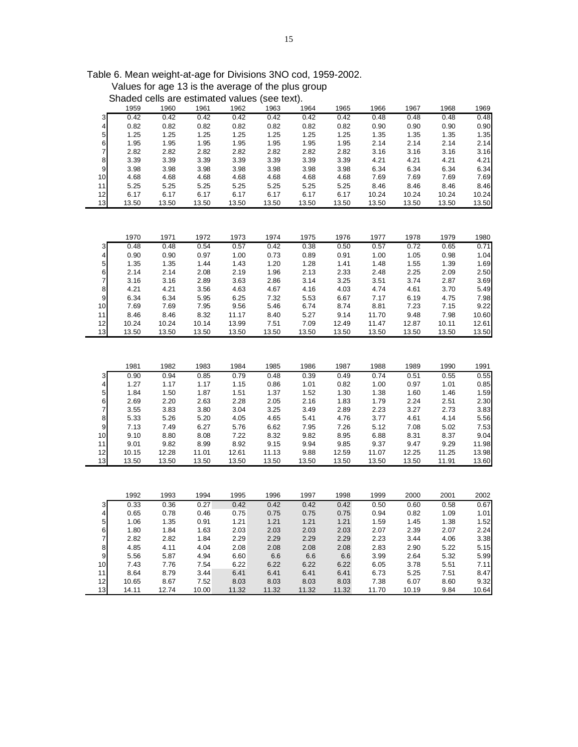Table 6. Mean weight-at-age for Divisions 3NO cod, 1959-2002.
Values for age 13 is the average of the plus group
Shaded cells are estimated values (see text).

| | 1959 | 1960 | 1961 | 1962 | 1963 | 1964 | 1965 | 1966 | 1967 | 1968 | 1969 |
|---|---|---|---|---|---|---|---|---|---|---|---|
| 3 | 0.42 | 0.42 | 0.42 | 0.42 | 0.42 | 0.42 | 0.42 | 0.48 | 0.48 | 0.48 | 0.48 |
| 4 | 0.82 | 0.82 | 0.82 | 0.82 | 0.82 | 0.82 | 0.82 | 0.90 | 0.90 | 0.90 | 0.90 |
| 5 | 1.25 | 1.25 | 1.25 | 1.25 | 1.25 | 1.25 | 1.25 | 1.35 | 1.35 | 1.35 | 1.35 |
| 6 | 1.95 | 1.95 | 1.95 | 1.95 | 1.95 | 1.95 | 1.95 | 2.14 | 2.14 | 2.14 | 2.14 |
| 7 | 2.82 | 2.82 | 2.82 | 2.82 | 2.82 | 2.82 | 2.82 | 3.16 | 3.16 | 3.16 | 3.16 |
| 8 | 3.39 | 3.39 | 3.39 | 3.39 | 3.39 | 3.39 | 3.39 | 4.21 | 4.21 | 4.21 | 4.21 |
| 9 | 3.98 | 3.98 | 3.98 | 3.98 | 3.98 | 3.98 | 3.98 | 6.34 | 6.34 | 6.34 | 6.34 |
| 10 | 4.68 | 4.68 | 4.68 | 4.68 | 4.68 | 4.68 | 4.68 | 7.69 | 7.69 | 7.69 | 7.69 |
| 11 | 5.25 | 5.25 | 5.25 | 5.25 | 5.25 | 5.25 | 5.25 | 8.46 | 8.46 | 8.46 | 8.46 |
| 12 | 6.17 | 6.17 | 6.17 | 6.17 | 6.17 | 6.17 | 6.17 | 10.24 | 10.24 | 10.24 | 10.24 |
| 13 | 13.50 | 13.50 | 13.50 | 13.50 | 13.50 | 13.50 | 13.50 | 13.50 | 13.50 | 13.50 | 13.50 |

| | 1970 | 1971 | 1972 | 1973 | 1974 | 1975 | 1976 | 1977 | 1978 | 1979 | 1980 |
|---|---|---|---|---|---|---|---|---|---|---|---|
| 3 | 0.48 | 0.48 | 0.54 | 0.57 | 0.42 | 0.38 | 0.50 | 0.57 | 0.72 | 0.65 | 0.71 |
| 4 | 0.90 | 0.90 | 0.97 | 1.00 | 0.73 | 0.89 | 0.91 | 1.00 | 1.05 | 0.98 | 1.04 |
| 5 | 1.35 | 1.35 | 1.44 | 1.43 | 1.20 | 1.28 | 1.41 | 1.48 | 1.55 | 1.39 | 1.69 |
| 6 | 2.14 | 2.14 | 2.08 | 2.19 | 1.96 | 2.13 | 2.33 | 2.48 | 2.25 | 2.09 | 2.50 |
| 7 | 3.16 | 3.16 | 2.89 | 3.63 | 2.86 | 3.14 | 3.25 | 3.51 | 3.74 | 2.87 | 3.69 |
| 8 | 4.21 | 4.21 | 3.56 | 4.63 | 4.67 | 4.16 | 4.03 | 4.74 | 4.61 | 3.70 | 5.49 |
| 9 | 6.34 | 6.34 | 5.95 | 6.25 | 7.32 | 5.53 | 6.67 | 7.17 | 6.19 | 4.75 | 7.98 |
| 10 | 7.69 | 7.69 | 7.95 | 9.56 | 5.46 | 6.74 | 8.74 | 8.81 | 7.23 | 7.15 | 9.22 |
| 11 | 8.46 | 8.46 | 8.32 | 11.17 | 8.40 | 5.27 | 9.14 | 11.70 | 9.48 | 7.98 | 10.60 |
| 12 | 10.24 | 10.24 | 10.14 | 13.99 | 7.51 | 7.09 | 12.49 | 11.47 | 12.87 | 10.11 | 12.61 |
| 13 | 13.50 | 13.50 | 13.50 | 13.50 | 13.50 | 13.50 | 13.50 | 13.50 | 13.50 | 13.50 | 13.50 |

| | 1981 | 1982 | 1983 | 1984 | 1985 | 1986 | 1987 | 1988 | 1989 | 1990 | 1991 |
|---|---|---|---|---|---|---|---|---|---|---|---|
| 3 | 0.90 | 0.94 | 0.85 | 0.79 | 0.48 | 0.39 | 0.49 | 0.74 | 0.51 | 0.55 | 0.55 |
| 4 | 1.27 | 1.17 | 1.17 | 1.15 | 0.86 | 1.01 | 0.82 | 1.00 | 0.97 | 1.01 | 0.85 |
| 5 | 1.84 | 1.50 | 1.87 | 1.51 | 1.37 | 1.52 | 1.30 | 1.38 | 1.60 | 1.46 | 1.59 |
| 6 | 2.69 | 2.20 | 2.63 | 2.28 | 2.05 | 2.16 | 1.83 | 1.79 | 2.24 | 2.51 | 2.30 |
| 7 | 3.55 | 3.83 | 3.80 | 3.04 | 3.25 | 3.49 | 2.89 | 2.23 | 3.27 | 2.73 | 3.83 |
| 8 | 5.33 | 5.26 | 5.20 | 4.05 | 4.65 | 5.41 | 4.76 | 3.77 | 4.61 | 4.14 | 5.56 |
| 9 | 7.13 | 7.49 | 6.27 | 5.76 | 6.62 | 7.95 | 7.26 | 5.12 | 7.08 | 5.02 | 7.53 |
| 10 | 9.10 | 8.80 | 8.08 | 7.22 | 8.32 | 9.82 | 8.95 | 6.88 | 8.31 | 8.37 | 9.04 |
| 11 | 9.01 | 9.82 | 8.99 | 8.92 | 9.15 | 9.94 | 9.85 | 9.37 | 9.47 | 9.29 | 11.98 |
| 12 | 10.15 | 12.28 | 11.01 | 12.61 | 11.13 | 9.88 | 12.59 | 11.07 | 12.25 | 11.25 | 13.98 |
| 13 | 13.50 | 13.50 | 13.50 | 13.50 | 13.50 | 13.50 | 13.50 | 13.50 | 13.50 | 11.91 | 13.60 |

| | 1992 | 1993 | 1994 | 1995 | 1996 | 1997 | 1998 | 1999 | 2000 | 2001 | 2002 |
|---|---|---|---|---|---|---|---|---|---|---|---|
| 3 | 0.33 | 0.36 | 0.27 | 0.42 | 0.42 | 0.42 | 0.42 | 0.50 | 0.60 | 0.58 | 0.67 |
| 4 | 0.65 | 0.78 | 0.46 | 0.75 | 0.75 | 0.75 | 0.75 | 0.94 | 0.82 | 1.09 | 1.01 |
| 5 | 1.06 | 1.35 | 0.91 | 1.21 | 1.21 | 1.21 | 1.21 | 1.59 | 1.45 | 1.38 | 1.52 |
| 6 | 1.80 | 1.84 | 1.63 | 2.03 | 2.03 | 2.03 | 2.03 | 2.07 | 2.39 | 2.07 | 2.24 |
| 7 | 2.82 | 2.82 | 1.84 | 2.29 | 2.29 | 2.29 | 2.29 | 2.23 | 3.44 | 4.06 | 3.38 |
| 8 | 4.85 | 4.11 | 4.04 | 2.08 | 2.08 | 2.08 | 2.08 | 2.83 | 2.90 | 5.22 | 5.15 |
| 9 | 5.56 | 5.87 | 4.94 | 6.60 | 6.6 | 6.6 | 6.6 | 3.99 | 2.64 | 5.32 | 5.99 |
| 10 | 7.43 | 7.76 | 7.54 | 6.22 | 6.22 | 6.22 | 6.22 | 6.05 | 3.78 | 5.51 | 7.11 |
| 11 | 8.64 | 8.79 | 3.44 | 6.41 | 6.41 | 6.41 | 6.41 | 6.73 | 5.25 | 7.51 | 8.47 |
| 12 | 10.65 | 8.67 | 7.52 | 8.03 | 8.03 | 8.03 | 8.03 | 7.38 | 6.07 | 8.60 | 9.32 |
| 13 | 14.11 | 12.74 | 10.00 | 11.32 | 11.32 | 11.32 | 11.32 | 11.70 | 10.19 | 9.84 | 10.64 |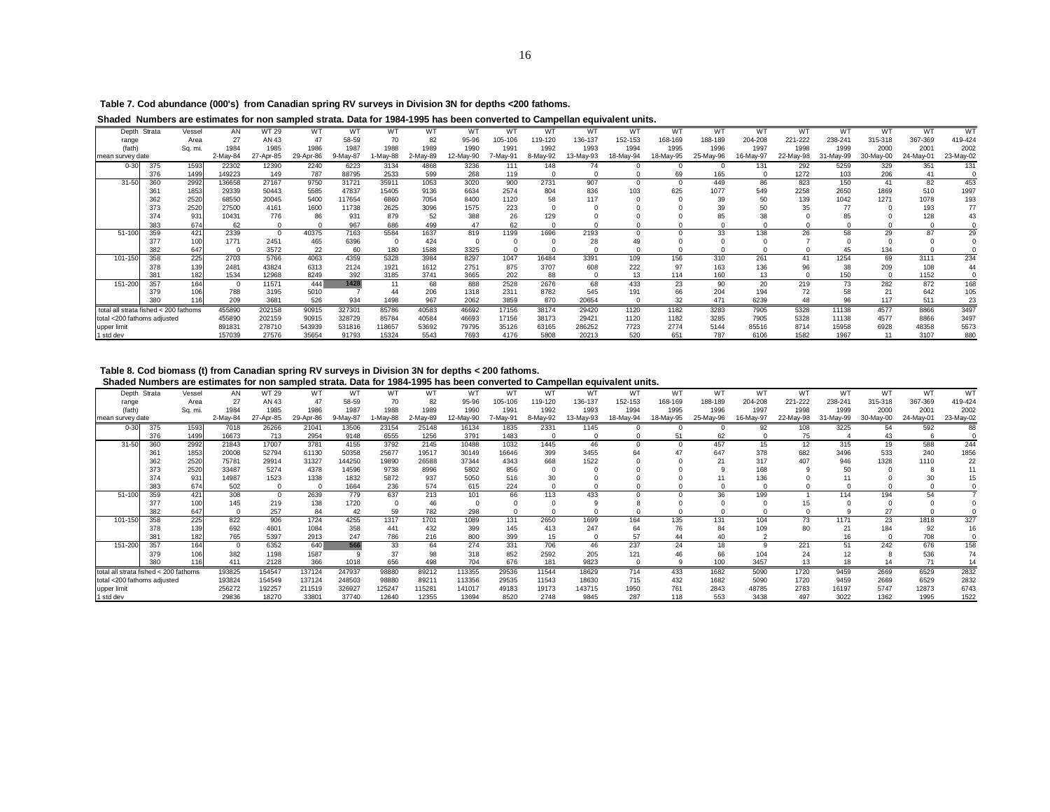**Table 7. Cod abundance (000's) from Canadian spring RV surveys in Division 3N for depths <200 fathoms.**

**Shaded Numbers are estimates for non sampled strata. Data for 1984-1995 has been converted to Campellan equivalent units.**

| Depth range (fath) | Strata | Area Sq. mi. | AN 27 1984 2-May-84 | WT 29 AN 43 1985 27-Apr-85 | WT 47 1986 29-Apr-86 | WT 58-59 1987 9-May-87 | WT 70 1988 1-May-88 | WT 82 1989 2-May-89 | WT 95-96 1990 12-May-90 | WT 105-106 1991 7-May-91 | WT 119-120 1992 8-May-92 | WT 136-137 1993 13-May-93 | WT 152-153 1994 18-May-94 | WT 168-169 1995 18-May-95 | WT 188-189 1996 25-May-96 | WT 204-208 1997 16-May-97 | WT 221-222 1998 22-May-98 | WT 238-241 1999 31-May-99 | WT 315-318 2000 30-May-00 | WT 367-369 2001 24-May-01 | WT 419-424 2002 23-May-02 |
|---|---|---|---|---|---|---|---|---|---|---|---|---|---|---|---|---|---|---|---|---|---|
| 0-30 | 375 | 1593 | 22302 | 12390 | 2240 | 6223 | 3134 | 4868 | 3236 | 111 | 148 | 74 | 0 | 0 | 0 | 131 | 292 | 5259 | 329 | 351 | 131 |
| | 376 | 1499 | 149223 | 149 | 787 | 88795 | 2533 | 599 | 268 | 119 | 0 | 0 | 0 | 69 | 165 | 0 | 1272 | 103 | 206 | 41 | 0 |
| 31-50 | 360 | 2992 | 136658 | 27167 | 9750 | 31721 | 35911 | 1053 | 3020 | 900 | 2731 | 907 | 0 | 0 | 449 | 86 | 823 | 150 | 41 | 82 | 453 |
| | 361 | 1853 | 29339 | 50443 | 5585 | 47837 | 15405 | 9136 | 6634 | 2574 | 804 | 836 | 103 | 625 | 1077 | 549 | 2258 | 2650 | 1869 | 510 | 1997 |
| | 362 | 2520 | 68550 | 20045 | 5400 | 117654 | 6860 | 7054 | 8400 | 1120 | 58 | 117 | 0 | 0 | 39 | 50 | 139 | 1042 | 1271 | 1078 | 193 |
| | 373 | 2520 | 27500 | 4161 | 1600 | 11738 | 2625 | 3096 | 1575 | 223 | 0 | 0 | 0 | 0 | 39 | 50 | 35 | 77 | 0 | 193 | 77 |
| | 374 | 931 | 10431 | 776 | 86 | 931 | 879 | 52 | 388 | 26 | 129 | 0 | 0 | 0 | 85 | 38 | 0 | 85 | 0 | 128 | 43 |
| | 383 | 674 | 62 | 0 | 0 | 967 | 686 | 499 | 47 | 62 | 0 | 0 | 0 | 0 | 0 | 0 | 0 | 0 | 0 | 0 | 0 |
| 51-100 | 359 | 421 | 2339 | 0 | 40375 | 7163 | 5584 | 1637 | 819 | 1199 | 1696 | 2193 | 0 | 0 | 33 | 138 | 26 | 58 | 29 | 87 | 29 |
| | 377 | 100 | 1771 | 2451 | 465 | 6396 | 0 | 424 | 0 | 0 | 0 | 28 | 49 | 0 | 0 | 0 | 7 | 0 | 0 | 0 | 0 |
| | 382 | 647 | 0 | 3572 | 22 | 60 | 180 | 1588 | 3325 | 0 | 0 | 0 | 0 | 0 | 0 | 0 | 0 | 45 | 134 | 0 | 0 |
| 101-150 | 358 | 225 | 2703 | 5766 | 4063 | 4359 | 5328 | 3984 | 8297 | 1047 | 16484 | 3391 | 109 | 156 | 310 | 261 | 41 | 1254 | 69 | 3111 | 234 |
| | 378 | 139 | 2481 | 43824 | 6313 | 2124 | 1921 | 1612 | 2751 | 875 | 3707 | 608 | 222 | 97 | 163 | 136 | 96 | 38 | 209 | 108 | 44 |
| | 381 | 182 | 1534 | 12968 | 8249 | 392 | 3185 | 3741 | 3665 | 202 | 88 | 0 | 13 | 114 | 160 | 13 | 0 | 150 | 0 | 1152 | 0 |
| 151-200 | 357 | 164 | 0 | 11571 | 444 | 1428 | 11 | 68 | 888 | 2528 | 2676 | 68 | 433 | 23 | 90 | 20 | 219 | 73 | 282 | 872 | 168 |
| | 379 | 106 | 788 | 3195 | 5010 | 7 | 44 | 206 | 1318 | 2311 | 8782 | 545 | 191 | 66 | 204 | 194 | 72 | 58 | 21 | 642 | 105 |
| | 380 | 116 | 209 | 3681 | 526 | 934 | 1498 | 967 | 2062 | 3859 | 870 | 20654 | 0 | 32 | 471 | 6239 | 48 | 96 | 117 | 511 | 23 |
| total all strata fished < 200 fathoms | | | 455890 | 202158 | 90915 | 327301 | 85786 | 40583 | 46692 | 17156 | 38174 | 29420 | 1120 | 1182 | 3283 | 7905 | 5328 | 11138 | 4577 | 8866 | 3497 |
| total <200 fathoms adjusted | | | 455890 | 202159 | 90915 | 328729 | 85784 | 40584 | 46693 | 17156 | 38173 | 29421 | 1120 | 1182 | 3285 | 7905 | 5328 | 11138 | 4577 | 8866 | 3497 |
| upper limit | | | 891831 | 278710 | 543939 | 531816 | 118657 | 53692 | 79795 | 35126 | 63165 | 286252 | 7723 | 2774 | 5144 | 85516 | 8714 | 15958 | 6928 | 48358 | 5573 |
| 1 std dev | | | 157039 | 27576 | 35654 | 91793 | 15324 | 5543 | 7693 | 4176 | 5808 | 20213 | 520 | 651 | 787 | 6106 | 1582 | 1967 | 11 | 3107 | 880 |

**Table 8. Cod biomass (t) from Canadian spring RV surveys in Division 3N for depths < 200 fathoms.**

**Shaded Numbers are estimates for non sampled strata. Data for 1984-1995 has been converted to Campellan equivalent units.**

| Depth range (fath) | Strata | Area Sq. mi. | AN 27 1984 2-May-84 | WT 29 AN 43 1985 27-Apr-85 | WT 47 1986 29-Apr-86 | WT 58-59 1987 9-May-87 | WT 70 1988 1-May-88 | WT 82 1989 2-May-89 | WT 95-96 1990 12-May-90 | WT 105-106 1991 7-May-91 | WT 119-120 1992 8-May-92 | WT 136-137 1993 13-May-93 | WT 152-153 1994 18-May-94 | WT 168-169 1995 18-May-95 | WT 188-189 1996 25-May-96 | WT 204-208 1997 16-May-97 | WT 221-222 1998 22-May-98 | WT 238-241 1999 31-May-99 | WT 315-318 2000 30-May-00 | WT 367-369 2001 24-May-01 | WT 419-424 2002 23-May-02 |
|---|---|---|---|---|---|---|---|---|---|---|---|---|---|---|---|---|---|---|---|---|---|
| 0-30 | 375 | 1593 | 7018 | 26266 | 21041 | 13506 | 23154 | 25148 | 16134 | 1835 | 2331 | 1145 | 0 | 0 | 0 | 92 | 108 | 3225 | 54 | 592 | 88 |
| | 376 | 1499 | 16673 | 713 | 2954 | 9148 | 6555 | 1256 | 3791 | 1483 | 0 | 0 | 0 | 51 | 62 | 0 | 75 | 4 | 43 | 6 | 0 |
| 31-50 | 360 | 2992 | 21843 | 17007 | 3781 | 4155 | 3792 | 2145 | 10488 | 1032 | 1445 | 46 | 0 | 0 | 457 | 15 | 12 | 315 | 19 | 588 | 244 |
| | 361 | 1853 | 20008 | 52794 | 61130 | 50358 | 25677 | 19517 | 30149 | 16646 | 399 | 3455 | 64 | 47 | 647 | 378 | 682 | 3496 | 533 | 240 | 1856 |
| | 362 | 2520 | 75781 | 29914 | 31327 | 144250 | 19890 | 26588 | 37344 | 4343 | 668 | 1522 | 0 | 0 | 21 | 317 | 407 | 946 | 1328 | 1110 | 22 |
| | 373 | 2520 | 33487 | 5274 | 4378 | 14596 | 9738 | 8996 | 5802 | 856 | 0 | 0 | 0 | 0 | 9 | 168 | 9 | 50 | 0 | 8 | 11 |
| | 374 | 931 | 14987 | 1523 | 1338 | 1832 | 5872 | 937 | 5050 | 516 | 30 | 0 | 0 | 0 | 11 | 136 | 0 | 11 | 0 | 30 | 15 |
| | 383 | 674 | 502 | 0 | 0 | 1664 | 236 | 574 | 615 | 224 | 0 | 0 | 0 | 0 | 0 | 0 | 0 | 0 | 0 | 0 | 0 |
| 51-100 | 359 | 421 | 308 | 0 | 2639 | 779 | 637 | 213 | 101 | 66 | 113 | 433 | 0 | 0 | 36 | 199 | 1 | 114 | 194 | 54 | 7 |
| | 377 | 100 | 145 | 219 | 138 | 1720 | 0 | 46 | 0 | 0 | 0 | 9 | 8 | 0 | 0 | 0 | 15 | 0 | 0 | 0 | 0 |
| | 382 | 647 | 0 | 257 | 84 | 42 | 59 | 782 | 298 | 0 | 0 | 0 | 0 | 0 | 0 | 0 | 0 | 9 | 27 | 0 | 0 |
| 101-150 | 358 | 225 | 822 | 906 | 1724 | 4255 | 1317 | 1701 | 1089 | 131 | 2650 | 1699 | 164 | 135 | 131 | 104 | 73 | 1171 | 23 | 1818 | 327 |
| | 378 | 139 | 692 | 4601 | 1084 | 358 | 441 | 432 | 399 | 145 | 413 | 247 | 64 | 76 | 84 | 109 | 80 | 21 | 184 | 92 | 16 |
| | 381 | 182 | 765 | 5397 | 2913 | 247 | 786 | 216 | 800 | 399 | 15 | 0 | 57 | 44 | 40 | 2 | | 16 | 0 | 708 | 0 |
| 151-200 | 357 | 164 | 0 | 6352 | 640 | 566 | 33 | 64 | 274 | 331 | 706 | 46 | 237 | 24 | 18 | 9 | 221 | 51 | 242 | 676 | 158 |
| | 379 | 106 | 382 | 1198 | 1587 | 9 | 37 | 98 | 318 | 852 | 2592 | 205 | 121 | 46 | 66 | 104 | 24 | 12 | 8 | 536 | 74 |
| | 380 | 116 | 411 | 2128 | 366 | 1018 | 656 | 498 | 704 | 676 | 181 | 9823 | 0 | 9 | 100 | 3457 | 13 | 18 | 14 | 71 | 14 |
| total all strata fished < 200 fathoms | | | 193825 | 154547 | 137124 | 247937 | 98880 | 89212 | 113355 | 29536 | 11544 | 18629 | 714 | 433 | 1682 | 5090 | 1720 | 9459 | 2669 | 6529 | 2832 |
| total <200 fathoms adjusted | | | 193824 | 154549 | 137124 | 248503 | 98880 | 89211 | 113356 | 29535 | 11543 | 18630 | 715 | 432 | 1682 | 5090 | 1720 | 9459 | 2669 | 6529 | 2832 |
| upper limit | | | 256272 | 192257 | 211519 | 326927 | 125247 | 115281 | 141017 | 49183 | 19173 | 143715 | 1950 | 761 | 2843 | 48785 | 2783 | 16197 | 5747 | 12873 | 6743 |
| 1 std dev | | | 29836 | 18270 | 33801 | 37740 | 12640 | 12355 | 13694 | 8520 | 2748 | 9845 | 287 | 118 | 553 | 3438 | 497 | 3022 | 1362 | 1995 | 1522 |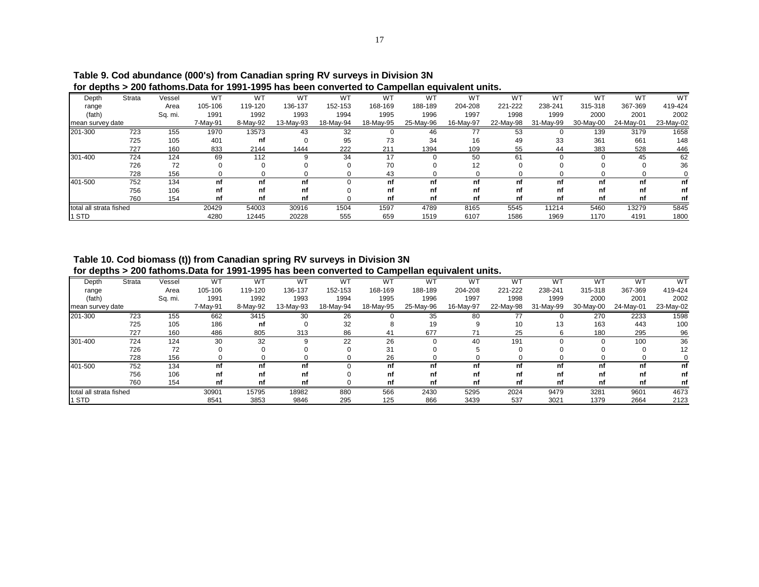**Table 9. Cod abundance (000's) from Canadian spring RV surveys in Division 3N for depths > 200 fathoms.Data for 1991-1995 has been converted to Campellan equivalent units.**

| Depth range (fath) | Strata | Vessel Area Sq. mi. | WT 105-106 1991 | WT 119-120 1992 | WT 136-137 1993 | WT 152-153 1994 | WT 168-169 1995 | WT 188-189 1996 | WT 204-208 1997 | WT 221-222 1998 | WT 238-241 1999 | WT 315-318 2000 | WT 367-369 2001 | WT 419-424 2002 |
|---|---|---|---|---|---|---|---|---|---|---|---|---|---|---|
| mean survey date | | | 7-May-91 | 8-May-92 | 13-May-93 | 18-May-94 | 18-May-95 | 25-May-96 | 16-May-97 | 22-May-98 | 31-May-99 | 30-May-00 | 24-May-01 | 23-May-02 |
| 201-300 | 723 | 155 | 1970 | 13573 | 43 | 32 | 0 | 46 | 77 | 53 | 0 | 139 | 3179 | 1658 |
| | 725 | 105 | 401 | nf | 0 | 95 | 73 | 34 | 16 | 49 | 33 | 361 | 661 | 148 |
| | 727 | 160 | 833 | 2144 | 1444 | 222 | 211 | 1394 | 109 | 55 | 44 | 383 | 528 | 446 |
| 301-400 | 724 | 124 | 69 | 112 | 9 | 34 | 17 | 0 | 50 | 61 | 0 | 0 | 45 | 62 |
| | 726 | 72 | 0 | 0 | 0 | 0 | 70 | 0 | 12 | 0 | 0 | 0 | 0 | 36 |
| | 728 | 156 | 0 | 0 | 0 | 0 | 43 | 0 | 0 | 0 | 0 | 0 | 0 | 0 |
| 401-500 | 752 | 134 | nf | nf | nf | 0 | nf | nf | nf | nf | nf | nf | nf | nf |
| | 756 | 106 | nf | nf | nf | 0 | nf | nf | nf | nf | nf | nf | nf | nf |
| | 760 | 154 | nf | nf | nf | 0 | nf | nf | nf | nf | nf | nf | nf | nf |
| total all strata fished | | | 20429 | 54003 | 30916 | 1504 | 1597 | 4789 | 8165 | 5545 | 11214 | 5460 | 13279 | 5845 |
| 1 STD | | | 4280 | 12445 | 20228 | 555 | 659 | 1519 | 6107 | 1586 | 1969 | 1170 | 4191 | 1800 |

**Table 10. Cod biomass (t)) from Canadian spring RV surveys in Division 3N for depths > 200 fathoms.Data for 1991-1995 has been converted to Campellan equivalent units.**

| Depth range (fath) | Strata | Vessel Area Sq. mi. | WT 105-106 1991 | WT 119-120 1992 | WT 136-137 1993 | WT 152-153 1994 | WT 168-169 1995 | WT 188-189 1996 | WT 204-208 1997 | WT 221-222 1998 | WT 238-241 1999 | WT 315-318 2000 | WT 367-369 2001 | WT 419-424 2002 |
|---|---|---|---|---|---|---|---|---|---|---|---|---|---|---|
| mean survey date | | | 7-May-91 | 8-May-92 | 13-May-93 | 18-May-94 | 18-May-95 | 25-May-96 | 16-May-97 | 22-May-98 | 31-May-99 | 30-May-00 | 24-May-01 | 23-May-02 |
| 201-300 | 723 | 155 | 662 | 3415 | 30 | 26 | 0 | 35 | 80 | 77 | 0 | 270 | 2233 | 1598 |
| | 725 | 105 | 186 | nf | 0 | 32 | 8 | 19 | 9 | 10 | 13 | 163 | 443 | 100 |
| | 727 | 160 | 486 | 805 | 313 | 86 | 41 | 677 | 71 | 25 | 6 | 180 | 295 | 96 |
| 301-400 | 724 | 124 | 30 | 32 | 9 | 22 | 26 | 0 | 40 | 191 | 0 | 0 | 100 | 36 |
| | 726 | 72 | 0 | 0 | 0 | 0 | 31 | 0 | 5 | 0 | 0 | 0 | 0 | 12 |
| | 728 | 156 | 0 | 0 | 0 | 0 | 26 | 0 | 0 | 0 | 0 | 0 | 0 | 0 |
| 401-500 | 752 | 134 | nf | nf | nf | 0 | nf | nf | nf | nf | nf | nf | nf | nf |
| | 756 | 106 | nf | nf | nf | 0 | nf | nf | nf | nf | nf | nf | nf | nf |
| | 760 | 154 | nf | nf | nf | 0 | nf | nf | nf | nf | nf | nf | nf | nf |
| total all strata fished | | | 30901 | 15795 | 18982 | 880 | 566 | 2430 | 5295 | 2024 | 9479 | 3281 | 9601 | 4673 |
| 1 STD | | | 8541 | 3853 | 9846 | 295 | 125 | 866 | 3439 | 537 | 3021 | 1379 | 2664 | 2123 |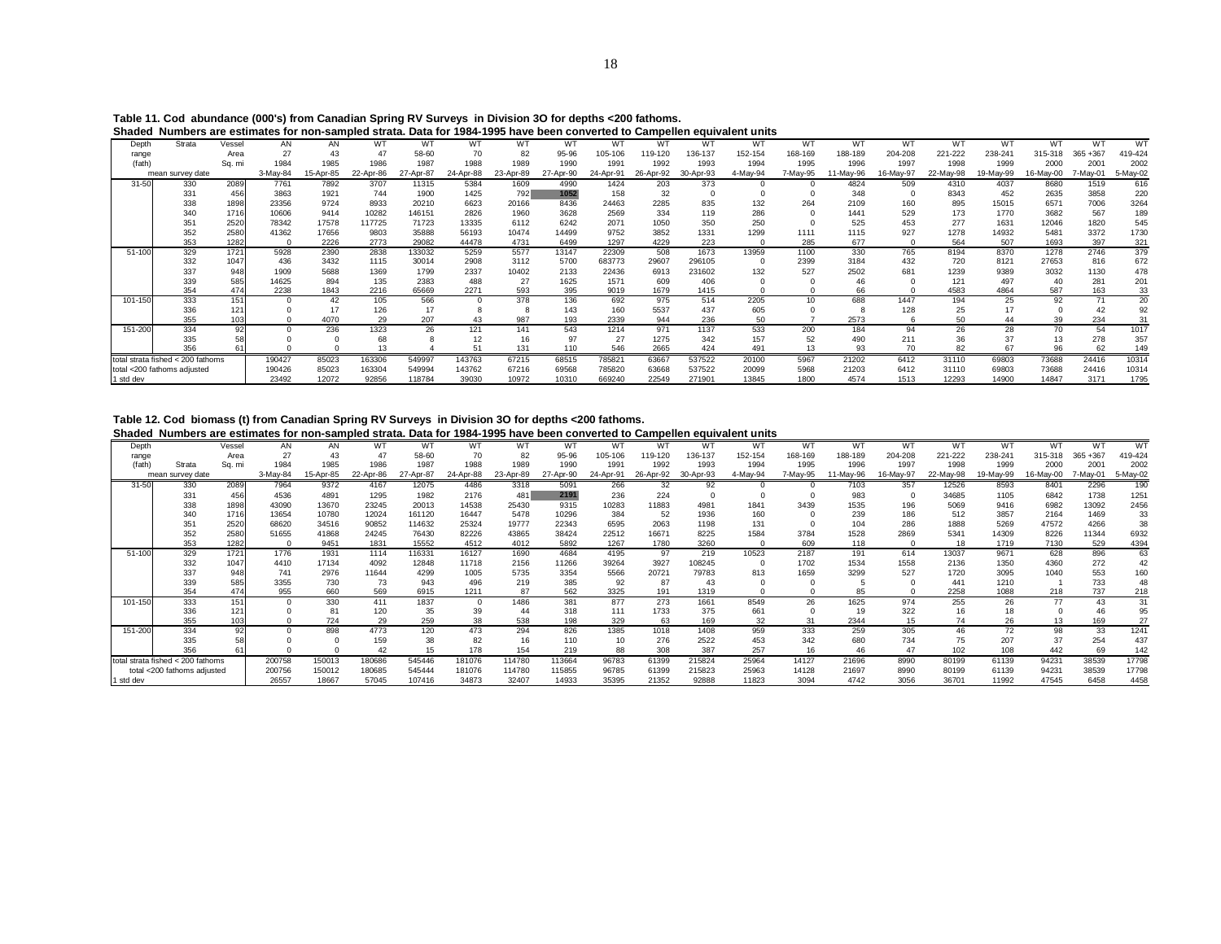**Table 11. Cod abundance (000's) from Canadian Spring RV Surveys in Division 3O for depths <200 fathoms.**
**Shaded Numbers are estimates for non-sampled strata. Data for 1984-1995 have been converted to Campellen equivalent units**

| Depth | Strata | Vessel | AN | AN | WT | WT | WT | WT | WT | WT | WT | WT | WT | WT | WT | WT | WT | WT | WT | WT | WT |
|---|---|---|---|---|---|---|---|---|---|---|---|---|---|---|---|---|---|---|---|---|---|
| range | | Area | 27 | 43 | 47 | 58-60 | 70 | 82 | 95-96 | 105-106 | 119-120 | 136-137 | 152-154 | 168-169 | 188-189 | 204-208 | 221-222 | 238-241 | 315-318 | 365 +367 | 419-424 |
| (fath) | | Sq. mi | 1984 | 1985 | 1986 | 1987 | 1988 | 1989 | 1990 | 1991 | 1992 | 1993 | 1994 | 1995 | 1996 | 1997 | 1998 | 1999 | 2000 | 2001 | 2002 |
| mean survey date | | | 3-May-84 | 15-Apr-85 | 22-Apr-86 | 27-Apr-87 | 24-Apr-88 | 23-Apr-89 | 27-Apr-90 | 24-Apr-91 | 26-Apr-92 | 30-Apr-93 | 4-May-94 | 7-May-95 | 11-May-96 | 16-May-97 | 22-May-98 | 19-May-99 | 16-May-00 | 7-May-01 | 5-May-02 |
| 31-50 | 330 | 2089 | 7761 | 7892 | 3707 | 11315 | 5384 | 1609 | 4990 | 1424 | 203 | 373 | 0 | 0 | 4824 | 509 | 4310 | 4037 | 8680 | 1519 | 616 |
| | 331 | 456 | 3863 | 1921 | 744 | 1900 | 1425 | 792 | 1052 | 158 | 32 | 0 | 0 | 0 | 348 | 0 | 8343 | 452 | 2635 | 3858 | 220 |
| | 338 | 1898 | 23356 | 9724 | 8933 | 20210 | 6623 | 20166 | 8436 | 24463 | 2285 | 835 | 132 | 264 | 2109 | 160 | 895 | 15015 | 6571 | 7006 | 3264 |
| | 340 | 1716 | 10606 | 9414 | 10282 | 146151 | 2826 | 1960 | 3628 | 2569 | 334 | 119 | 286 | 0 | 1441 | 529 | 173 | 1770 | 3682 | 567 | 189 |
| | 351 | 2520 | 78342 | 17578 | 117725 | 71723 | 13335 | 6112 | 6242 | 2071 | 1050 | 350 | 250 | 0 | 525 | 453 | 277 | 1631 | 12046 | 1820 | 545 |
| | 352 | 2580 | 41362 | 17656 | 9803 | 35888 | 56193 | 10474 | 14499 | 9752 | 3852 | 1331 | 1299 | 1111 | 1115 | 927 | 1278 | 14932 | 5481 | 3372 | 1730 |
| | 353 | 1282 | 0 | 2226 | 2773 | 29082 | 44478 | 4731 | 6499 | 1297 | 4229 | 223 | 0 | 285 | 677 | 0 | 564 | 507 | 1693 | 397 | 321 |
| 51-100 | 329 | 1721 | 5928 | 2390 | 2838 | 133032 | 5259 | 5577 | 13147 | 22309 | 508 | 1673 | 13959 | 1100 | 330 | 765 | 8194 | 8370 | 1278 | 2746 | 379 |
| | 332 | 1047 | 436 | 3432 | 1115 | 30014 | 2908 | 3112 | 5700 | 683773 | 29607 | 296105 | 0 | 2399 | 3184 | 432 | 720 | 8121 | 27653 | 816 | 672 |
| | 337 | 948 | 1909 | 5688 | 1369 | 1799 | 2337 | 10402 | 2133 | 22436 | 6913 | 231602 | 132 | 527 | 2502 | 681 | 1239 | 9389 | 3032 | 1130 | 478 |
| | 339 | 585 | 14625 | 894 | 135 | 2383 | 488 | 27 | 1625 | 1571 | 609 | 406 | 0 | 0 | 46 | 0 | 121 | 497 | 40 | 281 | 201 |
| | 354 | 474 | 2238 | 1843 | 2216 | 65669 | 2271 | 593 | 395 | 9019 | 1679 | 1415 | 0 | 0 | 66 | 0 | 4583 | 4864 | 587 | 163 | 33 |
| 101-150 | 333 | 151 | 0 | 42 | 105 | 566 | 0 | 378 | 136 | 692 | 975 | 514 | 2205 | 10 | 688 | 1447 | 194 | 25 | 92 | 71 | 20 |
| | 336 | 121 | 0 | 17 | 126 | 17 | 8 | 8 | 143 | 160 | 5537 | 437 | 605 | 0 | 8 | 128 | 25 | 17 | 0 | 42 | 92 |
| | 355 | 103 | 0 | 4070 | 29 | 207 | 43 | 987 | 193 | 2339 | 944 | 236 | 50 | 7 | 2573 | 6 | 50 | 44 | 39 | 234 | 31 |
| 151-200 | 334 | 92 | 0 | 236 | 1323 | 26 | 121 | 141 | 543 | 1214 | 971 | 1137 | 533 | 200 | 184 | 94 | 26 | 28 | 70 | 54 | 1017 |
| | 335 | 58 | 0 | 0 | 68 | 8 | 12 | 16 | 97 | 27 | 1275 | 342 | 157 | 52 | 490 | 211 | 36 | 37 | 13 | 278 | 357 |
| | 356 | 61 | 0 | 0 | 13 | 4 | 51 | 131 | 110 | 546 | 2665 | 424 | 491 | 13 | 93 | 70 | 82 | 67 | 96 | 62 | 149 |
| total strata fished < 200 fathoms | | | 190427 | 85023 | 163306 | 549997 | 143763 | 67215 | 68515 | 785821 | 63667 | 537522 | 20100 | 5967 | 21202 | 6412 | 31110 | 69803 | 73688 | 24416 | 10314 |
| total <200 fathoms adjusted | | | 190426 | 85023 | 163304 | 549994 | 143762 | 67216 | 69568 | 785820 | 63668 | 537522 | 20099 | 5968 | 21203 | 6412 | 31110 | 69803 | 73688 | 24416 | 10314 |
| 1 std dev | | | 23492 | 12072 | 92856 | 118784 | 39030 | 10972 | 10310 | 669240 | 22549 | 271901 | 13845 | 1800 | 4574 | 1513 | 12293 | 14900 | 14847 | 3171 | 1795 |

**Table 12. Cod biomass (t) from Canadian Spring RV Surveys in Division 3O for depths <200 fathoms.**
**Shaded Numbers are estimates for non-sampled strata. Data for 1984-1995 have been converted to Campellen equivalent units**

| Depth | | Vessel | AN | AN | WT | WT | WT | WT | WT | WT | WT | WT | WT | WT | WT | WT | WT | WT | WT | WT | WT |
|---|---|---|---|---|---|---|---|---|---|---|---|---|---|---|---|---|---|---|---|---|---|
| range | | Area | 27 | 43 | 47 | 58-60 | 70 | 82 | 95-96 | 105-106 | 119-120 | 136-137 | 152-154 | 168-169 | 188-189 | 204-208 | 221-222 | 238-241 | 315-318 | 365 +367 | 419-424 |
| (fath) | Strata | Sq. mi | 1984 | 1985 | 1986 | 1987 | 1988 | 1989 | 1990 | 1991 | 1992 | 1993 | 1994 | 1995 | 1996 | 1997 | 1998 | 1999 | 2000 | 2001 | 2002 |
| mean survey date | | | 3-May-84 | 15-Apr-85 | 22-Apr-86 | 27-Apr-87 | 24-Apr-88 | 23-Apr-89 | 27-Apr-90 | 24-Apr-91 | 26-Apr-92 | 30-Apr-93 | 4-May-94 | 7-May-95 | 11-May-96 | 16-May-97 | 22-May-98 | 19-May-99 | 16-May-00 | 7-May-01 | 5-May-02 |
| 31-50 | 330 | 2089 | 7964 | 9372 | 4167 | 12075 | 4486 | 3318 | 5091 | 266 | 32 | 92 | 0 | 0 | 7103 | 357 | 12526 | 8593 | 8401 | 2296 | 190 |
| | 331 | 456 | 4536 | 4891 | 1295 | 1982 | 2176 | 481 | 2191 | 236 | 224 | 0 | 0 | 0 | 983 | 0 | 34685 | 1105 | 6842 | 1738 | 1251 |
| | 338 | 1898 | 43090 | 13670 | 23245 | 20013 | 14538 | 25430 | 9315 | 10283 | 11883 | 4981 | 1841 | 3439 | 1535 | 196 | 5069 | 9416 | 6982 | 13092 | 2456 |
| | 340 | 1716 | 13654 | 10780 | 12024 | 161120 | 16447 | 5478 | 10296 | 384 | 52 | 1936 | 160 | 0 | 239 | 186 | 512 | 3857 | 2164 | 1469 | 33 |
| | 351 | 2520 | 68620 | 34516 | 90852 | 114632 | 25324 | 19777 | 22343 | 6595 | 2063 | 1198 | 131 | 0 | 104 | 286 | 1888 | 5269 | 47572 | 4266 | 38 |
| | 352 | 2580 | 51655 | 41868 | 24245 | 76430 | 82226 | 43865 | 38424 | 22512 | 16671 | 8225 | 1584 | 3784 | 1528 | 2869 | 5341 | 14309 | 8226 | 11344 | 6932 |
| | 353 | 1282 | 0 | 9451 | 1831 | 15552 | 4512 | 4012 | 5892 | 1267 | 1780 | 3260 | 0 | 609 | 118 | 0 | 18 | 1719 | 7130 | 529 | 4394 |
| 51-100 | 329 | 1721 | 1776 | 1931 | 1114 | 116331 | 16127 | 1690 | 4684 | 4195 | 97 | 219 | 10523 | 2187 | 191 | 614 | 13037 | 9671 | 628 | 896 | 63 |
| | 332 | 1047 | 4410 | 17134 | 4092 | 12848 | 11718 | 2156 | 11266 | 39264 | 3927 | 108245 | 0 | 1702 | 1534 | 1558 | 2136 | 1350 | 4360 | 272 | 42 |
| | 337 | 948 | 741 | 2976 | 11644 | 4299 | 1005 | 5735 | 3354 | 5566 | 20721 | 79783 | 813 | 1659 | 3299 | 527 | 1720 | 3095 | 1040 | 553 | 160 |
| | 339 | 585 | 3355 | 730 | 73 | 943 | 496 | 219 | 385 | 92 | 87 | 43 | 0 | 0 | 5 | 0 | 441 | 1210 | 1 | 733 | 48 |
| | 354 | 474 | 955 | 660 | 569 | 6915 | 1211 | 87 | 562 | 3325 | 191 | 1319 | 0 | 0 | 85 | 0 | 2258 | 1088 | 218 | 737 | 218 |
| 101-150 | 333 | 151 | 0 | 330 | 411 | 1837 | 0 | 1486 | 381 | 877 | 273 | 1661 | 8549 | 26 | 1625 | 974 | 255 | 26 | 77 | 43 | 31 |
| | 336 | 121 | 0 | 81 | 120 | 35 | 39 | 44 | 318 | 111 | 1733 | 375 | 661 | 0 | 19 | 322 | 16 | 18 | 0 | 46 | 95 |
| | 355 | 103 | 0 | 724 | 29 | 259 | 38 | 538 | 198 | 329 | 63 | 169 | 32 | 31 | 2344 | 15 | 74 | 26 | 13 | 169 | 27 |
| 151-200 | 334 | 92 | 0 | 898 | 4773 | 120 | 473 | 294 | 826 | 1385 | 1018 | 1408 | 959 | 333 | 259 | 305 | 46 | 72 | 98 | 33 | 1241 |
| | 335 | 58 | 0 | 0 | 159 | 38 | 82 | 16 | 110 | 10 | 276 | 2522 | 453 | 342 | 680 | 734 | 75 | 207 | 37 | 254 | 437 |
| | 356 | 61 | 0 | 0 | 42 | 15 | 178 | 154 | 219 | 88 | 308 | 387 | 257 | 16 | 46 | 47 | 102 | 108 | 442 | 69 | 142 |
| total strata fished < 200 fathoms | | | 200758 | 150013 | 180686 | 545446 | 181076 | 114780 | 113664 | 96783 | 61399 | 215824 | 25964 | 14127 | 21696 | 8990 | 80199 | 61139 | 94231 | 38539 | 17798 |
| total <200 fathoms adjusted | | | 200756 | 150012 | 180685 | 545444 | 181076 | 114780 | 115855 | 96785 | 61399 | 215823 | 25963 | 14128 | 21697 | 8990 | 80199 | 61139 | 94231 | 38539 | 17798 |
| 1 std dev | | | 26557 | 18667 | 57045 | 107416 | 34873 | 32407 | 14933 | 35395 | 21352 | 92888 | 11823 | 3094 | 4742 | 3056 | 36701 | 11992 | 47545 | 6458 | 4458 |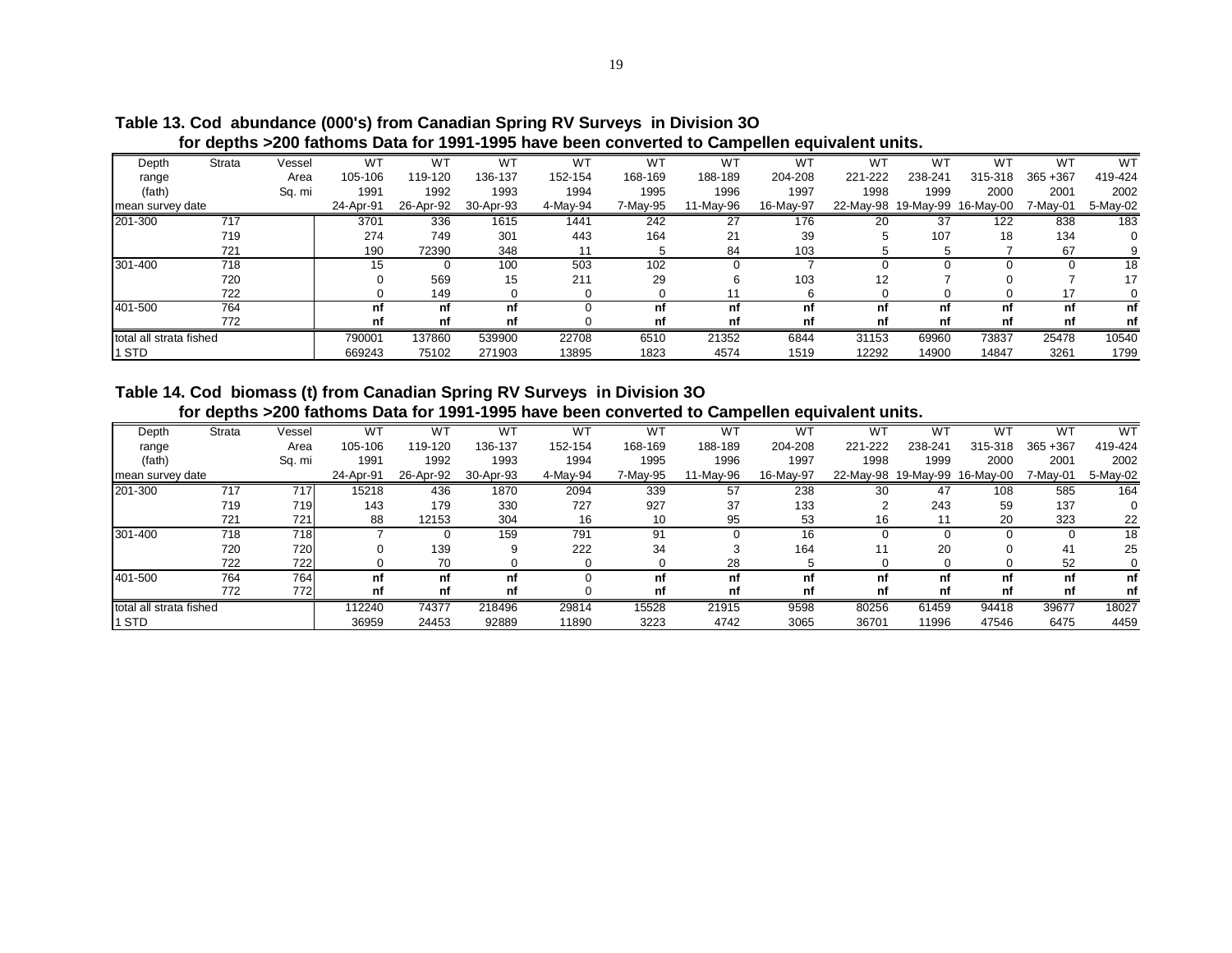**Table 13. Cod abundance (000's) from Canadian Spring RV Surveys in Division 3O for depths >200 fathoms Data for 1991-1995 have been converted to Campellen equivalent units.**

| Depth range (fath) | Strata | Vessel Area Sq. mi | WT 105-106 1991 | WT 119-120 1992 | WT 136-137 1993 | WT 152-154 1994 | WT 168-169 1995 | WT 188-189 1996 | WT 204-208 1997 | WT 221-222 1998 | WT 238-241 1999 | WT 315-318 2000 | WT 365 +367 2001 | WT 419-424 2002 |
|---|---|---|---|---|---|---|---|---|---|---|---|---|---|---|
| mean survey date | | | 24-Apr-91 | 26-Apr-92 | 30-Apr-93 | 4-May-94 | 7-May-95 | 11-May-96 | 16-May-97 | 22-May-98 | 19-May-99 | 16-May-00 | 7-May-01 | 5-May-02 |
| 201-300 | 717 | | 3701 | 336 | 1615 | 1441 | 242 | 27 | 176 | 20 | 37 | 122 | 838 | 183 |
| | 719 | | 274 | 749 | 301 | 443 | 164 | 21 | 39 | 5 | 107 | 18 | 134 | 0 |
| | 721 | | 190 | 72390 | 348 | 11 | 5 | 84 | 103 | 5 | 5 | 7 | 67 | 9 |
| 301-400 | 718 | | 15 | 0 | 100 | 503 | 102 | 0 | 7 | 0 | 0 | 0 | 0 | 18 |
| | 720 | | 0 | 569 | 15 | 211 | 29 | 6 | 103 | 12 | 7 | 0 | 7 | 17 |
| | 722 | | 0 | 149 | 0 | 0 | 0 | 11 | 6 | 0 | 0 | 0 | 17 | 0 |
| 401-500 | 764 | | **nf** | **nf** | **nf** | 0 | **nf** | **nf** | **nf** | **nf** | **nf** | **nf** | **nf** | **nf** |
| | 772 | | **nf** | **nf** | **nf** | 0 | **nf** | **nf** | **nf** | **nf** | **nf** | **nf** | **nf** | **nf** |
| total all strata fished | | | 790001 | 137860 | 539900 | 22708 | 6510 | 21352 | 6844 | 31153 | 69960 | 73837 | 25478 | 10540 |
| 1 STD | | | 669243 | 75102 | 271903 | 13895 | 1823 | 4574 | 1519 | 12292 | 14900 | 14847 | 3261 | 1799 |

**Table 14. Cod biomass (t) from Canadian Spring RV Surveys in Division 3O for depths >200 fathoms Data for 1991-1995 have been converted to Campellen equivalent units.**

| Depth range (fath) | Strata | Vessel Area Sq. mi | WT 105-106 1991 | WT 119-120 1992 | WT 136-137 1993 | WT 152-154 1994 | WT 168-169 1995 | WT 188-189 1996 | WT 204-208 1997 | WT 221-222 1998 | WT 238-241 1999 | WT 315-318 2000 | WT 365 +367 2001 | WT 419-424 2002 |
|---|---|---|---|---|---|---|---|---|---|---|---|---|---|---|
| mean survey date | | | 24-Apr-91 | 26-Apr-92 | 30-Apr-93 | 4-May-94 | 7-May-95 | 11-May-96 | 16-May-97 | 22-May-98 | 19-May-99 | 16-May-00 | 7-May-01 | 5-May-02 |
| 201-300 | 717 | 717 | 15218 | 436 | 1870 | 2094 | 339 | 57 | 238 | 30 | 47 | 108 | 585 | 164 |
| | 719 | 719 | 143 | 179 | 330 | 727 | 927 | 37 | 133 | 2 | 243 | 59 | 137 | 0 |
| | 721 | 721 | 88 | 12153 | 304 | 16 | 10 | 95 | 53 | 16 | 11 | 20 | 323 | 22 |
| 301-400 | 718 | 718 | 7 | 0 | 159 | 791 | 91 | 0 | 16 | 0 | 0 | 0 | 0 | 18 |
| | 720 | 720 | 0 | 139 | 9 | 222 | 34 | 3 | 164 | 11 | 20 | 0 | 41 | 25 |
| | 722 | 722 | 0 | 70 | 0 | 0 | 0 | 28 | 5 | 0 | 0 | 0 | 52 | 0 |
| 401-500 | 764 | 764 | **nf** | **nf** | **nf** | 0 | **nf** | **nf** | **nf** | **nf** | **nf** | **nf** | **nf** | **nf** |
| | 772 | 772 | **nf** | **nf** | **nf** | 0 | **nf** | **nf** | **nf** | **nf** | **nf** | **nf** | **nf** | **nf** |
| total all strata fished | | | 112240 | 74377 | 218496 | 29814 | 15528 | 21915 | 9598 | 80256 | 61459 | 94418 | 39677 | 18027 |
| 1 STD | | | 36959 | 24453 | 92889 | 11890 | 3223 | 4742 | 3065 | 36701 | 11996 | 47546 | 6475 | 4459 |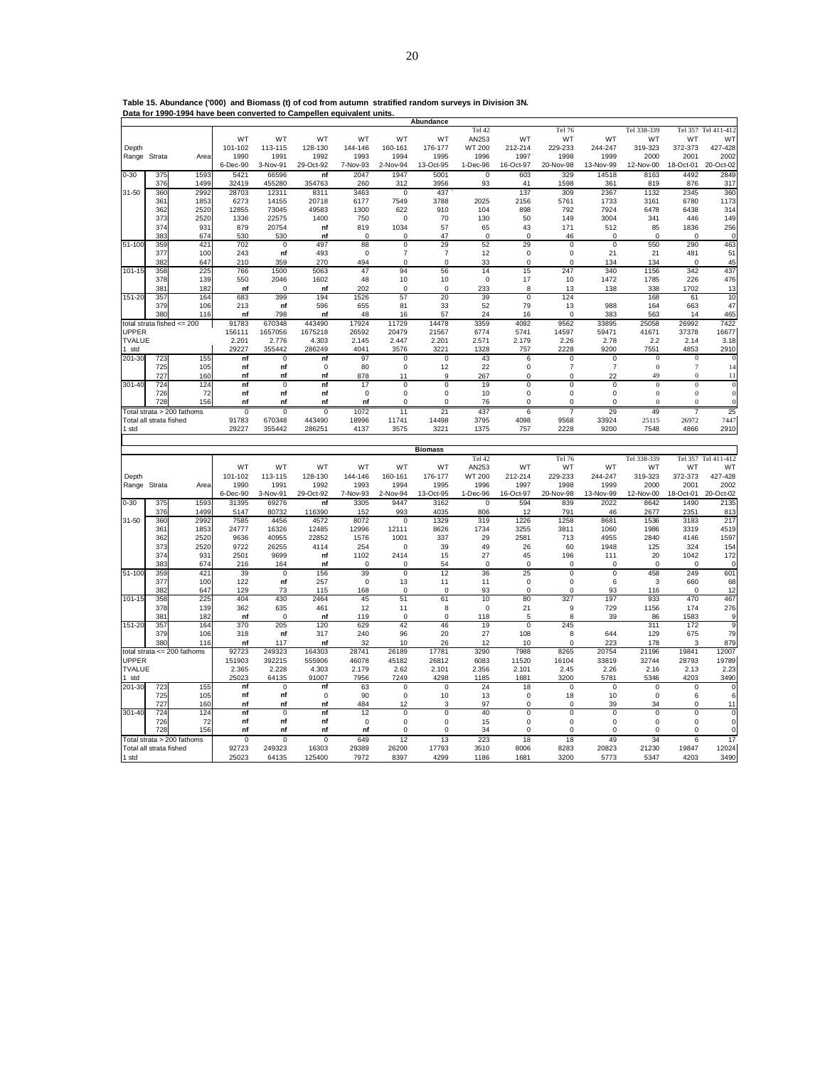**Table 15. Abundance ('000) and Biomass (t) of cod from autumn stratified random surveys in Division 3N. Data for 1990-1994 have been converted to Campellen equivalent units.**

**Abundance**

| Depth Range | Strata | Area | WT 101-102 1990 6-Dec-90 | WT 113-115 1991 3-Nov-91 | WT 128-130 1992 29-Oct-92 | WT 144-146 1993 7-Nov-93 | WT 160-161 1994 2-Nov-94 | WT 176-177 1995 13-Oct-95 | Tel 42 AN253 WT 200 1996 1-Dec-96 | WT 212-214 1997 16-Oct-97 | Tel 76 WT 229-233 1998 20-Nov-98 | WT 244-247 1999 13-Nov-99 | Tel 338-339 WT 319-323 2000 12-Nov-00 | Tel 357 WT 372-373 2001 18-Oct-01 | Tel 411-412 WT 427-428 2002 20-Oct-02 |
|---|---|---|---|---|---|---|---|---|---|---|---|---|---|---|---|
| 0-30 | 375 | 1593 | 5421 | 66596 | nf | 2047 | 1947 | 5001 | 0 | 603 | 329 | 14518 | 8163 | 4492 | 2849 |
| | 376 | 1499 | 32419 | 455280 | 354763 | 260 | 312 | 3956 | 93 | 41 | 1598 | 361 | 819 | 876 | 317 |
| 31-50 | 360 | 2992 | 28703 | 12311 | 8311 | 3463 | 0 | 437 | | 137 | 309 | 2367 | 1132 | 2345 | 360 |
| | 361 | 1853 | 6273 | 14155 | 20718 | 6177 | 7549 | 3788 | 2025 | 2156 | 5761 | 1733 | 3161 | 6780 | 1173 |
| | 362 | 2520 | 12855 | 73045 | 49583 | 1300 | 622 | 910 | 104 | 898 | 792 | 7924 | 6478 | 6438 | 314 |
| | 373 | 2520 | 1336 | 22575 | 1400 | 750 | 0 | 70 | 130 | 50 | 149 | 3004 | 341 | 446 | 149 |
| | 374 | 931 | 879 | 20754 | nf | 819 | 1034 | 57 | 65 | 43 | 171 | 512 | 85 | 1836 | 256 |
| | 383 | 674 | 530 | 530 | nf | 0 | 0 | 47 | 0 | 0 | 46 | 0 | 0 | 0 | 0 |
| 51-100 | 359 | 421 | 702 | 0 | 497 | 88 | 0 | 29 | 52 | 29 | 0 | 0 | 550 | 290 | 463 |
| | 377 | 100 | 243 | nf | 493 | 0 | 7 | 7 | 12 | 0 | 0 | 21 | 21 | 481 | 51 |
| | 382 | 647 | 210 | 359 | 270 | 494 | 0 | 0 | 33 | 0 | 0 | 134 | 134 | 0 | 45 |
| 101-150 | 358 | 225 | 766 | 1500 | 5063 | 47 | 94 | 56 | 14 | 15 | 247 | 340 | 1156 | 342 | 437 |
| | 378 | 139 | 550 | 2046 | 1602 | 48 | 10 | 10 | 0 | 17 | 10 | 1472 | 1785 | 226 | 476 |
| | 381 | 182 | nf | 0 | nf | 202 | 0 | 0 | 233 | 8 | 13 | 138 | 338 | 1702 | 13 |
| 151-200 | 357 | 164 | 683 | 399 | 194 | 1526 | 57 | 20 | 39 | 0 | 124 | | 168 | 61 | 10 |
| | 379 | 106 | 213 | nf | 596 | 655 | 81 | 33 | 52 | 79 | 13 | 988 | 164 | 663 | 47 |
| | 380 | 116 | nf | 798 | nf | 48 | 16 | 57 | 24 | 16 | 0 | 383 | 563 | 14 | 465 |
| total strata fished <= 200 | | | 91783 | 670348 | 443490 | 17924 | 11729 | 14478 | 3359 | 4092 | 9562 | 33895 | 25058 | 26992 | 7422 |
| UPPER | | | 156111 | 1657056 | 1675218 | 26592 | 20479 | 21567 | 6774 | 5741 | 14597 | 59471 | 41671 | 37378 | 16677 |
| TVALUE | | | 2.201 | 2.776 | 4.303 | 2.145 | 2.447 | 2.201 | 2.571 | 2.179 | 2.26 | 2.78 | 2.2 | 2.14 | 3.18 |
| 1 std | | | 29227 | 355442 | 286249 | 4041 | 3576 | 3221 | 1328 | 757 | 2228 | 9200 | 7551 | 4853 | 2910 |
| 201-300 | 723 | 155 | nf | 0 | nf | 97 | 0 | 0 | 43 | 6 | 0 | 0 | 0 | 0 | 0 |
| | 725 | 105 | nf | nf | 0 | 80 | 0 | 12 | 22 | 0 | 7 | 7 | 0 | 7 | 14 |
| | 727 | 160 | nf | nf | nf | 878 | 11 | 9 | 267 | 0 | 0 | 22 | 49 | 0 | 11 |
| 301-400 | 724 | 124 | nf | 0 | nf | 17 | 0 | 0 | 19 | 0 | 0 | 0 | 0 | 0 | 0 |
| | 726 | 72 | nf | nf | nf | 0 | 0 | 0 | 10 | 0 | 0 | 0 | 0 | 0 | 0 |
| | 728 | 156 | nf | nf | nf | nf | 0 | 0 | 76 | 0 | 0 | 0 | 0 | 0 | 0 |
| Total strata > 200 fathoms | | | 0 | 0 | 0 | 1072 | 11 | 21 | 437 | 6 | 7 | 29 | 49 | 7 | 25 |
| Total all strata fished | | | 91783 | 670348 | 443490 | 18996 | 11741 | 14498 | 3795 | 4098 | 9568 | 33924 | 25115 | 26972 | 7447 |
| 1 std | | | 29227 | 355442 | 286251 | 4137 | 3575 | 3221 | 1375 | 757 | 2228 | 9200 | 7548 | 4866 | 2910 |

**Biomass**

| Depth Range | Strata | Area | WT 101-102 1990 6-Dec-90 | WT 113-115 1991 3-Nov-91 | WT 128-130 1992 29-Oct-92 | WT 144-146 1993 7-Nov-93 | WT 160-161 1994 2-Nov-94 | WT 176-177 1995 13-Oct-95 | Tel 42 AN253 WT 200 1996 1-Dec-96 | WT 212-214 1997 16-Oct-97 | Tel 76 WT 229-233 1998 20-Nov-98 | WT 244-247 1999 13-Nov-99 | Tel 338-339 WT 319-323 2000 12-Nov-00 | Tel 357 WT 372-373 2001 18-Oct-01 | Tel 411-412 WT 427-428 2002 20-Oct-02 |
|---|---|---|---|---|---|---|---|---|---|---|---|---|---|---|---|
| 0-30 | 375 | 1593 | 31395 | 69276 | nf | 3305 | 9447 | 3162 | 0 | 594 | 839 | 2022 | 8642 | 1490 | 2135 |
| | 376 | 1499 | 5147 | 80732 | 116390 | 152 | 993 | 4035 | 806 | 12 | 791 | 46 | 2677 | 2351 | 813 |
| 31-50 | 360 | 2992 | 7585 | 4456 | 4572 | 8072 | 0 | 1329 | 319 | 1226 | 1258 | 8681 | 1536 | 3183 | 217 |
| | 361 | 1853 | 24777 | 16326 | 12485 | 12996 | 12111 | 8626 | 1734 | 3255 | 3811 | 1060 | 1986 | 3319 | 4519 |
| | 362 | 2520 | 9636 | 40955 | 22852 | 1576 | 1001 | 337 | 29 | 2581 | 713 | 4955 | 2840 | 4146 | 1597 |
| | 373 | 2520 | 9722 | 26255 | 4114 | 254 | 0 | 39 | 49 | 26 | 60 | 1948 | 125 | 324 | 154 |
| | 374 | 931 | 2501 | 9699 | nf | 1102 | 2414 | 15 | 27 | 45 | 196 | 111 | 20 | 1042 | 172 |
| | 383 | 674 | 216 | 164 | nf | 0 | 0 | 54 | 0 | 0 | 0 | 0 | 0 | 0 | 0 |
| 51-100 | 359 | 421 | 39 | 0 | 156 | 39 | 0 | 12 | 36 | 25 | 0 | 0 | 458 | 249 | 601 |
| | 377 | 100 | 122 | nf | 257 | 0 | 13 | 11 | 11 | 0 | 0 | 6 | 3 | 660 | 68 |
| | 382 | 647 | 129 | 73 | 115 | 168 | 0 | 0 | 93 | 0 | 0 | 93 | 116 | 0 | 12 |
| 101-150 | 358 | 225 | 404 | 430 | 2464 | 45 | 51 | 61 | 10 | 80 | 327 | 197 | 933 | 470 | 467 |
| | 378 | 139 | 362 | 635 | 461 | 12 | 11 | 8 | 0 | 21 | 9 | 729 | 1156 | 174 | 276 |
| | 381 | 182 | nf | 0 | nf | 119 | 0 | 0 | 118 | 5 | 8 | 39 | 86 | 1583 | 9 |
| 151-200 | 357 | 164 | 370 | 205 | 120 | 629 | 42 | 46 | 19 | 0 | 245 | | 311 | 172 | 9 |
| | 379 | 106 | 318 | nf | 317 | 240 | 96 | 20 | 27 | 108 | 8 | 644 | 129 | 675 | 79 |
| | 380 | 116 | nf | 117 | nf | 32 | 10 | 26 | 12 | 10 | 0 | 223 | 178 | 3 | 879 |
| total strata <= 200 fathoms | | | 92723 | 249323 | 164303 | 28741 | 26189 | 17781 | 3290 | 7988 | 8265 | 20754 | 21196 | 19841 | 12007 |
| UPPER | | | 151903 | 392215 | 555906 | 46078 | 45182 | 26812 | 6083 | 11520 | 16104 | 33819 | 32744 | 28793 | 19789 |
| TVALUE | | | 2.365 | 2.228 | 4.303 | 2.179 | 2.62 | 2.101 | 2.356 | 2.101 | 2.45 | 2.26 | 2.16 | 2.13 | 2.23 |
| 1 std | | | 25023 | 64135 | 91007 | 7956 | 7249 | 4298 | 1185 | 1681 | 3200 | 5781 | 5346 | 4203 | 3490 |
| 201-300 | 723 | 155 | nf | 0 | nf | 63 | 0 | 0 | 24 | 18 | 0 | 0 | 0 | 0 | 0 |
| | 725 | 105 | nf | nf | 0 | 90 | 0 | 10 | 13 | 0 | 18 | 10 | 0 | 6 | 6 |
| | 727 | 160 | nf | nf | nf | 484 | 12 | 3 | 97 | 0 | 0 | 39 | 34 | 0 | 11 |
| 301-400 | 724 | 124 | nf | 0 | nf | 12 | 0 | 0 | 40 | 0 | 0 | 0 | 0 | 0 | 0 |
| | 726 | 72 | nf | nf | nf | 0 | 0 | 0 | 15 | 0 | 0 | 0 | 0 | 0 | 0 |
| | 728 | 156 | nf | nf | nf | nf | 0 | 0 | 34 | 0 | 0 | 0 | 0 | 0 | 0 |
| Total strata > 200 fathoms | | | 0 | 0 | 0 | 649 | 12 | 13 | 223 | 18 | 18 | 49 | 34 | 6 | 17 |
| Total all strata fished | | | 92723 | 249323 | 16303 | 29389 | 26200 | 17793 | 3510 | 8006 | 8283 | 20823 | 21230 | 19847 | 12024 |
| 1 std | | | 25023 | 64135 | 125400 | 7972 | 8397 | 4299 | 1186 | 1681 | 3200 | 5773 | 5347 | 4203 | 3490 |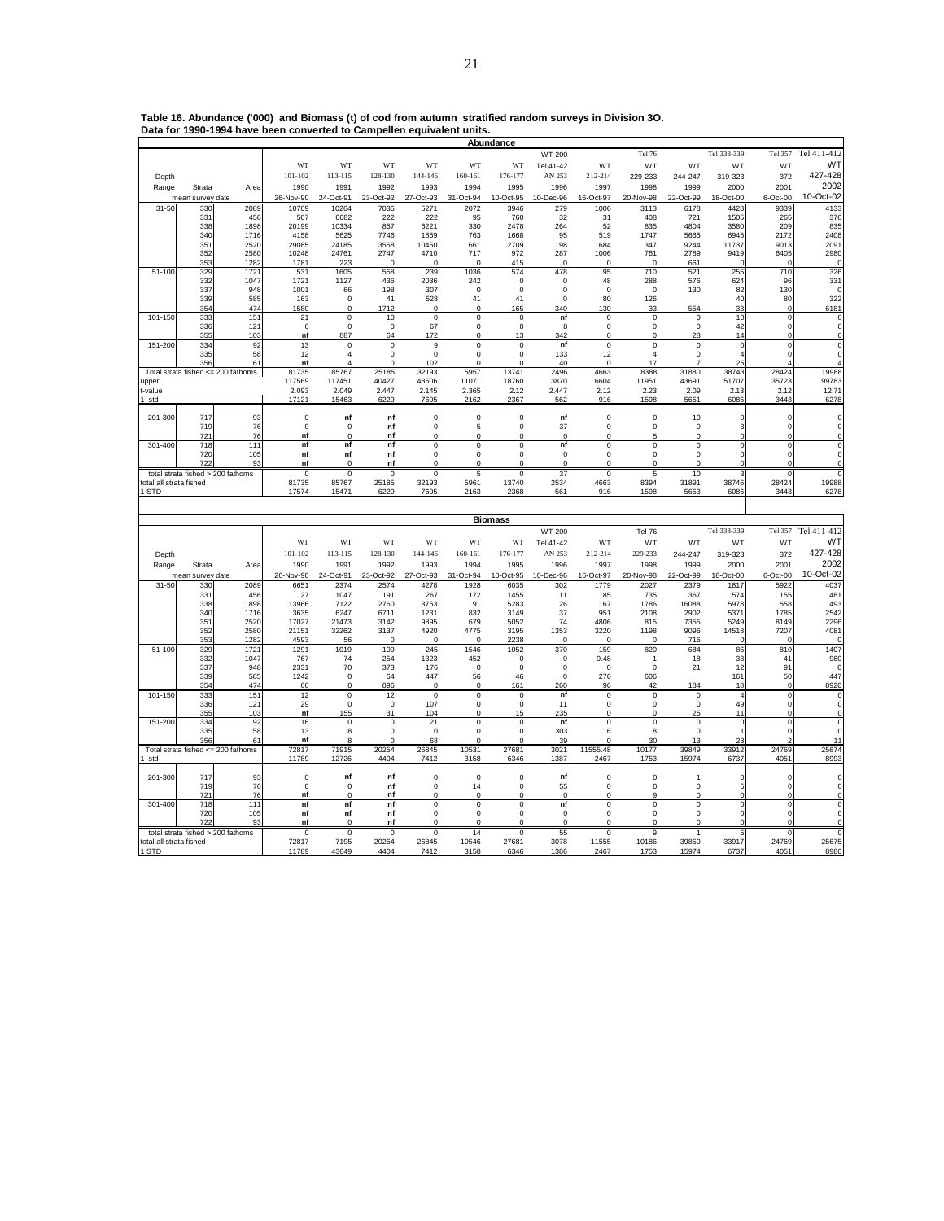**Table 16. Abundance ('000) and Biomass (t) of cod from autumn stratified random surveys in Division 3O. Data for 1990-1994 have been converted to Campellen equivalent units.**

**Abundance**

| Depth Range | Strata | Area | WT 101-102 1990 | WT 113-115 1991 | WT 128-130 1992 | WT 144-146 1993 | WT 160-161 1994 | WT 176-177 1995 | WT 200 Tel 41-42 AN 253 1996 | WT 212-214 1997 | Tel 76 WT 229-233 1998 | WT 244-247 1999 | Tel 338-339 WT 319-323 2000 | Tel 357 WT 372 2001 | Tel 411-412 WT 427-428 2002 |
|---|---|---|---|---|---|---|---|---|---|---|---|---|---|---|---|
| mean survey date | | | 26-Nov-90 | 24-Oct-91 | 23-Oct-92 | 27-Oct-93 | 31-Oct-94 | 10-Oct-95 | 10-Dec-96 | 16-Oct-97 | 20-Nov-98 | 22-Oct-99 | 18-Oct-00 | 6-Oct-00 | 10-Oct-02 |
| 31-50 | 330 | 2089 | 10709 | 10264 | 7036 | 5271 | 2072 | 3946 | 279 | 1006 | 3113 | 6178 | 4428 | 9339 | 4133 |
| | 331 | 456 | 507 | 6682 | 222 | 222 | 95 | 760 | 32 | 31 | 408 | 721 | 1505 | 265 | 376 |
| | 338 | 1898 | 20199 | 10334 | 857 | 6221 | 330 | 2478 | 264 | 52 | 835 | 4804 | 3580 | 209 | 835 |
| | 340 | 1716 | 4158 | 5625 | 7746 | 1859 | 763 | 1668 | 95 | 519 | 1747 | 5665 | 6945 | 2172 | 2408 |
| | 351 | 2520 | 29085 | 24185 | 3558 | 10450 | 661 | 2709 | 198 | 1684 | 347 | 9244 | 11737 | 9013 | 2091 |
| | 352 | 2580 | 10248 | 24761 | 2747 | 4710 | 717 | 972 | 287 | 1006 | 761 | 2789 | 9419 | 6405 | 2980 |
| | 353 | 1282 | 1781 | 223 | 0 | 0 | 0 | 415 | 0 | 0 | 0 | 661 | 0 | 0 | 0 |
| 51-100 | 329 | 1721 | 531 | 1605 | 558 | 239 | 1036 | 574 | 478 | 95 | 710 | 521 | 255 | 710 | 326 |
| | 332 | 1047 | 1721 | 1127 | 436 | 2036 | 242 | 0 | 0 | 48 | 288 | 576 | 624 | 96 | 331 |
| | 337 | 948 | 1001 | 66 | 198 | 307 | 0 | 0 | 0 | 0 | 0 | 130 | 82 | 130 | 0 |
| | 339 | 585 | 163 | 0 | 41 | 528 | 41 | 41 | 0 | 80 | 126 | | 40 | 80 | 322 |
| | 354 | 474 | 1580 | 0 | 1712 | 0 | 0 | 165 | 340 | 130 | 33 | 554 | 33 | 0 | 6181 |
| 101-150 | 333 | 151 | 21 | 0 | 10 | 0 | 0 | 0 | nf | 0 | 0 | 0 | 10 | 0 | 0 |
| | 336 | 121 | 6 | 0 | 0 | 67 | 0 | 0 | 8 | 0 | 0 | 0 | 42 | 0 | 0 |
| | 355 | 103 | nf | 887 | 64 | 172 | 0 | 13 | 342 | 0 | 0 | 28 | 14 | 0 | 0 |
| 151-200 | 334 | 92 | 13 | 0 | 0 | 9 | 0 | 0 | nf | 0 | 0 | 0 | 0 | 0 | 0 |
| | 335 | 58 | 12 | 4 | 0 | 0 | 0 | 0 | 133 | 12 | 4 | 0 | 4 | 0 | 0 |
| | 356 | 61 | nf | 4 | 0 | 102 | 0 | 0 | 40 | 0 | 17 | 7 | 25 | 4 | 4 |
| Total strata fished <= 200 fathoms | | | 81735 | 85767 | 25185 | 32193 | 5957 | 13741 | 2496 | 4663 | 8388 | 31880 | 38743 | 28424 | 19988 |
| upper | | | 117569 | 117451 | 40427 | 48506 | 11071 | 18760 | 3870 | 6604 | 11951 | 43691 | 51707 | 35723 | 99783 |
| t-value | | | 2.093 | 2.049 | 2.447 | 2.145 | 2.365 | 2.12 | 2.447 | 2.12 | 2.23 | 2.09 | 2.13 | 2.12 | 12.71 |
| 1 std | | | 17121 | 15463 | 6229 | 7605 | 2162 | 2367 | 562 | 916 | 1598 | 5651 | 6086 | 3443 | 6278 |
| 201-300 | 717 | 93 | 0 | nf | nf | 0 | 0 | 0 | nf | 0 | 0 | 10 | 0 | 0 | 0 |
| | 719 | 76 | 0 | 0 | nf | 0 | 5 | 0 | 37 | 0 | 0 | 0 | 3 | 0 | 0 |
| | 721 | 76 | nf | 0 | nf | 0 | 0 | 0 | 0 | 0 | 5 | 0 | 0 | 0 | 0 |
| 301-400 | 718 | 111 | nf | nf | nf | 0 | 0 | 0 | nf | 0 | 0 | 0 | 0 | 0 | 0 |
| | 720 | 105 | nf | nf | nf | 0 | 0 | 0 | 0 | 0 | 0 | 0 | 0 | 0 | 0 |
| | 722 | 93 | nf | 0 | nf | 0 | 0 | 0 | 0 | 0 | 0 | 0 | 0 | 0 | 0 |
| total strata fished > 200 fathoms | | | 0 | 0 | 0 | 0 | 5 | 0 | 37 | 0 | 5 | 10 | 3 | 0 | 0 |
| total all strata fished | | | 81735 | 85767 | 25185 | 32193 | 5961 | 13740 | 2534 | 4663 | 8394 | 31891 | 38746 | 28424 | 19988 |
| 1 STD | | | 17574 | 15471 | 6229 | 7605 | 2163 | 2368 | 561 | 916 | 1598 | 5653 | 6086 | 3443 | 6278 |

**Biomass**

| Depth Range | Strata | Area | WT 101-102 1990 | WT 113-115 1991 | WT 128-130 1992 | WT 144-146 1993 | WT 160-161 1994 | WT 176-177 1995 | WT 200 Tel 41-42 AN 253 1996 | WT 212-214 1997 | Tel 76 WT 229-233 1998 | WT 244-247 1999 | Tel 338-339 WT 319-323 2000 | Tel 357 WT 372 2001 | Tel 411-412 WT 427-428 2002 |
|---|---|---|---|---|---|---|---|---|---|---|---|---|---|---|---|
| mean survey date | | | 26-Nov-90 | 24-Oct-91 | 23-Oct-92 | 27-Oct-93 | 31-Oct-94 | 10-Oct-95 | 10-Dec-96 | 16-Oct-97 | 20-Nov-98 | 22-Oct-99 | 18-Oct-00 | 6-Oct-00 | 10-Oct-02 |
| 31-50 | 330 | 2089 | 6651 | 2374 | 2574 | 4278 | 1928 | 6035 | 302 | 1779 | 2027 | 2379 | 1817 | 5922 | 4037 |
| | 331 | 456 | 27 | 1047 | 191 | 267 | 172 | 1455 | 11 | 85 | 735 | 367 | 574 | 155 | 481 |
| | 338 | 1898 | 13966 | 7122 | 2760 | 3763 | 91 | 5283 | 26 | 167 | 1786 | 16088 | 5978 | 558 | 493 |
| | 340 | 1716 | 3635 | 6247 | 6711 | 1231 | 832 | 3149 | 37 | 951 | 2108 | 2902 | 5371 | 1785 | 2542 |
| | 351 | 2520 | 17027 | 21473 | 3142 | 9895 | 679 | 5052 | 74 | 4806 | 815 | 7355 | 5249 | 8149 | 2296 |
| | 352 | 2580 | 21151 | 32262 | 3137 | 4920 | 4775 | 3195 | 1353 | 3220 | 1198 | 9096 | 14518 | 7207 | 4081 |
| | 353 | 1282 | 4593 | 56 | 0 | 0 | 0 | 2238 | 0 | 0 | 0 | 716 | 0 | 0 | 0 |
| 51-100 | 329 | 1721 | 1291 | 1019 | 109 | 245 | 1546 | 1052 | 370 | 159 | 820 | 684 | 86 | 810 | 1407 |
| | 332 | 1047 | 767 | 74 | 254 | 1323 | 452 | 0 | 0 | 0.48 | 1 | 18 | 33 | 41 | 960 |
| | 337 | 948 | 2331 | 70 | 373 | 176 | 0 | 0 | 0 | 0 | 0 | 21 | 12 | 91 | 0 |
| | 339 | 585 | 1242 | 0 | 64 | 447 | 56 | 46 | 0 | 276 | 606 | | 161 | 50 | 447 |
| | 354 | 474 | 66 | 0 | 896 | 0 | 0 | 161 | 260 | 96 | 42 | 184 | 18 | 0 | 8920 |
| 101-150 | 333 | 151 | 12 | 0 | 12 | 0 | 0 | 0 | nf | 0 | 0 | 0 | 4 | 0 | 0 |
| | 336 | 121 | 29 | 0 | 0 | 107 | 0 | 0 | 11 | 0 | 0 | 0 | 49 | 0 | 0 |
| | 355 | 103 | nf | 155 | 31 | 104 | 0 | 15 | 235 | 0 | 0 | 25 | 11 | 0 | 0 |
| 151-200 | 334 | 92 | 16 | 0 | 0 | 21 | 0 | 0 | nf | 0 | 0 | 0 | 0 | 0 | 0 |
| | 335 | 58 | 13 | 8 | 0 | 0 | 0 | 0 | 303 | 16 | 8 | 0 | 1 | 0 | 0 |
| | 356 | 61 | nf | 8 | 0 | 68 | 0 | 0 | 39 | 0 | 30 | 13 | 28 | 2 | 11 |
| Total strata fished <= 200 fathoms | | | 72817 | 71915 | 20254 | 26845 | 10531 | 27681 | 3021 | 11555.48 | 10177 | 39849 | 33912 | 24769 | 25674 |
| 1 std | | | 11789 | 12726 | 4404 | 7412 | 3158 | 6346 | 1387 | 2467 | 1753 | 15974 | 6737 | 4051 | 8993 |
| 201-300 | 717 | 93 | 0 | nf | nf | 0 | 0 | 0 | nf | 0 | 0 | 1 | 0 | 0 | 0 |
| | 719 | 76 | 0 | 0 | nf | 0 | 14 | 0 | 55 | 0 | 0 | 0 | 5 | 0 | 0 |
| | 721 | 76 | nf | 0 | nf | 0 | 0 | 0 | 0 | 0 | 9 | 0 | 0 | 0 | 0 |
| 301-400 | 718 | 111 | nf | nf | nf | 0 | 0 | 0 | nf | 0 | 0 | 0 | 0 | 0 | 0 |
| | 720 | 105 | nf | nf | nf | 0 | 0 | 0 | 0 | 0 | 0 | 0 | 0 | 0 | 0 |
| | 722 | 93 | nf | 0 | nf | 0 | 0 | 0 | 0 | 0 | 0 | 0 | 0 | 0 | 0 |
| total strata fished > 200 fathoms | | | 0 | 0 | 0 | 0 | 14 | 0 | 55 | 0 | 9 | 1 | 5 | 0 | 0 |
| total all strata fished | | | 72817 | 7195 | 20254 | 26845 | 10546 | 27681 | 3078 | 11555 | 10186 | 39850 | 33917 | 24769 | 25675 |
| 1 STD | | | 11789 | 43649 | 4404 | 7412 | 3158 | 6346 | 1386 | 2467 | 1753 | 15974 | 6737 | 4051 | 8986 |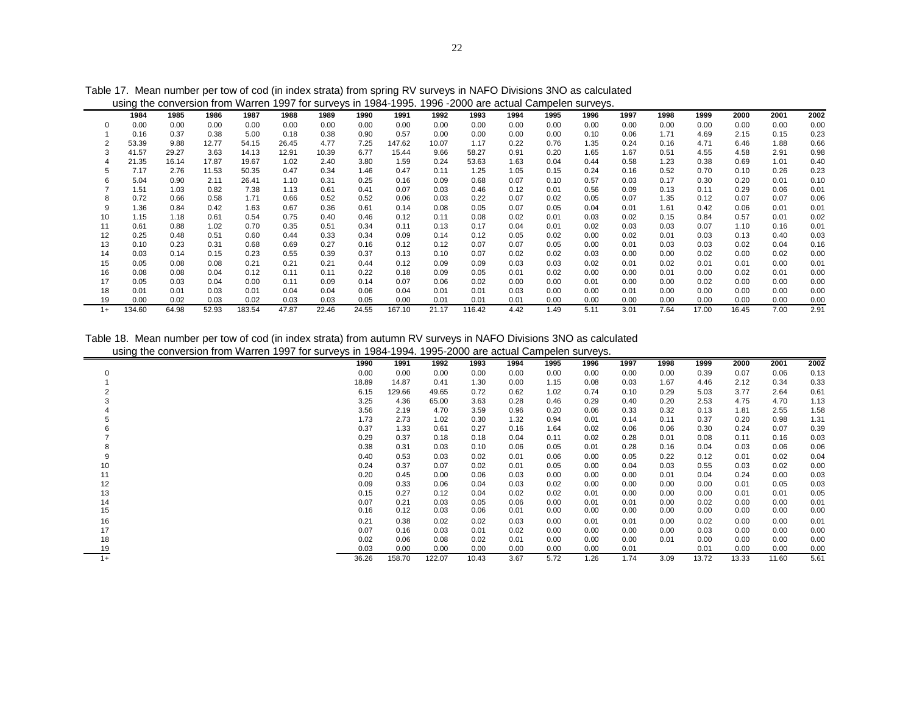Table 17. Mean number per tow of cod (in index strata) from spring RV surveys in NAFO Divisions 3NO as calculated using the conversion from Warren 1997 for surveys in 1984-1995. 1996 -2000 are actual Campelen surveys.

| | 1984 | 1985 | 1986 | 1987 | 1988 | 1989 | 1990 | 1991 | 1992 | 1993 | 1994 | 1995 | 1996 | 1997 | 1998 | 1999 | 2000 | 2001 | 2002 |
|---|---|---|---|---|---|---|---|---|---|---|---|---|---|---|---|---|---|---|---|
| 0 | 0.00 | 0.00 | 0.00 | 0.00 | 0.00 | 0.00 | 0.00 | 0.00 | 0.00 | 0.00 | 0.00 | 0.00 | 0.00 | 0.00 | 0.00 | 0.00 | 0.00 | 0.00 | 0.00 |
| 1 | 0.16 | 0.37 | 0.38 | 5.00 | 0.18 | 0.38 | 0.90 | 0.57 | 0.00 | 0.00 | 0.00 | 0.00 | 0.10 | 0.06 | 1.71 | 4.69 | 2.15 | 0.15 | 0.23 |
| 2 | 53.39 | 9.88 | 12.77 | 54.15 | 26.45 | 4.77 | 7.25 | 147.62 | 10.07 | 1.17 | 0.22 | 0.76 | 1.35 | 0.24 | 0.16 | 4.71 | 6.46 | 1.88 | 0.66 |
| 3 | 41.57 | 29.27 | 3.63 | 14.13 | 12.91 | 10.39 | 6.77 | 15.44 | 9.66 | 58.27 | 0.91 | 0.20 | 1.65 | 1.67 | 0.51 | 4.55 | 4.58 | 2.91 | 0.98 |
| 4 | 21.35 | 16.14 | 17.87 | 19.67 | 1.02 | 2.40 | 3.80 | 1.59 | 0.24 | 53.63 | 1.63 | 0.04 | 0.44 | 0.58 | 1.23 | 0.38 | 0.69 | 1.01 | 0.40 |
| 5 | 7.17 | 2.76 | 11.53 | 50.35 | 0.47 | 0.34 | 1.46 | 0.47 | 0.11 | 1.25 | 1.05 | 0.15 | 0.24 | 0.16 | 0.52 | 0.70 | 0.10 | 0.26 | 0.23 |
| 6 | 5.04 | 0.90 | 2.11 | 26.41 | 1.10 | 0.31 | 0.25 | 0.16 | 0.09 | 0.68 | 0.07 | 0.10 | 0.57 | 0.03 | 0.17 | 0.30 | 0.20 | 0.01 | 0.10 |
| 7 | 1.51 | 1.03 | 0.82 | 7.38 | 1.13 | 0.61 | 0.41 | 0.07 | 0.03 | 0.46 | 0.12 | 0.01 | 0.56 | 0.09 | 0.13 | 0.11 | 0.29 | 0.06 | 0.01 |
| 8 | 0.72 | 0.66 | 0.58 | 1.71 | 0.66 | 0.52 | 0.52 | 0.06 | 0.03 | 0.22 | 0.07 | 0.02 | 0.05 | 0.07 | 1.35 | 0.12 | 0.07 | 0.07 | 0.06 |
| 9 | 1.36 | 0.84 | 0.42 | 1.63 | 0.67 | 0.36 | 0.61 | 0.14 | 0.08 | 0.05 | 0.07 | 0.05 | 0.04 | 0.01 | 1.61 | 0.42 | 0.06 | 0.01 | 0.01 |
| 10 | 1.15 | 1.18 | 0.61 | 0.54 | 0.75 | 0.40 | 0.46 | 0.12 | 0.11 | 0.08 | 0.02 | 0.01 | 0.03 | 0.02 | 0.15 | 0.84 | 0.57 | 0.01 | 0.02 |
| 11 | 0.61 | 0.88 | 1.02 | 0.70 | 0.35 | 0.51 | 0.34 | 0.11 | 0.13 | 0.17 | 0.04 | 0.01 | 0.02 | 0.03 | 0.03 | 0.07 | 1.10 | 0.16 | 0.01 |
| 12 | 0.25 | 0.48 | 0.51 | 0.60 | 0.44 | 0.33 | 0.34 | 0.09 | 0.14 | 0.12 | 0.05 | 0.02 | 0.00 | 0.02 | 0.01 | 0.03 | 0.13 | 0.40 | 0.03 |
| 13 | 0.10 | 0.23 | 0.31 | 0.68 | 0.69 | 0.27 | 0.16 | 0.12 | 0.12 | 0.07 | 0.07 | 0.05 | 0.00 | 0.01 | 0.03 | 0.03 | 0.02 | 0.04 | 0.16 |
| 14 | 0.03 | 0.14 | 0.15 | 0.23 | 0.55 | 0.39 | 0.37 | 0.13 | 0.10 | 0.07 | 0.02 | 0.02 | 0.03 | 0.00 | 0.00 | 0.02 | 0.00 | 0.02 | 0.00 |
| 15 | 0.05 | 0.08 | 0.08 | 0.21 | 0.21 | 0.21 | 0.44 | 0.12 | 0.09 | 0.09 | 0.03 | 0.03 | 0.02 | 0.01 | 0.02 | 0.01 | 0.01 | 0.00 | 0.01 |
| 16 | 0.08 | 0.08 | 0.04 | 0.12 | 0.11 | 0.11 | 0.22 | 0.18 | 0.09 | 0.05 | 0.01 | 0.02 | 0.00 | 0.00 | 0.01 | 0.00 | 0.02 | 0.01 | 0.00 |
| 17 | 0.05 | 0.03 | 0.04 | 0.00 | 0.11 | 0.09 | 0.14 | 0.07 | 0.06 | 0.02 | 0.00 | 0.00 | 0.01 | 0.00 | 0.00 | 0.02 | 0.00 | 0.00 | 0.00 |
| 18 | 0.01 | 0.01 | 0.03 | 0.01 | 0.04 | 0.04 | 0.06 | 0.04 | 0.01 | 0.01 | 0.03 | 0.00 | 0.00 | 0.01 | 0.00 | 0.00 | 0.00 | 0.00 | 0.00 |
| 19 | 0.00 | 0.02 | 0.03 | 0.02 | 0.03 | 0.03 | 0.05 | 0.00 | 0.01 | 0.01 | 0.01 | 0.00 | 0.00 | 0.00 | 0.00 | 0.00 | 0.00 | 0.00 | 0.00 |
| 1+ | 134.60 | 64.98 | 52.93 | 183.54 | 47.87 | 22.46 | 24.55 | 167.10 | 21.17 | 116.42 | 4.42 | 1.49 | 5.11 | 3.01 | 7.64 | 17.00 | 16.45 | 7.00 | 2.91 |

Table 18. Mean number per tow of cod (in index strata) from autumn RV surveys in NAFO Divisions 3NO as calculated using the conversion from Warren 1997 for surveys in 1984-1994. 1995-2000 are actual Campelen surveys.

| | 1990 | 1991 | 1992 | 1993 | 1994 | 1995 | 1996 | 1997 | 1998 | 1999 | 2000 | 2001 | 2002 |
|---|---|---|---|---|---|---|---|---|---|---|---|---|---|
| 0 | 0.00 | 0.00 | 0.00 | 0.00 | 0.00 | 0.00 | 0.00 | 0.00 | 0.00 | 0.39 | 0.07 | 0.06 | 0.13 |
| 1 | 18.89 | 14.87 | 0.41 | 1.30 | 0.00 | 1.15 | 0.08 | 0.03 | 1.67 | 4.46 | 2.12 | 0.34 | 0.33 |
| 2 | 6.15 | 129.66 | 49.65 | 0.72 | 0.62 | 1.02 | 0.74 | 0.10 | 0.29 | 5.03 | 3.77 | 2.64 | 0.61 |
| 3 | 3.25 | 4.36 | 65.00 | 3.63 | 0.28 | 0.46 | 0.29 | 0.40 | 0.20 | 2.53 | 4.75 | 4.70 | 1.13 |
| 4 | 3.56 | 2.19 | 4.70 | 3.59 | 0.96 | 0.20 | 0.06 | 0.33 | 0.32 | 0.13 | 1.81 | 2.55 | 1.58 |
| 5 | 1.73 | 2.73 | 1.02 | 0.30 | 1.32 | 0.94 | 0.01 | 0.14 | 0.11 | 0.37 | 0.20 | 0.98 | 1.31 |
| 6 | 0.37 | 1.33 | 0.61 | 0.27 | 0.16 | 1.64 | 0.02 | 0.06 | 0.06 | 0.30 | 0.24 | 0.07 | 0.39 |
| 7 | 0.29 | 0.37 | 0.18 | 0.18 | 0.04 | 0.11 | 0.02 | 0.28 | 0.01 | 0.08 | 0.11 | 0.16 | 0.03 |
| 8 | 0.38 | 0.31 | 0.03 | 0.10 | 0.06 | 0.05 | 0.01 | 0.28 | 0.16 | 0.04 | 0.03 | 0.06 | 0.06 |
| 9 | 0.40 | 0.53 | 0.03 | 0.02 | 0.01 | 0.06 | 0.00 | 0.05 | 0.22 | 0.12 | 0.01 | 0.02 | 0.04 |
| 10 | 0.24 | 0.37 | 0.07 | 0.02 | 0.01 | 0.05 | 0.00 | 0.04 | 0.03 | 0.55 | 0.03 | 0.02 | 0.00 |
| 11 | 0.20 | 0.45 | 0.00 | 0.06 | 0.03 | 0.00 | 0.00 | 0.00 | 0.01 | 0.04 | 0.24 | 0.00 | 0.03 |
| 12 | 0.09 | 0.33 | 0.06 | 0.04 | 0.03 | 0.02 | 0.00 | 0.00 | 0.00 | 0.00 | 0.01 | 0.05 | 0.03 |
| 13 | 0.15 | 0.27 | 0.12 | 0.04 | 0.02 | 0.02 | 0.01 | 0.00 | 0.00 | 0.00 | 0.01 | 0.01 | 0.05 |
| 14 | 0.07 | 0.21 | 0.03 | 0.05 | 0.06 | 0.00 | 0.01 | 0.01 | 0.00 | 0.02 | 0.00 | 0.00 | 0.01 |
| 15 | 0.16 | 0.12 | 0.03 | 0.06 | 0.01 | 0.00 | 0.00 | 0.00 | 0.00 | 0.00 | 0.00 | 0.00 | 0.00 |
| 16 | 0.21 | 0.38 | 0.02 | 0.02 | 0.03 | 0.00 | 0.01 | 0.01 | 0.00 | 0.02 | 0.00 | 0.00 | 0.01 |
| 17 | 0.07 | 0.16 | 0.03 | 0.01 | 0.02 | 0.00 | 0.00 | 0.00 | 0.00 | 0.03 | 0.00 | 0.00 | 0.00 |
| 18 | 0.02 | 0.06 | 0.08 | 0.02 | 0.01 | 0.00 | 0.00 | 0.00 | 0.01 | 0.00 | 0.00 | 0.00 | 0.00 |
| 19 | 0.03 | 0.00 | 0.00 | 0.00 | 0.00 | 0.00 | 0.00 | 0.01 | | 0.01 | 0.00 | 0.00 | 0.00 |
| 1+ | 36.26 | 158.70 | 122.07 | 10.43 | 3.67 | 5.72 | 1.26 | 1.74 | 3.09 | 13.72 | 13.33 | 11.60 | 5.61 |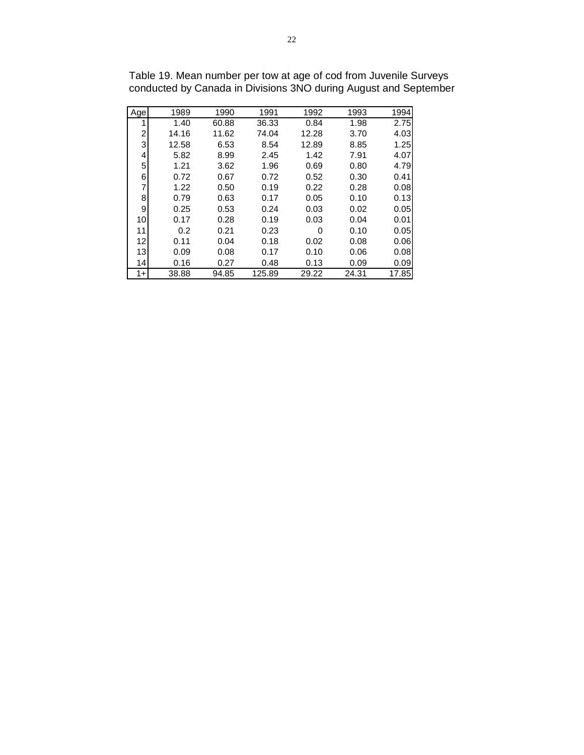Table 19. Mean number per tow at age of cod from Juvenile Surveys conducted by Canada in Divisions 3NO during August and September

| Age | 1989 | 1990 | 1991 | 1992 | 1993 | 1994 |
|---|---|---|---|---|---|---|
| 1 | 1.40 | 60.88 | 36.33 | 0.84 | 1.98 | 2.75 |
| 2 | 14.16 | 11.62 | 74.04 | 12.28 | 3.70 | 4.03 |
| 3 | 12.58 | 6.53 | 8.54 | 12.89 | 8.85 | 1.25 |
| 4 | 5.82 | 8.99 | 2.45 | 1.42 | 7.91 | 4.07 |
| 5 | 1.21 | 3.62 | 1.96 | 0.69 | 0.80 | 4.79 |
| 6 | 0.72 | 0.67 | 0.72 | 0.52 | 0.30 | 0.41 |
| 7 | 1.22 | 0.50 | 0.19 | 0.22 | 0.28 | 0.08 |
| 8 | 0.79 | 0.63 | 0.17 | 0.05 | 0.10 | 0.13 |
| 9 | 0.25 | 0.53 | 0.24 | 0.03 | 0.02 | 0.05 |
| 10 | 0.17 | 0.28 | 0.19 | 0.03 | 0.04 | 0.01 |
| 11 | 0.2 | 0.21 | 0.23 | 0 | 0.10 | 0.05 |
| 12 | 0.11 | 0.04 | 0.18 | 0.02 | 0.08 | 0.06 |
| 13 | 0.09 | 0.08 | 0.17 | 0.10 | 0.06 | 0.08 |
| 14 | 0.16 | 0.27 | 0.48 | 0.13 | 0.09 | 0.09 |
| 1+ | 38.88 | 94.85 | 125.89 | 29.22 | 24.31 | 17.85 |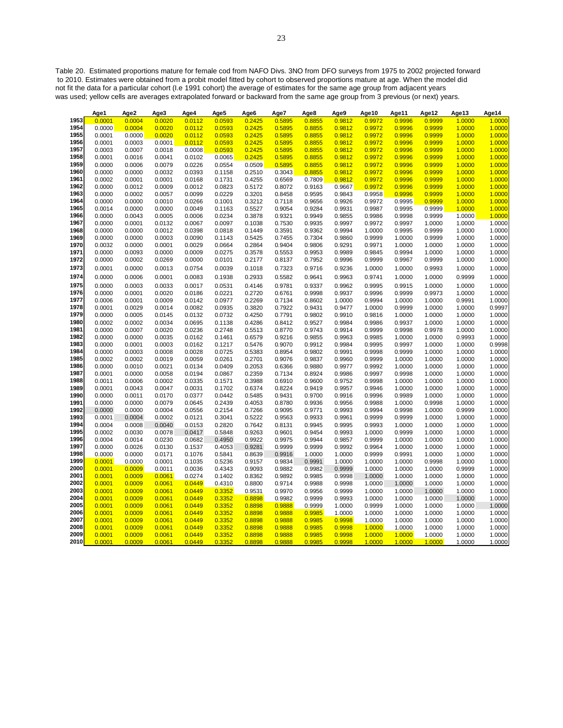Table 20. Estimated proportions mature for female cod from NAFO Divs. 3NO from DFO surveys from 1975 to 2002 projected forward to 2010. Estimates were obtained from a probit model fitted by cohort to observed proportions mature at age. When the model did not fit the data for a particular cohort (I.e 1991 cohort) the average of estimates for the same age group from adjacent years was used; yellow cells are averages extrapolated forward or backward from the same age group from 3 previous (or next) years.

| | Age1 | Age2 | Age3 | Age4 | Age5 | Age6 | Age7 | Age8 | Age9 | Age10 | Age11 | Age12 | Age13 | Age14 |
|---|---|---|---|---|---|---|---|---|---|---|---|---|---|---|
| 1953 | 0.0001 | 0.0004 | 0.0020 | 0.0112 | 0.0593 | 0.2425 | 0.5895 | 0.8855 | 0.9812 | 0.9972 | 0.9996 | 0.9999 | 1.0000 | 1.0000 |
| 1954 | 0.0000 | 0.0004 | 0.0020 | 0.0112 | 0.0593 | 0.2425 | 0.5895 | 0.8855 | 0.9812 | 0.9972 | 0.9996 | 0.9999 | 1.0000 | 1.0000 |
| 1955 | 0.0001 | 0.0000 | 0.0020 | 0.0112 | 0.0593 | 0.2425 | 0.5895 | 0.8855 | 0.9812 | 0.9972 | 0.9996 | 0.9999 | 1.0000 | 1.0000 |
| 1956 | 0.0001 | 0.0003 | 0.0001 | 0.0112 | 0.0593 | 0.2425 | 0.5895 | 0.8855 | 0.9812 | 0.9972 | 0.9996 | 0.9999 | 1.0000 | 1.0000 |
| 1957 | 0.0003 | 0.0007 | 0.0018 | 0.0008 | 0.0593 | 0.2425 | 0.5895 | 0.8855 | 0.9812 | 0.9972 | 0.9996 | 0.9999 | 1.0000 | 1.0000 |
| 1958 | 0.0001 | 0.0016 | 0.0041 | 0.0102 | 0.0065 | 0.2425 | 0.5895 | 0.8855 | 0.9812 | 0.9972 | 0.9996 | 0.9999 | 1.0000 | 1.0000 |
| 1959 | 0.0000 | 0.0006 | 0.0079 | 0.0226 | 0.0554 | 0.0509 | 0.5895 | 0.8855 | 0.9812 | 0.9972 | 0.9996 | 0.9999 | 1.0000 | 1.0000 |
| 1960 | 0.0000 | 0.0000 | 0.0032 | 0.0393 | 0.1158 | 0.2510 | 0.3043 | 0.8855 | 0.9812 | 0.9972 | 0.9996 | 0.9999 | 1.0000 | 1.0000 |
| 1961 | 0.0002 | 0.0001 | 0.0001 | 0.0168 | 0.1731 | 0.4255 | 0.6569 | 0.7809 | 0.9812 | 0.9972 | 0.9996 | 0.9999 | 1.0000 | 1.0000 |
| 1962 | 0.0000 | 0.0012 | 0.0009 | 0.0012 | 0.0823 | 0.5172 | 0.8072 | 0.9163 | 0.9667 | 0.9972 | 0.9996 | 0.9999 | 1.0000 | 1.0000 |
| 1963 | 0.0000 | 0.0002 | 0.0057 | 0.0099 | 0.0229 | 0.3201 | 0.8458 | 0.9595 | 0.9843 | 0.9958 | 0.9996 | 0.9999 | 1.0000 | 1.0000 |
| 1964 | 0.0000 | 0.0000 | 0.0010 | 0.0266 | 0.1001 | 0.3212 | 0.7118 | 0.9656 | 0.9926 | 0.9972 | 0.9995 | 0.9999 | 1.0000 | 1.0000 |
| 1965 | 0.0014 | 0.0000 | 0.0000 | 0.0049 | 0.1163 | 0.5527 | 0.9054 | 0.9284 | 0.9931 | 0.9987 | 0.9995 | 0.9999 | 1.0000 | 1.0000 |
| 1966 | 0.0000 | 0.0043 | 0.0005 | 0.0006 | 0.0234 | 0.3878 | 0.9321 | 0.9949 | 0.9855 | 0.9986 | 0.9998 | 0.9999 | 1.0000 | 1.0000 |
| 1967 | 0.0000 | 0.0001 | 0.0132 | 0.0067 | 0.0097 | 0.1038 | 0.7530 | 0.9935 | 0.9997 | 0.9972 | 0.9997 | 1.0000 | 1.0000 | 1.0000 |
| 1968 | 0.0000 | 0.0000 | 0.0012 | 0.0398 | 0.0818 | 0.1449 | 0.3591 | 0.9362 | 0.9994 | 1.0000 | 0.9995 | 0.9999 | 1.0000 | 1.0000 |
| 1969 | 0.0000 | 0.0000 | 0.0003 | 0.0090 | 0.1143 | 0.5425 | 0.7455 | 0.7304 | 0.9860 | 0.9999 | 1.0000 | 0.9999 | 1.0000 | 1.0000 |
| 1970 | 0.0032 | 0.0000 | 0.0001 | 0.0029 | 0.0664 | 0.2864 | 0.9404 | 0.9806 | 0.9291 | 0.9971 | 1.0000 | 1.0000 | 1.0000 | 1.0000 |
| 1971 | 0.0000 | 0.0093 | 0.0000 | 0.0009 | 0.0275 | 0.3578 | 0.5553 | 0.9953 | 0.9989 | 0.9845 | 0.9994 | 1.0000 | 1.0000 | 1.0000 |
| 1972 | 0.0000 | 0.0002 | 0.0269 | 0.0000 | 0.0101 | 0.2177 | 0.8137 | 0.7952 | 0.9996 | 0.9999 | 0.9967 | 0.9999 | 1.0000 | 1.0000 |
| 1973 | 0.0001 | 0.0000 | 0.0013 | 0.0754 | 0.0039 | 0.1018 | 0.7323 | 0.9716 | 0.9236 | 1.0000 | 1.0000 | 0.9993 | 1.0000 | 1.0000 |
| 1974 | 0.0000 | 0.0006 | 0.0001 | 0.0083 | 0.1938 | 0.2933 | 0.5582 | 0.9641 | 0.9963 | 0.9741 | 1.0000 | 1.0000 | 0.9999 | 1.0000 |
| 1975 | 0.0000 | 0.0003 | 0.0033 | 0.0017 | 0.0531 | 0.4146 | 0.9781 | 0.9337 | 0.9962 | 0.9995 | 0.9915 | 1.0000 | 1.0000 | 1.0000 |
| 1976 | 0.0000 | 0.0001 | 0.0020 | 0.0186 | 0.0221 | 0.2720 | 0.6761 | 0.9998 | 0.9937 | 0.9996 | 0.9999 | 0.9973 | 1.0000 | 1.0000 |
| 1977 | 0.0006 | 0.0001 | 0.0009 | 0.0142 | 0.0977 | 0.2269 | 0.7134 | 0.8602 | 1.0000 | 0.9994 | 1.0000 | 1.0000 | 0.9991 | 1.0000 |
| 1978 | 0.0001 | 0.0029 | 0.0014 | 0.0082 | 0.0935 | 0.3820 | 0.7922 | 0.9431 | 0.9477 | 1.0000 | 0.9999 | 1.0000 | 1.0000 | 0.9997 |
| 1979 | 0.0000 | 0.0005 | 0.0145 | 0.0132 | 0.0732 | 0.4250 | 0.7791 | 0.9802 | 0.9910 | 0.9816 | 1.0000 | 1.0000 | 1.0000 | 1.0000 |
| 1980 | 0.0002 | 0.0002 | 0.0034 | 0.0695 | 0.1138 | 0.4286 | 0.8412 | 0.9527 | 0.9984 | 0.9986 | 0.9937 | 1.0000 | 1.0000 | 1.0000 |
| 1981 | 0.0000 | 0.0007 | 0.0020 | 0.0236 | 0.2748 | 0.5513 | 0.8770 | 0.9743 | 0.9914 | 0.9999 | 0.9998 | 0.9978 | 1.0000 | 1.0000 |
| 1982 | 0.0000 | 0.0000 | 0.0035 | 0.0162 | 0.1461 | 0.6579 | 0.9216 | 0.9855 | 0.9963 | 0.9985 | 1.0000 | 1.0000 | 0.9993 | 1.0000 |
| 1983 | 0.0000 | 0.0001 | 0.0003 | 0.0162 | 0.1217 | 0.5476 | 0.9070 | 0.9912 | 0.9984 | 0.9995 | 0.9997 | 1.0000 | 1.0000 | 0.9998 |
| 1984 | 0.0000 | 0.0003 | 0.0008 | 0.0028 | 0.0725 | 0.5383 | 0.8954 | 0.9802 | 0.9991 | 0.9998 | 0.9999 | 1.0000 | 1.0000 | 1.0000 |
| 1985 | 0.0002 | 0.0002 | 0.0019 | 0.0059 | 0.0261 | 0.2701 | 0.9076 | 0.9837 | 0.9960 | 0.9999 | 1.0000 | 1.0000 | 1.0000 | 1.0000 |
| 1986 | 0.0000 | 0.0010 | 0.0021 | 0.0134 | 0.0409 | 0.2053 | 0.6366 | 0.9880 | 0.9977 | 0.9992 | 1.0000 | 1.0000 | 1.0000 | 1.0000 |
| 1987 | 0.0001 | 0.0000 | 0.0058 | 0.0194 | 0.0867 | 0.2359 | 0.7134 | 0.8924 | 0.9986 | 0.9997 | 0.9998 | 1.0000 | 1.0000 | 1.0000 |
| 1988 | 0.0011 | 0.0006 | 0.0002 | 0.0335 | 0.1571 | 0.3988 | 0.6910 | 0.9600 | 0.9752 | 0.9998 | 1.0000 | 1.0000 | 1.0000 | 1.0000 |
| 1989 | 0.0001 | 0.0043 | 0.0047 | 0.0031 | 0.1702 | 0.6374 | 0.8224 | 0.9419 | 0.9957 | 0.9946 | 1.0000 | 1.0000 | 1.0000 | 1.0000 |
| 1990 | 0.0000 | 0.0011 | 0.0170 | 0.0377 | 0.0442 | 0.5485 | 0.9431 | 0.9700 | 0.9916 | 0.9996 | 0.9989 | 1.0000 | 1.0000 | 1.0000 |
| 1991 | 0.0000 | 0.0000 | 0.0079 | 0.0645 | 0.2439 | 0.4053 | 0.8780 | 0.9936 | 0.9956 | 0.9988 | 1.0000 | 0.9998 | 1.0000 | 1.0000 |
| 1992 | 0.0000 | 0.0000 | 0.0004 | 0.0556 | 0.2154 | 0.7266 | 0.9095 | 0.9771 | 0.9993 | 0.9994 | 0.9998 | 1.0000 | 0.9999 | 1.0000 |
| 1993 | 0.0001 | 0.0004 | 0.0002 | 0.0121 | 0.3041 | 0.5222 | 0.9563 | 0.9933 | 0.9961 | 0.9999 | 0.9999 | 1.0000 | 1.0000 | 1.0000 |
| 1994 | 0.0004 | 0.0008 | 0.0040 | 0.0153 | 0.2820 | 0.7642 | 0.8131 | 0.9945 | 0.9995 | 0.9993 | 1.0000 | 1.0000 | 1.0000 | 1.0000 |
| 1995 | 0.0002 | 0.0030 | 0.0078 | 0.0417 | 0.5848 | 0.9263 | 0.9601 | 0.9454 | 0.9993 | 1.0000 | 0.9999 | 1.0000 | 1.0000 | 1.0000 |
| 1996 | 0.0004 | 0.0014 | 0.0230 | 0.0682 | 0.4950 | 0.9922 | 0.9975 | 0.9944 | 0.9857 | 0.9999 | 1.0000 | 1.0000 | 1.0000 | 1.0000 |
| 1997 | 0.0000 | 0.0026 | 0.0130 | 0.1537 | 0.4053 | 0.9281 | 0.9999 | 0.9999 | 0.9992 | 0.9964 | 1.0000 | 1.0000 | 1.0000 | 1.0000 |
| 1998 | 0.0000 | 0.0000 | 0.0171 | 0.1076 | 0.5841 | 0.8639 | 0.9916 | 1.0000 | 1.0000 | 0.9999 | 0.9991 | 1.0000 | 1.0000 | 1.0000 |
| 1999 | 0.0001 | 0.0000 | 0.0001 | 0.1035 | 0.5236 | 0.9157 | 0.9834 | 0.9991 | 1.0000 | 1.0000 | 1.0000 | 0.9998 | 1.0000 | 1.0000 |
| 2000 | 0.0001 | 0.0009 | 0.0011 | 0.0036 | 0.4343 | 0.9093 | 0.9882 | 0.9982 | 0.9999 | 1.0000 | 1.0000 | 1.0000 | 0.9999 | 1.0000 |
| 2001 | 0.0001 | 0.0009 | 0.0061 | 0.0274 | 0.1402 | 0.8362 | 0.9892 | 0.9985 | 0.9998 | 1.0000 | 1.0000 | 1.0000 | 1.0000 | 1.0000 |
| 2002 | 0.0001 | 0.0009 | 0.0061 | 0.0449 | 0.4310 | 0.8800 | 0.9714 | 0.9988 | 0.9998 | 1.0000 | 1.0000 | 1.0000 | 1.0000 | 1.0000 |
| 2003 | 0.0001 | 0.0009 | 0.0061 | 0.0449 | 0.3352 | 0.9531 | 0.9970 | 0.9956 | 0.9999 | 1.0000 | 1.0000 | 1.0000 | 1.0000 | 1.0000 |
| 2004 | 0.0001 | 0.0009 | 0.0061 | 0.0449 | 0.3352 | 0.8898 | 0.9982 | 0.9999 | 0.9993 | 1.0000 | 1.0000 | 1.0000 | 1.0000 | 1.0000 |
| 2005 | 0.0001 | 0.0009 | 0.0061 | 0.0449 | 0.3352 | 0.8898 | 0.9888 | 0.9999 | 1.0000 | 0.9999 | 1.0000 | 1.0000 | 1.0000 | 1.0000 |
| 2006 | 0.0001 | 0.0009 | 0.0061 | 0.0449 | 0.3352 | 0.8898 | 0.9888 | 0.9985 | 1.0000 | 1.0000 | 1.0000 | 1.0000 | 1.0000 | 1.0000 |
| 2007 | 0.0001 | 0.0009 | 0.0061 | 0.0449 | 0.3352 | 0.8898 | 0.9888 | 0.9985 | 0.9998 | 1.0000 | 1.0000 | 1.0000 | 1.0000 | 1.0000 |
| 2008 | 0.0001 | 0.0009 | 0.0061 | 0.0449 | 0.3352 | 0.8898 | 0.9888 | 0.9985 | 0.9998 | 1.0000 | 1.0000 | 1.0000 | 1.0000 | 1.0000 |
| 2009 | 0.0001 | 0.0009 | 0.0061 | 0.0449 | 0.3352 | 0.8898 | 0.9888 | 0.9985 | 0.9998 | 1.0000 | 1.0000 | 1.0000 | 1.0000 | 1.0000 |
| 2010 | 0.0001 | 0.0009 | 0.0061 | 0.0449 | 0.3352 | 0.8898 | 0.9888 | 0.9985 | 0.9998 | 1.0000 | 1.0000 | 1.0000 | 1.0000 | 1.0000 |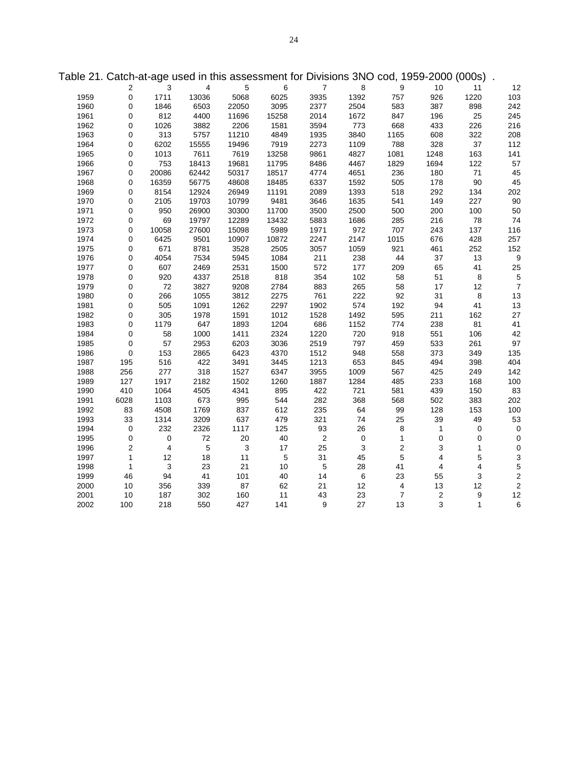Table 21. Catch-at-age used in this assessment for Divisions 3NO cod, 1959-2000 (000s) .

| | 2 | 3 | 4 | 5 | 6 | 7 | 8 | 9 | 10 | 11 | 12 |
|---|---|---|---|---|---|---|---|---|---|---|---|
| 1959 | 0 | 1711 | 13036 | 5068 | 6025 | 3935 | 1392 | 757 | 926 | 1220 | 103 |
| 1960 | 0 | 1846 | 6503 | 22050 | 3095 | 2377 | 2504 | 583 | 387 | 898 | 242 |
| 1961 | 0 | 812 | 4400 | 11696 | 15258 | 2014 | 1672 | 847 | 196 | 25 | 245 |
| 1962 | 0 | 1026 | 3882 | 2206 | 1581 | 3594 | 773 | 668 | 433 | 226 | 216 |
| 1963 | 0 | 313 | 5757 | 11210 | 4849 | 1935 | 3840 | 1165 | 608 | 322 | 208 |
| 1964 | 0 | 6202 | 15555 | 19496 | 7919 | 2273 | 1109 | 788 | 328 | 37 | 112 |
| 1965 | 0 | 1013 | 7611 | 7619 | 13258 | 9861 | 4827 | 1081 | 1248 | 163 | 141 |
| 1966 | 0 | 753 | 18413 | 19681 | 11795 | 8486 | 4467 | 1829 | 1694 | 122 | 57 |
| 1967 | 0 | 20086 | 62442 | 50317 | 18517 | 4774 | 4651 | 236 | 180 | 71 | 45 |
| 1968 | 0 | 16359 | 56775 | 48608 | 18485 | 6337 | 1592 | 505 | 178 | 90 | 45 |
| 1969 | 0 | 8154 | 12924 | 26949 | 11191 | 2089 | 1393 | 518 | 292 | 134 | 202 |
| 1970 | 0 | 2105 | 19703 | 10799 | 9481 | 3646 | 1635 | 541 | 149 | 227 | 90 |
| 1971 | 0 | 950 | 26900 | 30300 | 11700 | 3500 | 2500 | 500 | 200 | 100 | 50 |
| 1972 | 0 | 69 | 19797 | 12289 | 13432 | 5883 | 1686 | 285 | 216 | 78 | 74 |
| 1973 | 0 | 10058 | 27600 | 15098 | 5989 | 1971 | 972 | 707 | 243 | 137 | 116 |
| 1974 | 0 | 6425 | 9501 | 10907 | 10872 | 2247 | 2147 | 1015 | 676 | 428 | 257 |
| 1975 | 0 | 671 | 8781 | 3528 | 2505 | 3057 | 1059 | 921 | 461 | 252 | 152 |
| 1976 | 0 | 4054 | 7534 | 5945 | 1084 | 211 | 238 | 44 | 37 | 13 | 9 |
| 1977 | 0 | 607 | 2469 | 2531 | 1500 | 572 | 177 | 209 | 65 | 41 | 25 |
| 1978 | 0 | 920 | 4337 | 2518 | 818 | 354 | 102 | 58 | 51 | 8 | 5 |
| 1979 | 0 | 72 | 3827 | 9208 | 2784 | 883 | 265 | 58 | 17 | 12 | 7 |
| 1980 | 0 | 266 | 1055 | 3812 | 2275 | 761 | 222 | 92 | 31 | 8 | 13 |
| 1981 | 0 | 505 | 1091 | 1262 | 2297 | 1902 | 574 | 192 | 94 | 41 | 13 |
| 1982 | 0 | 305 | 1978 | 1591 | 1012 | 1528 | 1492 | 595 | 211 | 162 | 27 |
| 1983 | 0 | 1179 | 647 | 1893 | 1204 | 686 | 1152 | 774 | 238 | 81 | 41 |
| 1984 | 0 | 58 | 1000 | 1411 | 2324 | 1220 | 720 | 918 | 551 | 106 | 42 |
| 1985 | 0 | 57 | 2953 | 6203 | 3036 | 2519 | 797 | 459 | 533 | 261 | 97 |
| 1986 | 0 | 153 | 2865 | 6423 | 4370 | 1512 | 948 | 558 | 373 | 349 | 135 |
| 1987 | 195 | 516 | 422 | 3491 | 3445 | 1213 | 653 | 845 | 494 | 398 | 404 |
| 1988 | 256 | 277 | 318 | 1527 | 6347 | 3955 | 1009 | 567 | 425 | 249 | 142 |
| 1989 | 127 | 1917 | 2182 | 1502 | 1260 | 1887 | 1284 | 485 | 233 | 168 | 100 |
| 1990 | 410 | 1064 | 4505 | 4341 | 895 | 422 | 721 | 581 | 439 | 150 | 83 |
| 1991 | 6028 | 1103 | 673 | 995 | 544 | 282 | 368 | 568 | 502 | 383 | 202 |
| 1992 | 83 | 4508 | 1769 | 837 | 612 | 235 | 64 | 99 | 128 | 153 | 100 |
| 1993 | 33 | 1314 | 3209 | 637 | 479 | 321 | 74 | 25 | 39 | 49 | 53 |
| 1994 | 0 | 232 | 2326 | 1117 | 125 | 93 | 26 | 8 | 1 | 0 | 0 |
| 1995 | 0 | 0 | 72 | 20 | 40 | 2 | 0 | 1 | 0 | 0 | 0 |
| 1996 | 2 | 4 | 5 | 3 | 17 | 25 | 3 | 2 | 3 | 1 | 0 |
| 1997 | 1 | 12 | 18 | 11 | 5 | 31 | 45 | 5 | 4 | 5 | 3 |
| 1998 | 1 | 3 | 23 | 21 | 10 | 5 | 28 | 41 | 4 | 4 | 5 |
| 1999 | 46 | 94 | 41 | 101 | 40 | 14 | 6 | 23 | 55 | 3 | 2 |
| 2000 | 10 | 356 | 339 | 87 | 62 | 21 | 12 | 4 | 13 | 12 | 2 |
| 2001 | 10 | 187 | 302 | 160 | 11 | 43 | 23 | 7 | 2 | 9 | 12 |
| 2002 | 100 | 218 | 550 | 427 | 141 | 9 | 27 | 13 | 3 | 1 | 6 |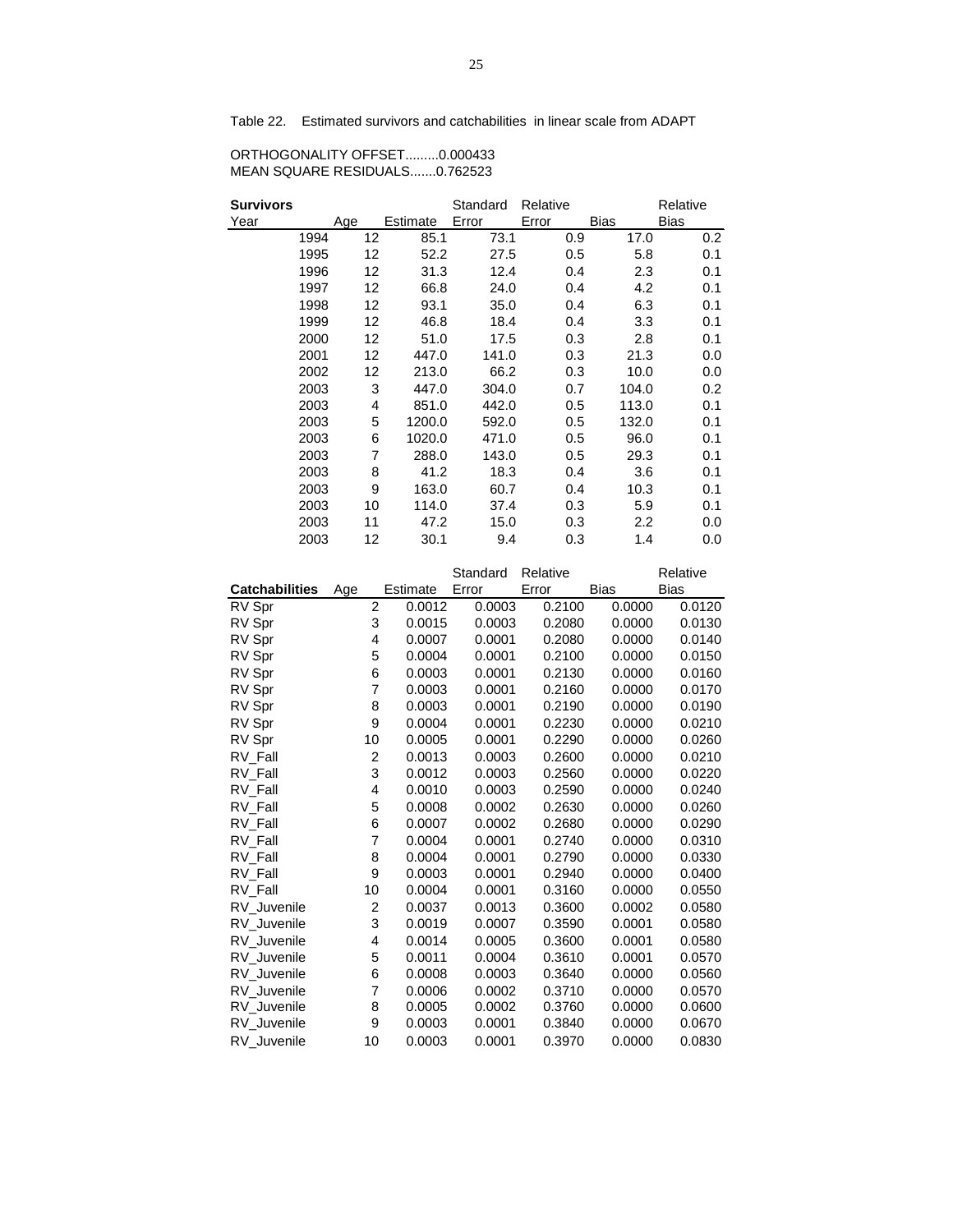Table 22. Estimated survivors and catchabilities in linear scale from ADAPT

ORTHOGONALITY OFFSET.........0.000433
MEAN SQUARE RESIDUALS.......0.762523

| **Survivors** Year | Age | Estimate | Standard Error | Relative Error | Bias | Relative Bias |
|---|---|---|---|---|---|---|
| 1994 | 12 | 85.1 | 73.1 | 0.9 | 17.0 | 0.2 |
| 1995 | 12 | 52.2 | 27.5 | 0.5 | 5.8 | 0.1 |
| 1996 | 12 | 31.3 | 12.4 | 0.4 | 2.3 | 0.1 |
| 1997 | 12 | 66.8 | 24.0 | 0.4 | 4.2 | 0.1 |
| 1998 | 12 | 93.1 | 35.0 | 0.4 | 6.3 | 0.1 |
| 1999 | 12 | 46.8 | 18.4 | 0.4 | 3.3 | 0.1 |
| 2000 | 12 | 51.0 | 17.5 | 0.3 | 2.8 | 0.1 |
| 2001 | 12 | 447.0 | 141.0 | 0.3 | 21.3 | 0.0 |
| 2002 | 12 | 213.0 | 66.2 | 0.3 | 10.0 | 0.0 |
| 2003 | 3 | 447.0 | 304.0 | 0.7 | 104.0 | 0.2 |
| 2003 | 4 | 851.0 | 442.0 | 0.5 | 113.0 | 0.1 |
| 2003 | 5 | 1200.0 | 592.0 | 0.5 | 132.0 | 0.1 |
| 2003 | 6 | 1020.0 | 471.0 | 0.5 | 96.0 | 0.1 |
| 2003 | 7 | 288.0 | 143.0 | 0.5 | 29.3 | 0.1 |
| 2003 | 8 | 41.2 | 18.3 | 0.4 | 3.6 | 0.1 |
| 2003 | 9 | 163.0 | 60.7 | 0.4 | 10.3 | 0.1 |
| 2003 | 10 | 114.0 | 37.4 | 0.3 | 5.9 | 0.1 |
| 2003 | 11 | 47.2 | 15.0 | 0.3 | 2.2 | 0.0 |
| 2003 | 12 | 30.1 | 9.4 | 0.3 | 1.4 | 0.0 |

| **Catchabilities** | Age | Estimate | Standard Error | Relative Error | Bias | Relative Bias |
|---|---|---|---|---|---|---|
| RV Spr | 2 | 0.0012 | 0.0003 | 0.2100 | 0.0000 | 0.0120 |
| RV Spr | 3 | 0.0015 | 0.0003 | 0.2080 | 0.0000 | 0.0130 |
| RV Spr | 4 | 0.0007 | 0.0001 | 0.2080 | 0.0000 | 0.0140 |
| RV Spr | 5 | 0.0004 | 0.0001 | 0.2100 | 0.0000 | 0.0150 |
| RV Spr | 6 | 0.0003 | 0.0001 | 0.2130 | 0.0000 | 0.0160 |
| RV Spr | 7 | 0.0003 | 0.0001 | 0.2160 | 0.0000 | 0.0170 |
| RV Spr | 8 | 0.0003 | 0.0001 | 0.2190 | 0.0000 | 0.0190 |
| RV Spr | 9 | 0.0004 | 0.0001 | 0.2230 | 0.0000 | 0.0210 |
| RV Spr | 10 | 0.0005 | 0.0001 | 0.2290 | 0.0000 | 0.0260 |
| RV_Fall | 2 | 0.0013 | 0.0003 | 0.2600 | 0.0000 | 0.0210 |
| RV_Fall | 3 | 0.0012 | 0.0003 | 0.2560 | 0.0000 | 0.0220 |
| RV_Fall | 4 | 0.0010 | 0.0003 | 0.2590 | 0.0000 | 0.0240 |
| RV_Fall | 5 | 0.0008 | 0.0002 | 0.2630 | 0.0000 | 0.0260 |
| RV_Fall | 6 | 0.0007 | 0.0002 | 0.2680 | 0.0000 | 0.0290 |
| RV_Fall | 7 | 0.0004 | 0.0001 | 0.2740 | 0.0000 | 0.0310 |
| RV_Fall | 8 | 0.0004 | 0.0001 | 0.2790 | 0.0000 | 0.0330 |
| RV_Fall | 9 | 0.0003 | 0.0001 | 0.2940 | 0.0000 | 0.0400 |
| RV_Fall | 10 | 0.0004 | 0.0001 | 0.3160 | 0.0000 | 0.0550 |
| RV_Juvenile | 2 | 0.0037 | 0.0013 | 0.3600 | 0.0002 | 0.0580 |
| RV_Juvenile | 3 | 0.0019 | 0.0007 | 0.3590 | 0.0001 | 0.0580 |
| RV_Juvenile | 4 | 0.0014 | 0.0005 | 0.3600 | 0.0001 | 0.0580 |
| RV_Juvenile | 5 | 0.0011 | 0.0004 | 0.3610 | 0.0001 | 0.0570 |
| RV_Juvenile | 6 | 0.0008 | 0.0003 | 0.3640 | 0.0000 | 0.0560 |
| RV_Juvenile | 7 | 0.0006 | 0.0002 | 0.3710 | 0.0000 | 0.0570 |
| RV_Juvenile | 8 | 0.0005 | 0.0002 | 0.3760 | 0.0000 | 0.0600 |
| RV_Juvenile | 9 | 0.0003 | 0.0001 | 0.3840 | 0.0000 | 0.0670 |
| RV_Juvenile | 10 | 0.0003 | 0.0001 | 0.3970 | 0.0000 | 0.0830 |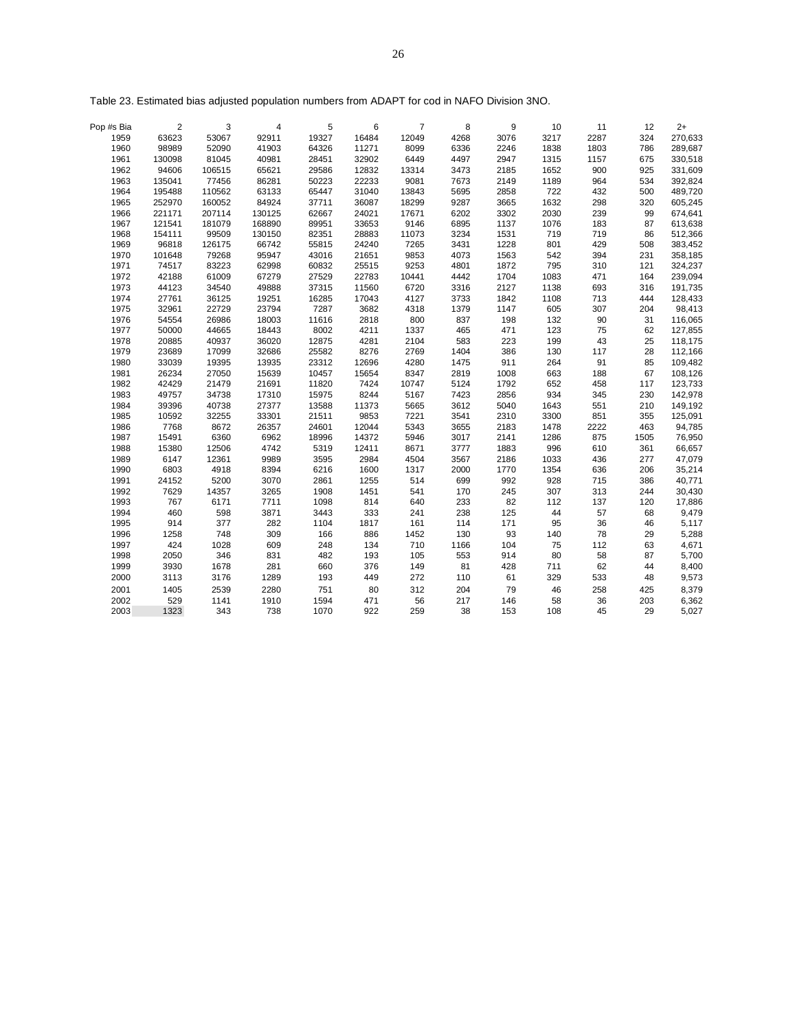Table 23. Estimated bias adjusted population numbers from ADAPT for cod in NAFO Division 3NO.

| Pop #s Bia | 2 | 3 | 4 | 5 | 6 | 7 | 8 | 9 | 10 | 11 | 12 | 2+ |
|---|---|---|---|---|---|---|---|---|---|---|---|---|
| 1959 | 63623 | 53067 | 92911 | 19327 | 16484 | 12049 | 4268 | 3076 | 3217 | 2287 | 324 | 270,633 |
| 1960 | 98989 | 52090 | 41903 | 64326 | 11271 | 8099 | 6336 | 2246 | 1838 | 1803 | 786 | 289,687 |
| 1961 | 130098 | 81045 | 40981 | 28451 | 32902 | 6449 | 4497 | 2947 | 1315 | 1157 | 675 | 330,518 |
| 1962 | 94606 | 106515 | 65621 | 29586 | 12832 | 13314 | 3473 | 2185 | 1652 | 900 | 925 | 331,609 |
| 1963 | 135041 | 77456 | 86281 | 50223 | 22233 | 9081 | 7673 | 2149 | 1189 | 964 | 534 | 392,824 |
| 1964 | 195488 | 110562 | 63133 | 65447 | 31040 | 13843 | 5695 | 2858 | 722 | 432 | 500 | 489,720 |
| 1965 | 252970 | 160052 | 84924 | 37711 | 36087 | 18299 | 9287 | 3665 | 1632 | 298 | 320 | 605,245 |
| 1966 | 221171 | 207114 | 130125 | 62667 | 24021 | 17671 | 6202 | 3302 | 2030 | 239 | 99 | 674,641 |
| 1967 | 121541 | 181079 | 168890 | 89951 | 33653 | 9146 | 6895 | 1137 | 1076 | 183 | 87 | 613,638 |
| 1968 | 154111 | 99509 | 130150 | 82351 | 28883 | 11073 | 3234 | 1531 | 719 | 719 | 86 | 512,366 |
| 1969 | 96818 | 126175 | 66742 | 55815 | 24240 | 7265 | 3431 | 1228 | 801 | 429 | 508 | 383,452 |
| 1970 | 101648 | 79268 | 95947 | 43016 | 21651 | 9853 | 4073 | 1563 | 542 | 394 | 231 | 358,185 |
| 1971 | 74517 | 83223 | 62998 | 60832 | 25515 | 9253 | 4801 | 1872 | 795 | 310 | 121 | 324,237 |
| 1972 | 42188 | 61009 | 67279 | 27529 | 22783 | 10441 | 4442 | 1704 | 1083 | 471 | 164 | 239,094 |
| 1973 | 44123 | 34540 | 49888 | 37315 | 11560 | 6720 | 3316 | 2127 | 1138 | 693 | 316 | 191,735 |
| 1974 | 27761 | 36125 | 19251 | 16285 | 17043 | 4127 | 3733 | 1842 | 1108 | 713 | 444 | 128,433 |
| 1975 | 32961 | 22729 | 23794 | 7287 | 3682 | 4318 | 1379 | 1147 | 605 | 307 | 204 | 98,413 |
| 1976 | 54554 | 26986 | 18003 | 11616 | 2818 | 800 | 837 | 198 | 132 | 90 | 31 | 116,065 |
| 1977 | 50000 | 44665 | 18443 | 8002 | 4211 | 1337 | 465 | 471 | 123 | 75 | 62 | 127,855 |
| 1978 | 20885 | 40937 | 36020 | 12875 | 4281 | 2104 | 583 | 223 | 199 | 43 | 25 | 118,175 |
| 1979 | 23689 | 17099 | 32686 | 25582 | 8276 | 2769 | 1404 | 386 | 130 | 117 | 28 | 112,166 |
| 1980 | 33039 | 19395 | 13935 | 23312 | 12696 | 4280 | 1475 | 911 | 264 | 91 | 85 | 109,482 |
| 1981 | 26234 | 27050 | 15639 | 10457 | 15654 | 8347 | 2819 | 1008 | 663 | 188 | 67 | 108,126 |
| 1982 | 42429 | 21479 | 21691 | 11820 | 7424 | 10747 | 5124 | 1792 | 652 | 458 | 117 | 123,733 |
| 1983 | 49757 | 34738 | 17310 | 15975 | 8244 | 5167 | 7423 | 2856 | 934 | 345 | 230 | 142,978 |
| 1984 | 39396 | 40738 | 27377 | 13588 | 11373 | 5665 | 3612 | 5040 | 1643 | 551 | 210 | 149,192 |
| 1985 | 10592 | 32255 | 33301 | 21511 | 9853 | 7221 | 3541 | 2310 | 3300 | 851 | 355 | 125,091 |
| 1986 | 7768 | 8672 | 26357 | 24601 | 12044 | 5343 | 3655 | 2183 | 1478 | 2222 | 463 | 94,785 |
| 1987 | 15491 | 6360 | 6962 | 18996 | 14372 | 5946 | 3017 | 2141 | 1286 | 875 | 1505 | 76,950 |
| 1988 | 15380 | 12506 | 4742 | 5319 | 12411 | 8671 | 3777 | 1883 | 996 | 610 | 361 | 66,657 |
| 1989 | 6147 | 12361 | 9989 | 3595 | 2984 | 4504 | 3567 | 2186 | 1033 | 436 | 277 | 47,079 |
| 1990 | 6803 | 4918 | 8394 | 6216 | 1600 | 1317 | 2000 | 1770 | 1354 | 636 | 206 | 35,214 |
| 1991 | 24152 | 5200 | 3070 | 2861 | 1255 | 514 | 699 | 992 | 928 | 715 | 386 | 40,771 |
| 1992 | 7629 | 14357 | 3265 | 1908 | 1451 | 541 | 170 | 245 | 307 | 313 | 244 | 30,430 |
| 1993 | 767 | 6171 | 7711 | 1098 | 814 | 640 | 233 | 82 | 112 | 137 | 120 | 17,886 |
| 1994 | 460 | 598 | 3871 | 3443 | 333 | 241 | 238 | 125 | 44 | 57 | 68 | 9,479 |
| 1995 | 914 | 377 | 282 | 1104 | 1817 | 161 | 114 | 171 | 95 | 36 | 46 | 5,117 |
| 1996 | 1258 | 748 | 309 | 166 | 886 | 1452 | 130 | 93 | 140 | 78 | 29 | 5,288 |
| 1997 | 424 | 1028 | 609 | 248 | 134 | 710 | 1166 | 104 | 75 | 112 | 63 | 4,671 |
| 1998 | 2050 | 346 | 831 | 482 | 193 | 105 | 553 | 914 | 80 | 58 | 87 | 5,700 |
| 1999 | 3930 | 1678 | 281 | 660 | 376 | 149 | 81 | 428 | 711 | 62 | 44 | 8,400 |
| 2000 | 3113 | 3176 | 1289 | 193 | 449 | 272 | 110 | 61 | 329 | 533 | 48 | 9,573 |
| 2001 | 1405 | 2539 | 2280 | 751 | 80 | 312 | 204 | 79 | 46 | 258 | 425 | 8,379 |
| 2002 | 529 | 1141 | 1910 | 1594 | 471 | 56 | 217 | 146 | 58 | 36 | 203 | 6,362 |
| 2003 | 1323 | 343 | 738 | 1070 | 922 | 259 | 38 | 153 | 108 | 45 | 29 | 5,027 |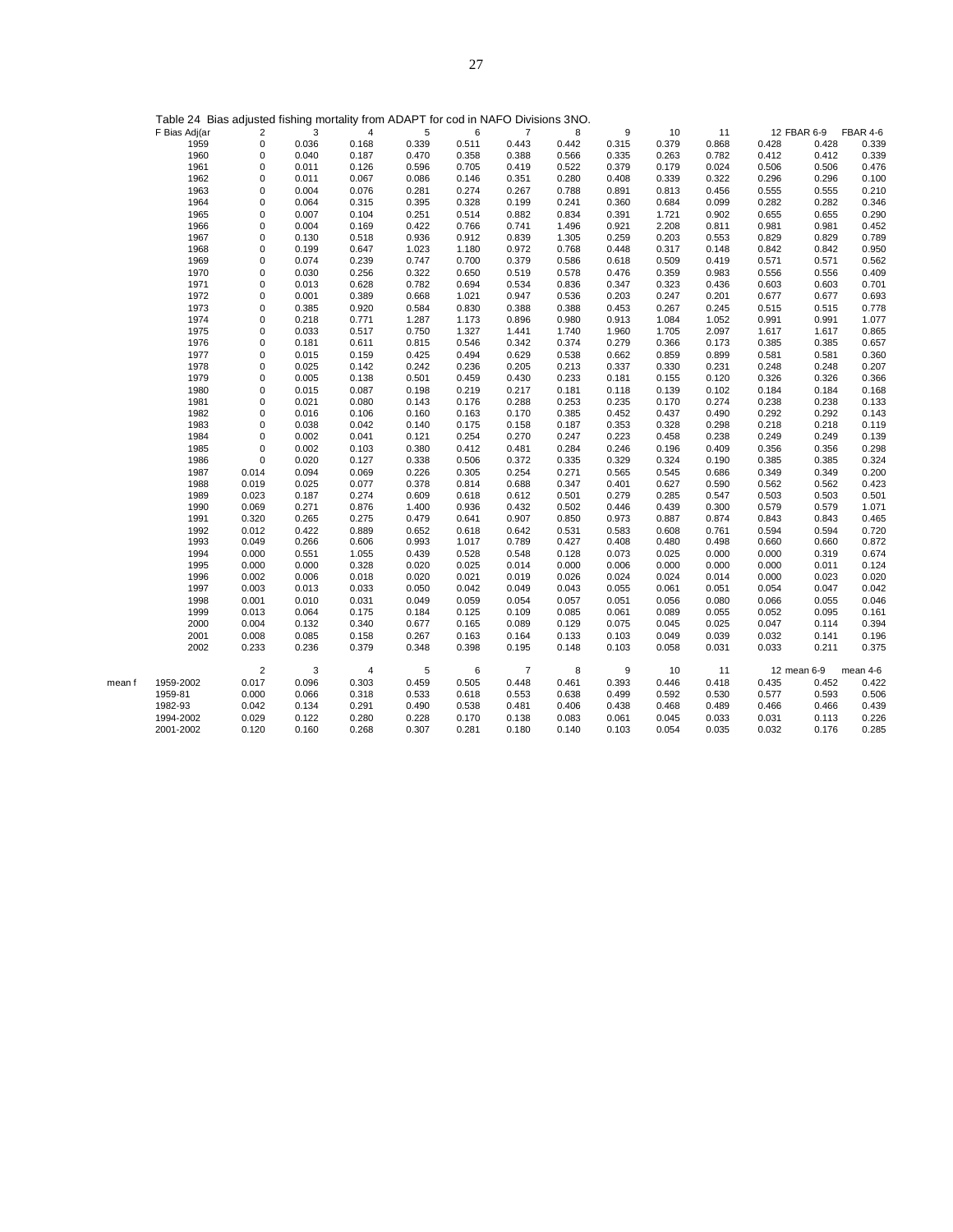Table 24 Bias adjusted fishing mortality from ADAPT for cod in NAFO Divisions 3NO.

| F Bias Adj(ar | 2 | 3 | 4 | 5 | 6 | 7 | 8 | 9 | 10 | 11 | 12 | FBAR 6-9 | FBAR 4-6 |
|---|---|---|---|---|---|---|---|---|---|---|---|---|---|
| 1959 | 0 | 0.036 | 0.168 | 0.339 | 0.511 | 0.443 | 0.442 | 0.315 | 0.379 | 0.868 | 0.428 | 0.428 | 0.339 |
| 1960 | 0 | 0.040 | 0.187 | 0.470 | 0.358 | 0.388 | 0.566 | 0.335 | 0.263 | 0.782 | 0.412 | 0.412 | 0.339 |
| 1961 | 0 | 0.011 | 0.126 | 0.596 | 0.705 | 0.419 | 0.522 | 0.379 | 0.179 | 0.024 | 0.506 | 0.506 | 0.476 |
| 1962 | 0 | 0.011 | 0.067 | 0.086 | 0.146 | 0.351 | 0.280 | 0.408 | 0.339 | 0.322 | 0.296 | 0.296 | 0.100 |
| 1963 | 0 | 0.004 | 0.076 | 0.281 | 0.274 | 0.267 | 0.788 | 0.891 | 0.813 | 0.456 | 0.555 | 0.555 | 0.210 |
| 1964 | 0 | 0.064 | 0.315 | 0.395 | 0.328 | 0.199 | 0.241 | 0.360 | 0.684 | 0.099 | 0.282 | 0.282 | 0.346 |
| 1965 | 0 | 0.007 | 0.104 | 0.251 | 0.514 | 0.882 | 0.834 | 0.391 | 1.721 | 0.902 | 0.655 | 0.655 | 0.290 |
| 1966 | 0 | 0.004 | 0.169 | 0.422 | 0.766 | 0.741 | 1.496 | 0.921 | 2.208 | 0.811 | 0.981 | 0.981 | 0.452 |
| 1967 | 0 | 0.130 | 0.518 | 0.936 | 0.912 | 0.839 | 1.305 | 0.259 | 0.203 | 0.553 | 0.829 | 0.829 | 0.789 |
| 1968 | 0 | 0.199 | 0.647 | 1.023 | 1.180 | 0.972 | 0.768 | 0.448 | 0.317 | 0.148 | 0.842 | 0.842 | 0.950 |
| 1969 | 0 | 0.074 | 0.239 | 0.747 | 0.700 | 0.379 | 0.586 | 0.618 | 0.509 | 0.419 | 0.571 | 0.571 | 0.562 |
| 1970 | 0 | 0.030 | 0.256 | 0.322 | 0.650 | 0.519 | 0.578 | 0.476 | 0.359 | 0.983 | 0.556 | 0.556 | 0.409 |
| 1971 | 0 | 0.013 | 0.628 | 0.782 | 0.694 | 0.534 | 0.836 | 0.347 | 0.323 | 0.436 | 0.603 | 0.603 | 0.701 |
| 1972 | 0 | 0.001 | 0.389 | 0.668 | 1.021 | 0.947 | 0.536 | 0.203 | 0.247 | 0.201 | 0.677 | 0.677 | 0.693 |
| 1973 | 0 | 0.385 | 0.920 | 0.584 | 0.830 | 0.388 | 0.388 | 0.453 | 0.267 | 0.245 | 0.515 | 0.515 | 0.778 |
| 1974 | 0 | 0.218 | 0.771 | 1.287 | 1.173 | 0.896 | 0.980 | 0.913 | 1.084 | 1.052 | 0.991 | 0.991 | 1.077 |
| 1975 | 0 | 0.033 | 0.517 | 0.750 | 1.327 | 1.441 | 1.740 | 1.960 | 1.705 | 2.097 | 1.617 | 1.617 | 0.865 |
| 1976 | 0 | 0.181 | 0.611 | 0.815 | 0.546 | 0.342 | 0.374 | 0.279 | 0.366 | 0.173 | 0.385 | 0.385 | 0.657 |
| 1977 | 0 | 0.015 | 0.159 | 0.425 | 0.494 | 0.629 | 0.538 | 0.662 | 0.859 | 0.899 | 0.581 | 0.581 | 0.360 |
| 1978 | 0 | 0.025 | 0.142 | 0.242 | 0.236 | 0.205 | 0.213 | 0.337 | 0.330 | 0.231 | 0.248 | 0.248 | 0.207 |
| 1979 | 0 | 0.005 | 0.138 | 0.501 | 0.459 | 0.430 | 0.233 | 0.181 | 0.155 | 0.120 | 0.326 | 0.326 | 0.366 |
| 1980 | 0 | 0.015 | 0.087 | 0.198 | 0.219 | 0.217 | 0.181 | 0.118 | 0.139 | 0.102 | 0.184 | 0.184 | 0.168 |
| 1981 | 0 | 0.021 | 0.080 | 0.143 | 0.176 | 0.288 | 0.253 | 0.235 | 0.170 | 0.274 | 0.238 | 0.238 | 0.133 |
| 1982 | 0 | 0.016 | 0.106 | 0.160 | 0.163 | 0.170 | 0.385 | 0.452 | 0.437 | 0.490 | 0.292 | 0.292 | 0.143 |
| 1983 | 0 | 0.038 | 0.042 | 0.140 | 0.175 | 0.158 | 0.187 | 0.353 | 0.328 | 0.298 | 0.218 | 0.218 | 0.119 |
| 1984 | 0 | 0.002 | 0.041 | 0.121 | 0.254 | 0.270 | 0.247 | 0.223 | 0.458 | 0.238 | 0.249 | 0.249 | 0.139 |
| 1985 | 0 | 0.002 | 0.103 | 0.380 | 0.412 | 0.481 | 0.284 | 0.246 | 0.196 | 0.409 | 0.356 | 0.356 | 0.298 |
| 1986 | 0 | 0.020 | 0.127 | 0.338 | 0.506 | 0.372 | 0.335 | 0.329 | 0.324 | 0.190 | 0.385 | 0.385 | 0.324 |
| 1987 | 0.014 | 0.094 | 0.069 | 0.226 | 0.305 | 0.254 | 0.271 | 0.565 | 0.545 | 0.686 | 0.349 | 0.349 | 0.200 |
| 1988 | 0.019 | 0.025 | 0.077 | 0.378 | 0.814 | 0.688 | 0.347 | 0.401 | 0.627 | 0.590 | 0.562 | 0.562 | 0.423 |
| 1989 | 0.023 | 0.187 | 0.274 | 0.609 | 0.618 | 0.612 | 0.501 | 0.279 | 0.285 | 0.547 | 0.503 | 0.503 | 0.501 |
| 1990 | 0.069 | 0.271 | 0.876 | 1.400 | 0.936 | 0.432 | 0.502 | 0.446 | 0.439 | 0.300 | 0.579 | 0.579 | 1.071 |
| 1991 | 0.320 | 0.265 | 0.275 | 0.479 | 0.641 | 0.907 | 0.850 | 0.973 | 0.887 | 0.874 | 0.843 | 0.843 | 0.465 |
| 1992 | 0.012 | 0.422 | 0.889 | 0.652 | 0.618 | 0.642 | 0.531 | 0.583 | 0.608 | 0.761 | 0.594 | 0.594 | 0.720 |
| 1993 | 0.049 | 0.266 | 0.606 | 0.993 | 1.017 | 0.789 | 0.427 | 0.408 | 0.480 | 0.498 | 0.660 | 0.660 | 0.872 |
| 1994 | 0.000 | 0.551 | 1.055 | 0.439 | 0.528 | 0.548 | 0.128 | 0.073 | 0.025 | 0.000 | 0.000 | 0.319 | 0.674 |
| 1995 | 0.000 | 0.000 | 0.328 | 0.020 | 0.025 | 0.014 | 0.000 | 0.006 | 0.000 | 0.000 | 0.000 | 0.011 | 0.124 |
| 1996 | 0.002 | 0.006 | 0.018 | 0.020 | 0.021 | 0.019 | 0.026 | 0.024 | 0.024 | 0.014 | 0.000 | 0.023 | 0.020 |
| 1997 | 0.003 | 0.013 | 0.033 | 0.050 | 0.042 | 0.049 | 0.043 | 0.055 | 0.061 | 0.051 | 0.054 | 0.047 | 0.042 |
| 1998 | 0.001 | 0.010 | 0.031 | 0.049 | 0.059 | 0.054 | 0.057 | 0.051 | 0.056 | 0.080 | 0.066 | 0.055 | 0.046 |
| 1999 | 0.013 | 0.064 | 0.175 | 0.184 | 0.125 | 0.109 | 0.085 | 0.061 | 0.089 | 0.055 | 0.052 | 0.095 | 0.161 |
| 2000 | 0.004 | 0.132 | 0.340 | 0.677 | 0.165 | 0.089 | 0.129 | 0.075 | 0.045 | 0.025 | 0.047 | 0.114 | 0.394 |
| 2001 | 0.008 | 0.085 | 0.158 | 0.267 | 0.163 | 0.164 | 0.133 | 0.103 | 0.049 | 0.039 | 0.032 | 0.141 | 0.196 |
| 2002 | 0.233 | 0.236 | 0.379 | 0.348 | 0.398 | 0.195 | 0.148 | 0.103 | 0.058 | 0.031 | 0.033 | 0.211 | 0.375 |

| mean f | 2 | 3 | 4 | 5 | 6 | 7 | 8 | 9 | 10 | 11 | 12 | mean 6-9 | mean 4-6 |
|---|---|---|---|---|---|---|---|---|---|---|---|---|---|
| 1959-2002 | 0.017 | 0.096 | 0.303 | 0.459 | 0.505 | 0.448 | 0.461 | 0.393 | 0.446 | 0.418 | 0.435 | 0.452 | 0.422 |
| 1959-81 | 0.000 | 0.066 | 0.318 | 0.533 | 0.618 | 0.553 | 0.638 | 0.499 | 0.592 | 0.530 | 0.577 | 0.593 | 0.506 |
| 1982-93 | 0.042 | 0.134 | 0.291 | 0.490 | 0.538 | 0.481 | 0.406 | 0.438 | 0.468 | 0.489 | 0.466 | 0.466 | 0.439 |
| 1994-2002 | 0.029 | 0.122 | 0.280 | 0.228 | 0.170 | 0.138 | 0.083 | 0.061 | 0.045 | 0.033 | 0.031 | 0.113 | 0.226 |
| 2001-2002 | 0.120 | 0.160 | 0.268 | 0.307 | 0.281 | 0.180 | 0.140 | 0.103 | 0.054 | 0.035 | 0.032 | 0.176 | 0.285 |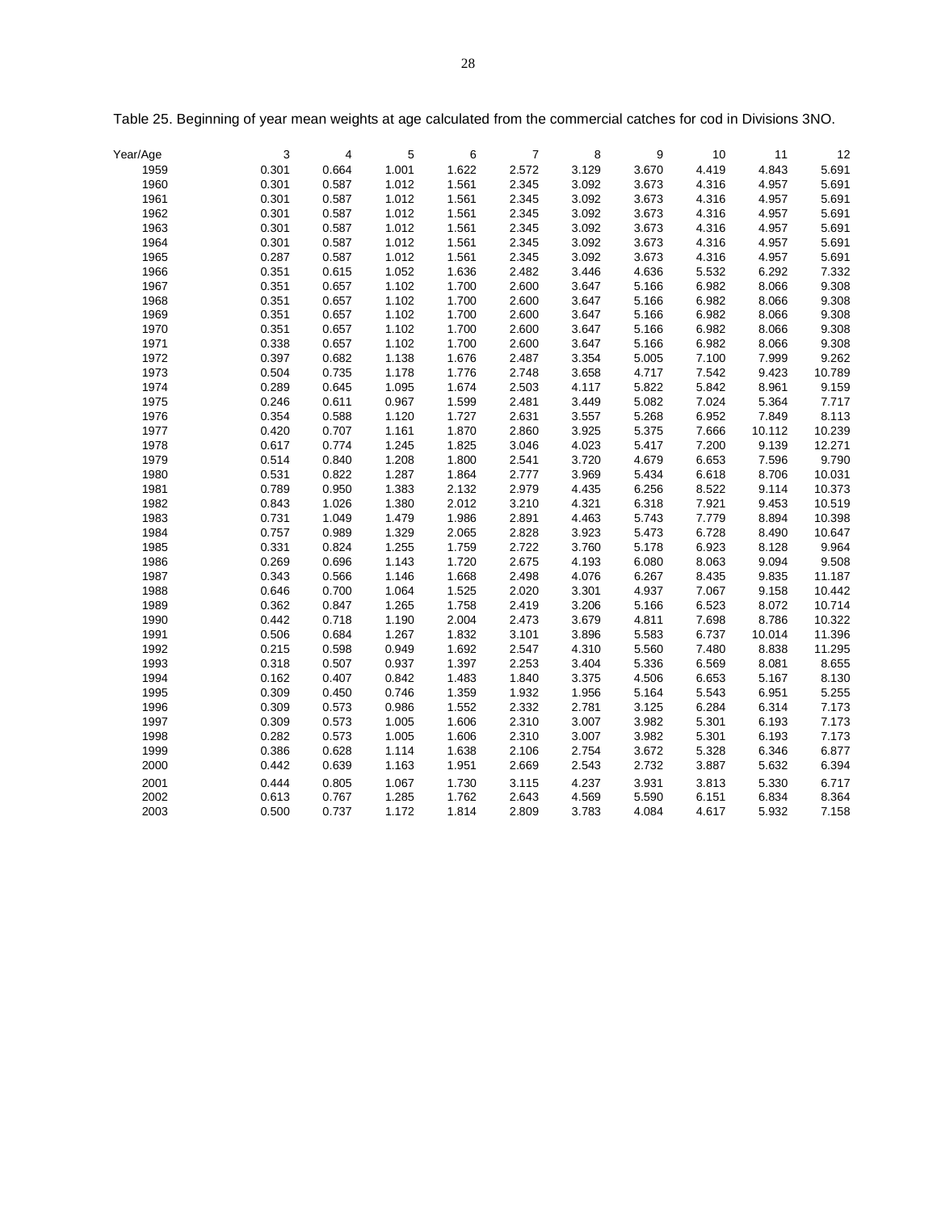Table 25. Beginning of year mean weights at age calculated from the commercial catches for cod in Divisions 3NO.

| Year/Age | 3 | 4 | 5 | 6 | 7 | 8 | 9 | 10 | 11 | 12 |
|---|---|---|---|---|---|---|---|---|---|---|
| 1959 | 0.301 | 0.664 | 1.001 | 1.622 | 2.572 | 3.129 | 3.670 | 4.419 | 4.843 | 5.691 |
| 1960 | 0.301 | 0.587 | 1.012 | 1.561 | 2.345 | 3.092 | 3.673 | 4.316 | 4.957 | 5.691 |
| 1961 | 0.301 | 0.587 | 1.012 | 1.561 | 2.345 | 3.092 | 3.673 | 4.316 | 4.957 | 5.691 |
| 1962 | 0.301 | 0.587 | 1.012 | 1.561 | 2.345 | 3.092 | 3.673 | 4.316 | 4.957 | 5.691 |
| 1963 | 0.301 | 0.587 | 1.012 | 1.561 | 2.345 | 3.092 | 3.673 | 4.316 | 4.957 | 5.691 |
| 1964 | 0.301 | 0.587 | 1.012 | 1.561 | 2.345 | 3.092 | 3.673 | 4.316 | 4.957 | 5.691 |
| 1965 | 0.287 | 0.587 | 1.012 | 1.561 | 2.345 | 3.092 | 3.673 | 4.316 | 4.957 | 5.691 |
| 1966 | 0.351 | 0.615 | 1.052 | 1.636 | 2.482 | 3.446 | 4.636 | 5.532 | 6.292 | 7.332 |
| 1967 | 0.351 | 0.657 | 1.102 | 1.700 | 2.600 | 3.647 | 5.166 | 6.982 | 8.066 | 9.308 |
| 1968 | 0.351 | 0.657 | 1.102 | 1.700 | 2.600 | 3.647 | 5.166 | 6.982 | 8.066 | 9.308 |
| 1969 | 0.351 | 0.657 | 1.102 | 1.700 | 2.600 | 3.647 | 5.166 | 6.982 | 8.066 | 9.308 |
| 1970 | 0.351 | 0.657 | 1.102 | 1.700 | 2.600 | 3.647 | 5.166 | 6.982 | 8.066 | 9.308 |
| 1971 | 0.338 | 0.657 | 1.102 | 1.700 | 2.600 | 3.647 | 5.166 | 6.982 | 8.066 | 9.308 |
| 1972 | 0.397 | 0.682 | 1.138 | 1.676 | 2.487 | 3.354 | 5.005 | 7.100 | 7.999 | 9.262 |
| 1973 | 0.504 | 0.735 | 1.178 | 1.776 | 2.748 | 3.658 | 4.717 | 7.542 | 9.423 | 10.789 |
| 1974 | 0.289 | 0.645 | 1.095 | 1.674 | 2.503 | 4.117 | 5.822 | 5.842 | 8.961 | 9.159 |
| 1975 | 0.246 | 0.611 | 0.967 | 1.599 | 2.481 | 3.449 | 5.082 | 7.024 | 5.364 | 7.717 |
| 1976 | 0.354 | 0.588 | 1.120 | 1.727 | 2.631 | 3.557 | 5.268 | 6.952 | 7.849 | 8.113 |
| 1977 | 0.420 | 0.707 | 1.161 | 1.870 | 2.860 | 3.925 | 5.375 | 7.666 | 10.112 | 10.239 |
| 1978 | 0.617 | 0.774 | 1.245 | 1.825 | 3.046 | 4.023 | 5.417 | 7.200 | 9.139 | 12.271 |
| 1979 | 0.514 | 0.840 | 1.208 | 1.800 | 2.541 | 3.720 | 4.679 | 6.653 | 7.596 | 9.790 |
| 1980 | 0.531 | 0.822 | 1.287 | 1.864 | 2.777 | 3.969 | 5.434 | 6.618 | 8.706 | 10.031 |
| 1981 | 0.789 | 0.950 | 1.383 | 2.132 | 2.979 | 4.435 | 6.256 | 8.522 | 9.114 | 10.373 |
| 1982 | 0.843 | 1.026 | 1.380 | 2.012 | 3.210 | 4.321 | 6.318 | 7.921 | 9.453 | 10.519 |
| 1983 | 0.731 | 1.049 | 1.479 | 1.986 | 2.891 | 4.463 | 5.743 | 7.779 | 8.894 | 10.398 |
| 1984 | 0.757 | 0.989 | 1.329 | 2.065 | 2.828 | 3.923 | 5.473 | 6.728 | 8.490 | 10.647 |
| 1985 | 0.331 | 0.824 | 1.255 | 1.759 | 2.722 | 3.760 | 5.178 | 6.923 | 8.128 | 9.964 |
| 1986 | 0.269 | 0.696 | 1.143 | 1.720 | 2.675 | 4.193 | 6.080 | 8.063 | 9.094 | 9.508 |
| 1987 | 0.343 | 0.566 | 1.146 | 1.668 | 2.498 | 4.076 | 6.267 | 8.435 | 9.835 | 11.187 |
| 1988 | 0.646 | 0.700 | 1.064 | 1.525 | 2.020 | 3.301 | 4.937 | 7.067 | 9.158 | 10.442 |
| 1989 | 0.362 | 0.847 | 1.265 | 1.758 | 2.419 | 3.206 | 5.166 | 6.523 | 8.072 | 10.714 |
| 1990 | 0.442 | 0.718 | 1.190 | 2.004 | 2.473 | 3.679 | 4.811 | 7.698 | 8.786 | 10.322 |
| 1991 | 0.506 | 0.684 | 1.267 | 1.832 | 3.101 | 3.896 | 5.583 | 6.737 | 10.014 | 11.396 |
| 1992 | 0.215 | 0.598 | 0.949 | 1.692 | 2.547 | 4.310 | 5.560 | 7.480 | 8.838 | 11.295 |
| 1993 | 0.318 | 0.507 | 0.937 | 1.397 | 2.253 | 3.404 | 5.336 | 6.569 | 8.081 | 8.655 |
| 1994 | 0.162 | 0.407 | 0.842 | 1.483 | 1.840 | 3.375 | 4.506 | 6.653 | 5.167 | 8.130 |
| 1995 | 0.309 | 0.450 | 0.746 | 1.359 | 1.932 | 1.956 | 5.164 | 5.543 | 6.951 | 5.255 |
| 1996 | 0.309 | 0.573 | 0.986 | 1.552 | 2.332 | 2.781 | 3.125 | 6.284 | 6.314 | 7.173 |
| 1997 | 0.309 | 0.573 | 1.005 | 1.606 | 2.310 | 3.007 | 3.982 | 5.301 | 6.193 | 7.173 |
| 1998 | 0.282 | 0.573 | 1.005 | 1.606 | 2.310 | 3.007 | 3.982 | 5.301 | 6.193 | 7.173 |
| 1999 | 0.386 | 0.628 | 1.114 | 1.638 | 2.106 | 2.754 | 3.672 | 5.328 | 6.346 | 6.877 |
| 2000 | 0.442 | 0.639 | 1.163 | 1.951 | 2.669 | 2.543 | 2.732 | 3.887 | 5.632 | 6.394 |
| 2001 | 0.444 | 0.805 | 1.067 | 1.730 | 3.115 | 4.237 | 3.931 | 3.813 | 5.330 | 6.717 |
| 2002 | 0.613 | 0.767 | 1.285 | 1.762 | 2.643 | 4.569 | 5.590 | 6.151 | 6.834 | 8.364 |
| 2003 | 0.500 | 0.737 | 1.172 | 1.814 | 2.809 | 3.783 | 4.084 | 4.617 | 5.932 | 7.158 |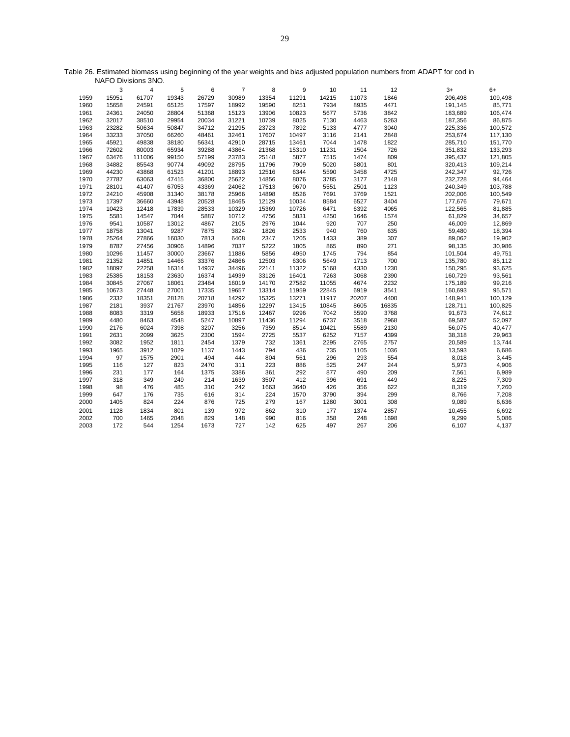Table 26. Estimated biomass using beginning of the year weights and bias adjusted population numbers from ADAPT for cod in NAFO Divisions 3NO.

| | 3 | 4 | 5 | 6 | 7 | 8 | 9 | 10 | 11 | 12 | 3+ | 6+ |
|---|---|---|---|---|---|---|---|---|---|---|---|---|
| 1959 | 15951 | 61707 | 19343 | 26729 | 30989 | 13354 | 11291 | 14215 | 11073 | 1846 | 206,498 | 109,498 |
| 1960 | 15658 | 24591 | 65125 | 17597 | 18992 | 19590 | 8251 | 7934 | 8935 | 4471 | 191,145 | 85,771 |
| 1961 | 24361 | 24050 | 28804 | 51368 | 15123 | 13906 | 10823 | 5677 | 5736 | 3842 | 183,689 | 106,474 |
| 1962 | 32017 | 38510 | 29954 | 20034 | 31221 | 10739 | 8025 | 7130 | 4463 | 5263 | 187,356 | 86,875 |
| 1963 | 23282 | 50634 | 50847 | 34712 | 21295 | 23723 | 7892 | 5133 | 4777 | 3040 | 225,336 | 100,572 |
| 1964 | 33233 | 37050 | 66260 | 48461 | 32461 | 17607 | 10497 | 3116 | 2141 | 2848 | 253,674 | 117,130 |
| 1965 | 45921 | 49838 | 38180 | 56341 | 42910 | 28715 | 13461 | 7044 | 1478 | 1822 | 285,710 | 151,770 |
| 1966 | 72602 | 80003 | 65934 | 39288 | 43864 | 21368 | 15310 | 11231 | 1504 | 726 | 351,832 | 133,293 |
| 1967 | 63476 | 111006 | 99150 | 57199 | 23783 | 25148 | 5877 | 7515 | 1474 | 809 | 395,437 | 121,805 |
| 1968 | 34882 | 85543 | 90774 | 49092 | 28795 | 11796 | 7909 | 5020 | 5801 | 801 | 320,413 | 109,214 |
| 1969 | 44230 | 43868 | 61523 | 41201 | 18893 | 12516 | 6344 | 5590 | 3458 | 4725 | 242,347 | 92,726 |
| 1970 | 27787 | 63063 | 47415 | 36800 | 25622 | 14856 | 8076 | 3785 | 3177 | 2148 | 232,728 | 94,464 |
| 1971 | 28101 | 41407 | 67053 | 43369 | 24062 | 17513 | 9670 | 5551 | 2501 | 1123 | 240,349 | 103,788 |
| 1972 | 24210 | 45908 | 31340 | 38178 | 25966 | 14898 | 8526 | 7691 | 3769 | 1521 | 202,006 | 100,549 |
| 1973 | 17397 | 36660 | 43948 | 20528 | 18465 | 12129 | 10034 | 8584 | 6527 | 3404 | 177,676 | 79,671 |
| 1974 | 10423 | 12418 | 17839 | 28533 | 10329 | 15369 | 10726 | 6471 | 6392 | 4065 | 122,565 | 81,885 |
| 1975 | 5581 | 14547 | 7044 | 5887 | 10712 | 4756 | 5831 | 4250 | 1646 | 1574 | 61,829 | 34,657 |
| 1976 | 9541 | 10587 | 13012 | 4867 | 2105 | 2976 | 1044 | 920 | 707 | 250 | 46,009 | 12,869 |
| 1977 | 18758 | 13041 | 9287 | 7875 | 3824 | 1826 | 2533 | 940 | 760 | 635 | 59,480 | 18,394 |
| 1978 | 25264 | 27866 | 16030 | 7813 | 6408 | 2347 | 1205 | 1433 | 389 | 307 | 89,062 | 19,902 |
| 1979 | 8787 | 27456 | 30906 | 14896 | 7037 | 5222 | 1805 | 865 | 890 | 271 | 98,135 | 30,986 |
| 1980 | 10296 | 11457 | 30000 | 23667 | 11886 | 5856 | 4950 | 1745 | 794 | 854 | 101,504 | 49,751 |
| 1981 | 21352 | 14851 | 14466 | 33376 | 24866 | 12503 | 6306 | 5649 | 1713 | 700 | 135,780 | 85,112 |
| 1982 | 18097 | 22258 | 16314 | 14937 | 34496 | 22141 | 11322 | 5168 | 4330 | 1230 | 150,295 | 93,625 |
| 1983 | 25385 | 18153 | 23630 | 16374 | 14939 | 33126 | 16401 | 7263 | 3068 | 2390 | 160,729 | 93,561 |
| 1984 | 30845 | 27067 | 18061 | 23484 | 16019 | 14170 | 27582 | 11055 | 4674 | 2232 | 175,189 | 99,216 |
| 1985 | 10673 | 27448 | 27001 | 17335 | 19657 | 13314 | 11959 | 22845 | 6919 | 3541 | 160,693 | 95,571 |
| 1986 | 2332 | 18351 | 28128 | 20718 | 14292 | 15325 | 13271 | 11917 | 20207 | 4400 | 148,941 | 100,129 |
| 1987 | 2181 | 3937 | 21767 | 23970 | 14856 | 12297 | 13415 | 10845 | 8605 | 16835 | 128,711 | 100,825 |
| 1988 | 8083 | 3319 | 5658 | 18933 | 17516 | 12467 | 9296 | 7042 | 5590 | 3768 | 91,673 | 74,612 |
| 1989 | 4480 | 8463 | 4548 | 5247 | 10897 | 11436 | 11294 | 6737 | 3518 | 2968 | 69,587 | 52,097 |
| 1990 | 2176 | 6024 | 7398 | 3207 | 3256 | 7359 | 8514 | 10421 | 5589 | 2130 | 56,075 | 40,477 |
| 1991 | 2631 | 2099 | 3625 | 2300 | 1594 | 2725 | 5537 | 6252 | 7157 | 4399 | 38,318 | 29,963 |
| 1992 | 3082 | 1952 | 1811 | 2454 | 1379 | 732 | 1361 | 2295 | 2765 | 2757 | 20,589 | 13,744 |
| 1993 | 1965 | 3912 | 1029 | 1137 | 1443 | 794 | 436 | 735 | 1105 | 1036 | 13,593 | 6,686 |
| 1994 | 97 | 1575 | 2901 | 494 | 444 | 804 | 561 | 296 | 293 | 554 | 8,018 | 3,445 |
| 1995 | 116 | 127 | 823 | 2470 | 311 | 223 | 886 | 525 | 247 | 244 | 5,973 | 4,906 |
| 1996 | 231 | 177 | 164 | 1375 | 3386 | 361 | 292 | 877 | 490 | 209 | 7,561 | 6,989 |
| 1997 | 318 | 349 | 249 | 214 | 1639 | 3507 | 412 | 396 | 691 | 449 | 8,225 | 7,309 |
| 1998 | 98 | 476 | 485 | 310 | 242 | 1663 | 3640 | 426 | 356 | 622 | 8,319 | 7,260 |
| 1999 | 647 | 176 | 735 | 616 | 314 | 224 | 1570 | 3790 | 394 | 299 | 8,766 | 7,208 |
| 2000 | 1405 | 824 | 224 | 876 | 725 | 279 | 167 | 1280 | 3001 | 308 | 9,089 | 6,636 |
| 2001 | 1128 | 1834 | 801 | 139 | 972 | 862 | 310 | 177 | 1374 | 2857 | 10,455 | 6,692 |
| 2002 | 700 | 1465 | 2048 | 829 | 148 | 990 | 816 | 358 | 248 | 1698 | 9,299 | 5,086 |
| 2003 | 172 | 544 | 1254 | 1673 | 727 | 142 | 625 | 497 | 267 | 206 | 6,107 | 4,137 |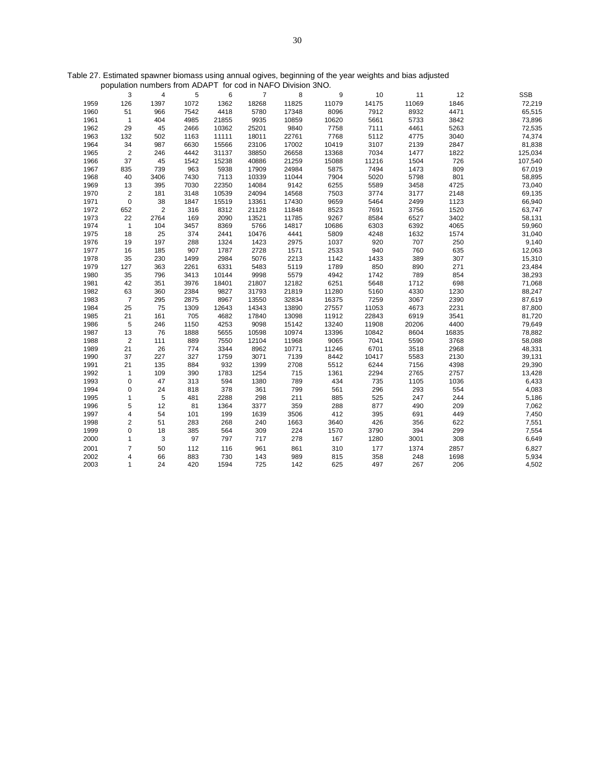Table 27. Estimated spawner biomass using annual ogives, beginning of the year weights and bias adjusted population numbers from ADAPT for cod in NAFO Division 3NO.

| | 3 | 4 | 5 | 6 | 7 | 8 | 9 | 10 | 11 | 12 | SSB |
|---|---|---|---|---|---|---|---|---|---|---|---|
| 1959 | 126 | 1397 | 1072 | 1362 | 18268 | 11825 | 11079 | 14175 | 11069 | 1846 | 72,219 |
| 1960 | 51 | 966 | 7542 | 4418 | 5780 | 17348 | 8096 | 7912 | 8932 | 4471 | 65,515 |
| 1961 | 1 | 404 | 4985 | 21855 | 9935 | 10859 | 10620 | 5661 | 5733 | 3842 | 73,896 |
| 1962 | 29 | 45 | 2466 | 10362 | 25201 | 9840 | 7758 | 7111 | 4461 | 5263 | 72,535 |
| 1963 | 132 | 502 | 1163 | 11111 | 18011 | 22761 | 7768 | 5112 | 4775 | 3040 | 74,374 |
| 1964 | 34 | 987 | 6630 | 15566 | 23106 | 17002 | 10419 | 3107 | 2139 | 2847 | 81,838 |
| 1965 | 2 | 246 | 4442 | 31137 | 38850 | 26658 | 13368 | 7034 | 1477 | 1822 | 125,034 |
| 1966 | 37 | 45 | 1542 | 15238 | 40886 | 21259 | 15088 | 11216 | 1504 | 726 | 107,540 |
| 1967 | 835 | 739 | 963 | 5938 | 17909 | 24984 | 5875 | 7494 | 1473 | 809 | 67,019 |
| 1968 | 40 | 3406 | 7430 | 7113 | 10339 | 11044 | 7904 | 5020 | 5798 | 801 | 58,895 |
| 1969 | 13 | 395 | 7030 | 22350 | 14084 | 9142 | 6255 | 5589 | 3458 | 4725 | 73,040 |
| 1970 | 2 | 181 | 3148 | 10539 | 24094 | 14568 | 7503 | 3774 | 3177 | 2148 | 69,135 |
| 1971 | 0 | 38 | 1847 | 15519 | 13361 | 17430 | 9659 | 5464 | 2499 | 1123 | 66,940 |
| 1972 | 652 | 2 | 316 | 8312 | 21128 | 11848 | 8523 | 7691 | 3756 | 1520 | 63,747 |
| 1973 | 22 | 2764 | 169 | 2090 | 13521 | 11785 | 9267 | 8584 | 6527 | 3402 | 58,131 |
| 1974 | 1 | 104 | 3457 | 8369 | 5766 | 14817 | 10686 | 6303 | 6392 | 4065 | 59,960 |
| 1975 | 18 | 25 | 374 | 2441 | 10476 | 4441 | 5809 | 4248 | 1632 | 1574 | 31,040 |
| 1976 | 19 | 197 | 288 | 1324 | 1423 | 2975 | 1037 | 920 | 707 | 250 | 9,140 |
| 1977 | 16 | 185 | 907 | 1787 | 2728 | 1571 | 2533 | 940 | 760 | 635 | 12,063 |
| 1978 | 35 | 230 | 1499 | 2984 | 5076 | 2213 | 1142 | 1433 | 389 | 307 | 15,310 |
| 1979 | 127 | 363 | 2261 | 6331 | 5483 | 5119 | 1789 | 850 | 890 | 271 | 23,484 |
| 1980 | 35 | 796 | 3413 | 10144 | 9998 | 5579 | 4942 | 1742 | 789 | 854 | 38,293 |
| 1981 | 42 | 351 | 3976 | 18401 | 21807 | 12182 | 6251 | 5648 | 1712 | 698 | 71,068 |
| 1982 | 63 | 360 | 2384 | 9827 | 31793 | 21819 | 11280 | 5160 | 4330 | 1230 | 88,247 |
| 1983 | 7 | 295 | 2875 | 8967 | 13550 | 32834 | 16375 | 7259 | 3067 | 2390 | 87,619 |
| 1984 | 25 | 75 | 1309 | 12643 | 14343 | 13890 | 27557 | 11053 | 4673 | 2231 | 87,800 |
| 1985 | 21 | 161 | 705 | 4682 | 17840 | 13098 | 11912 | 22843 | 6919 | 3541 | 81,720 |
| 1986 | 5 | 246 | 1150 | 4253 | 9098 | 15142 | 13240 | 11908 | 20206 | 4400 | 79,649 |
| 1987 | 13 | 76 | 1888 | 5655 | 10598 | 10974 | 13396 | 10842 | 8604 | 16835 | 78,882 |
| 1988 | 2 | 111 | 889 | 7550 | 12104 | 11968 | 9065 | 7041 | 5590 | 3768 | 58,088 |
| 1989 | 21 | 26 | 774 | 3344 | 8962 | 10771 | 11246 | 6701 | 3518 | 2968 | 48,331 |
| 1990 | 37 | 227 | 327 | 1759 | 3071 | 7139 | 8442 | 10417 | 5583 | 2130 | 39,131 |
| 1991 | 21 | 135 | 884 | 932 | 1399 | 2708 | 5512 | 6244 | 7156 | 4398 | 29,390 |
| 1992 | 1 | 109 | 390 | 1783 | 1254 | 715 | 1361 | 2294 | 2765 | 2757 | 13,428 |
| 1993 | 0 | 47 | 313 | 594 | 1380 | 789 | 434 | 735 | 1105 | 1036 | 6,433 |
| 1994 | 0 | 24 | 818 | 378 | 361 | 799 | 561 | 296 | 293 | 554 | 4,083 |
| 1995 | 1 | 5 | 481 | 2288 | 298 | 211 | 885 | 525 | 247 | 244 | 5,186 |
| 1996 | 5 | 12 | 81 | 1364 | 3377 | 359 | 288 | 877 | 490 | 209 | 7,062 |
| 1997 | 4 | 54 | 101 | 199 | 1639 | 3506 | 412 | 395 | 691 | 449 | 7,450 |
| 1998 | 2 | 51 | 283 | 268 | 240 | 1663 | 3640 | 426 | 356 | 622 | 7,551 |
| 1999 | 0 | 18 | 385 | 564 | 309 | 224 | 1570 | 3790 | 394 | 299 | 7,554 |
| 2000 | 1 | 3 | 97 | 797 | 717 | 278 | 167 | 1280 | 3001 | 308 | 6,649 |
| 2001 | 7 | 50 | 112 | 116 | 961 | 861 | 310 | 177 | 1374 | 2857 | 6,827 |
| 2002 | 4 | 66 | 883 | 730 | 143 | 989 | 815 | 358 | 248 | 1698 | 5,934 |
| 2003 | 1 | 24 | 420 | 1594 | 725 | 142 | 625 | 497 | 267 | 206 | 4,502 |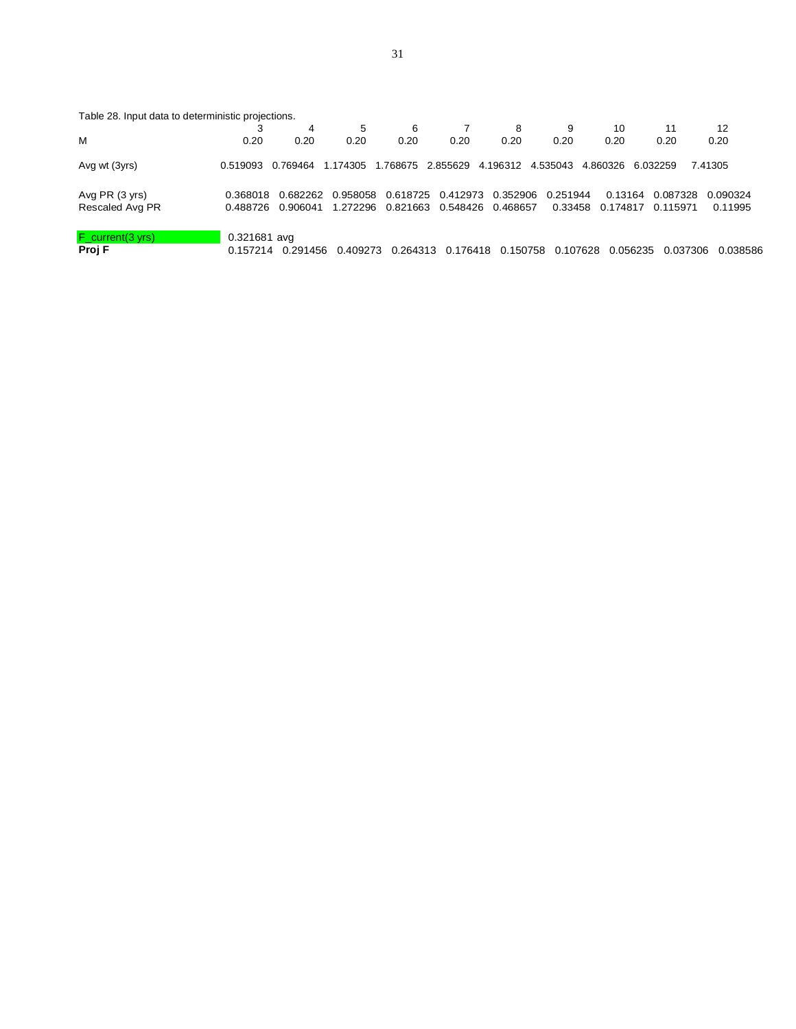Table 28. Input data to deterministic projections.

| | 3 | 4 | 5 | 6 | 7 | 8 | 9 | 10 | 11 | 12 |
|---|---|---|---|---|---|---|---|---|---|---|
| M | 0.20 | 0.20 | 0.20 | 0.20 | 0.20 | 0.20 | 0.20 | 0.20 | 0.20 | 0.20 |
| Avg wt (3yrs) | 0.519093 | 0.769464 | 1.174305 | 1.768675 | 2.855629 | 4.196312 | 4.535043 | 4.860326 | 6.032259 | 7.41305 |
| Avg PR (3 yrs) | 0.368018 | 0.682262 | 0.958058 | 0.618725 | 0.412973 | 0.352906 | 0.251944 | 0.13164 | 0.087328 | 0.090324 |
| Rescaled Avg PR | 0.488726 | 0.906041 | 1.272296 | 0.821663 | 0.548426 | 0.468657 | 0.33458 | 0.174817 | 0.115971 | 0.11995 |
| F_current(3 yrs) | 0.321681 avg | | | | | | | | | |
| **Proj F** | 0.157214 | 0.291456 | 0.409273 | 0.264313 | 0.176418 | 0.150758 | 0.107628 | 0.056235 | 0.037306 | 0.038586 |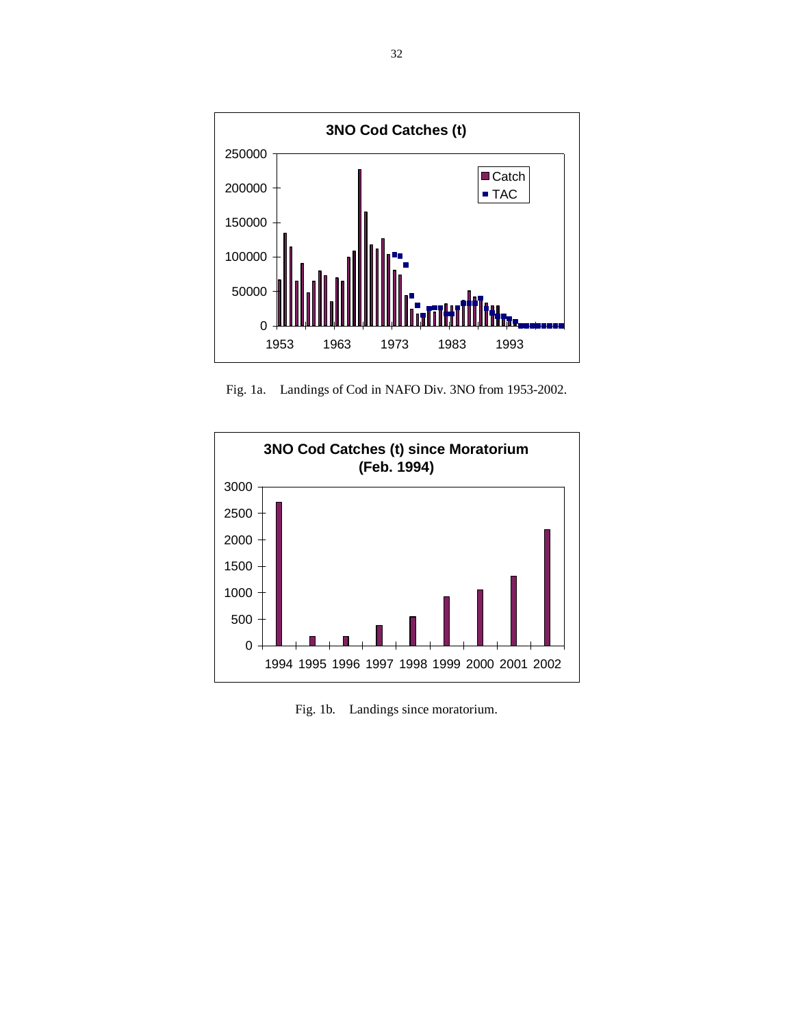Fig. 1a. Landings of Cod in NAFO Div. 3NO from 1953-2002.

Fig. 1b. Landings since moratorium.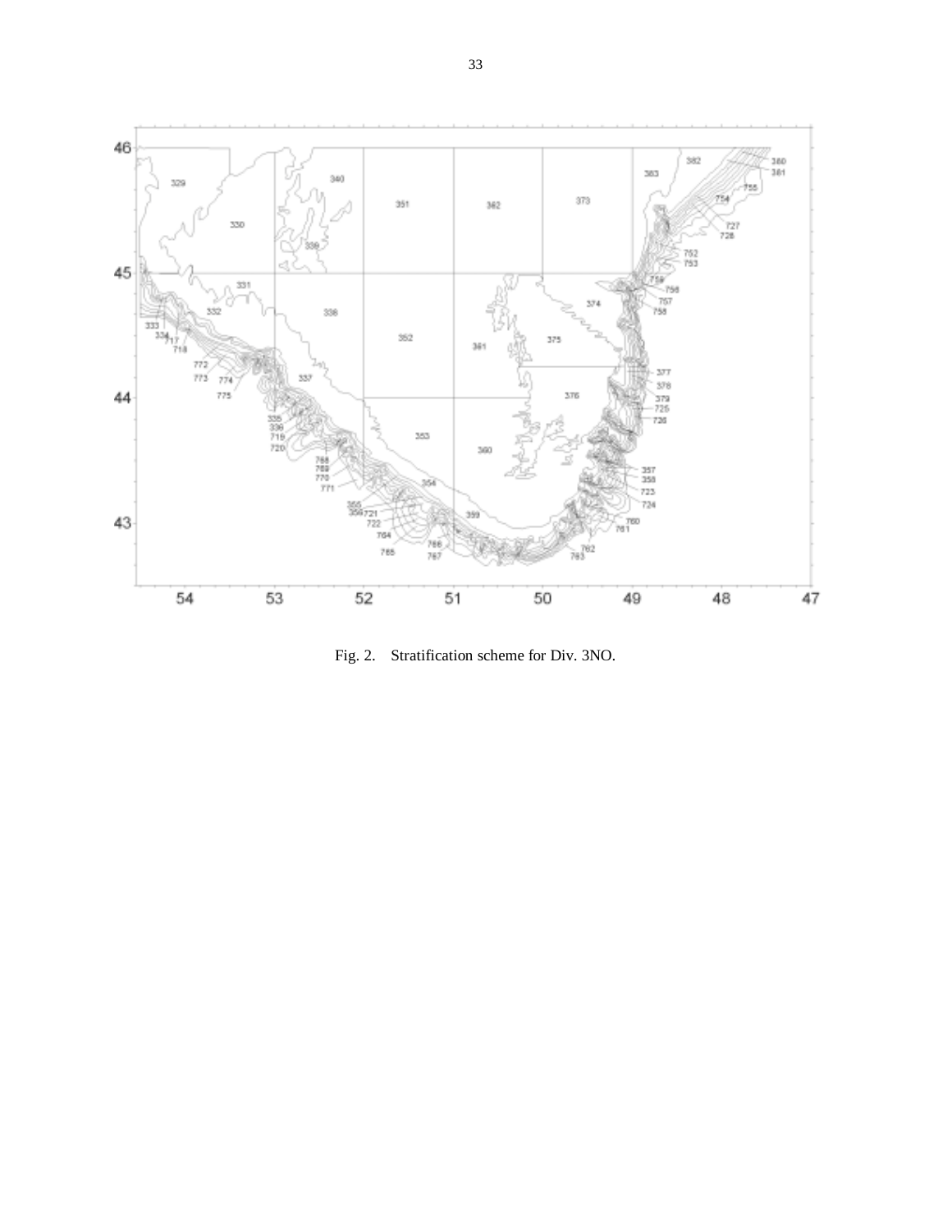Fig. 2. Stratification scheme for Div. 3NO.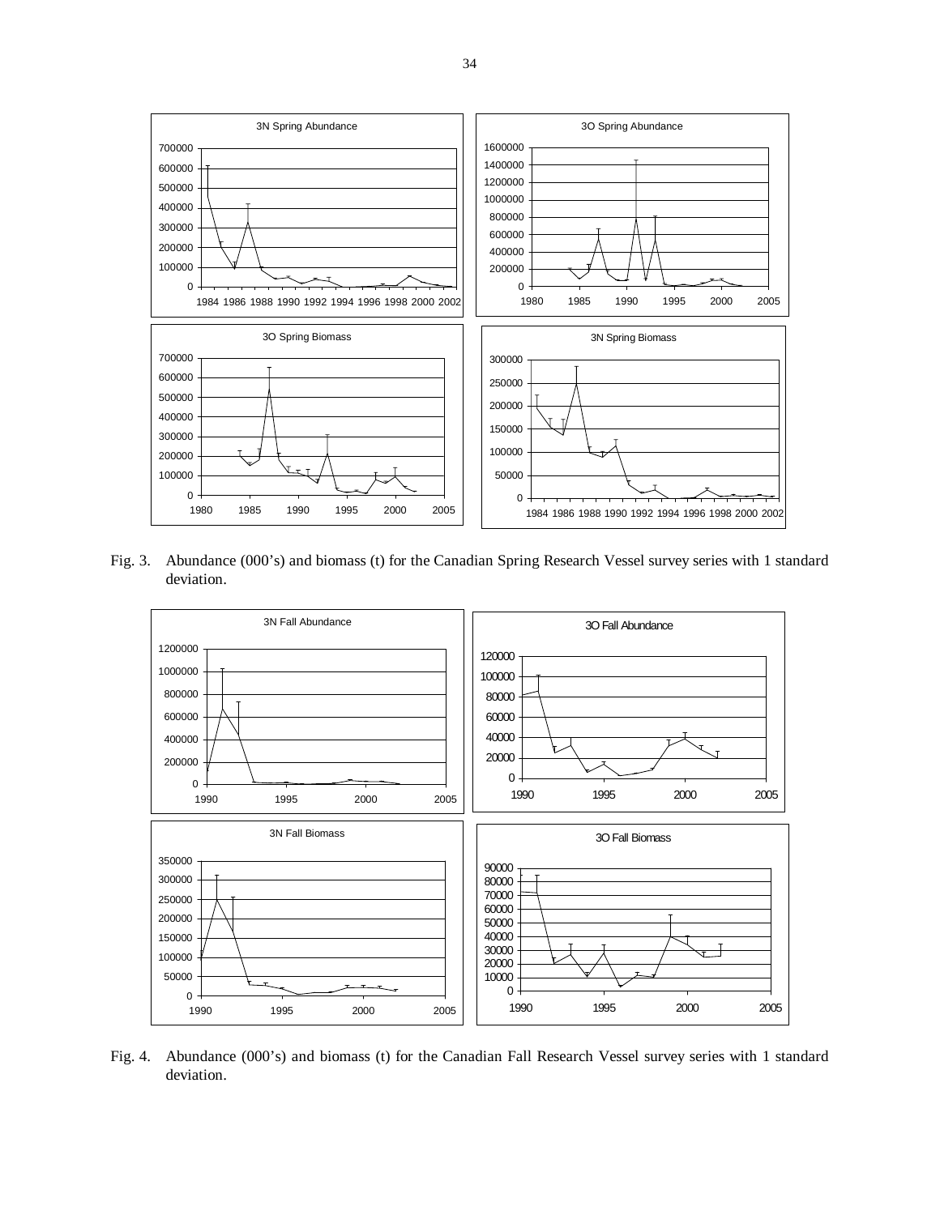Fig. 3. Abundance (000's) and biomass (t) for the Canadian Spring Research Vessel survey series with 1 standard deviation.

Fig. 4. Abundance (000's) and biomass (t) for the Canadian Fall Research Vessel survey series with 1 standard deviation.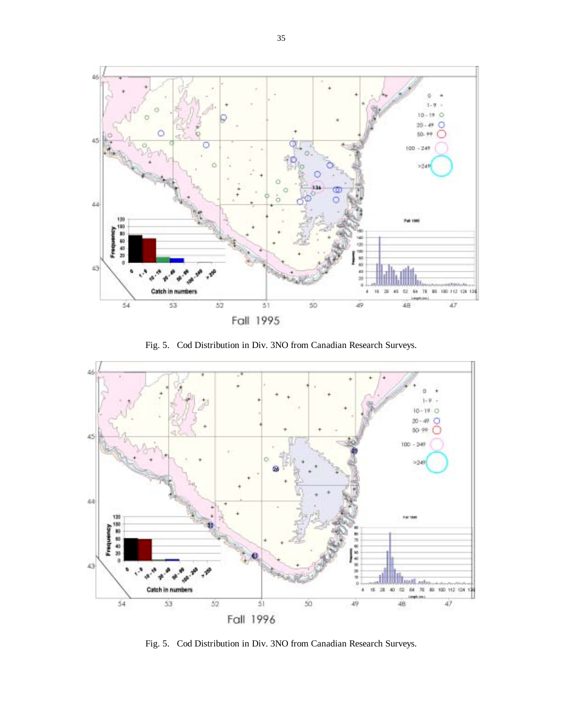Fig. 5. Cod Distribution in Div. 3NO from Canadian Research Surveys.

Fig. 5. Cod Distribution in Div. 3NO from Canadian Research Surveys.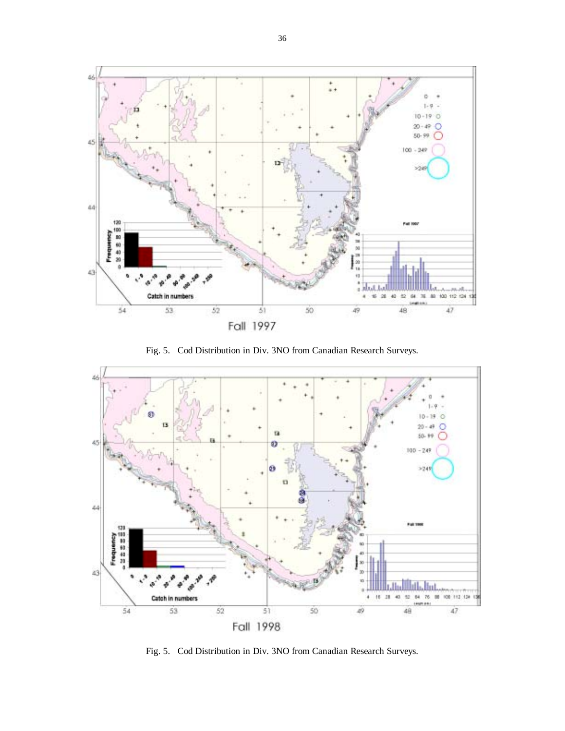Fall 1997

Fig. 5. Cod Distribution in Div. 3NO from Canadian Research Surveys.

Fall 1998

Fig. 5. Cod Distribution in Div. 3NO from Canadian Research Surveys.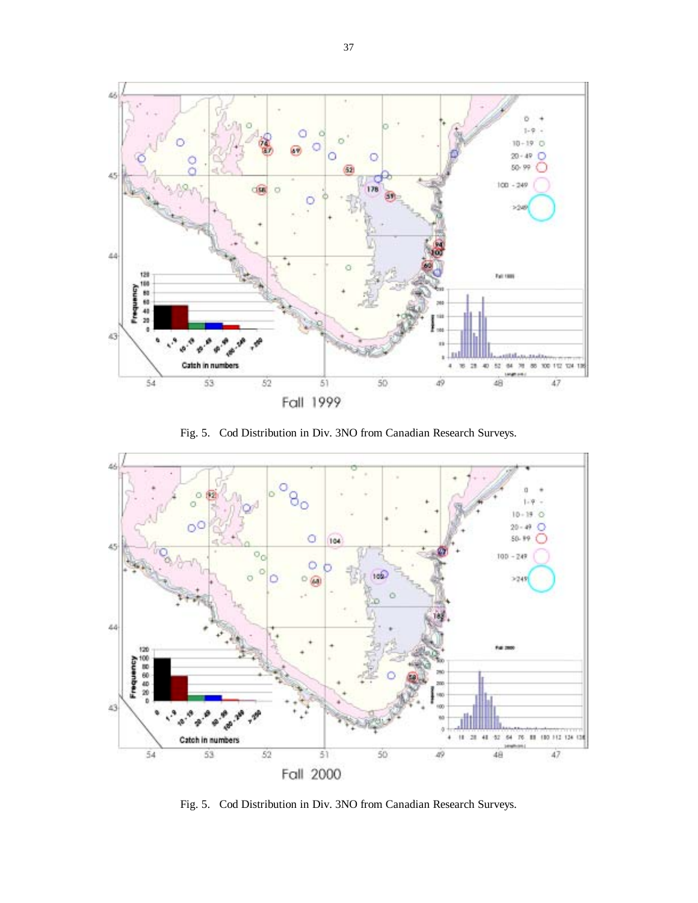Fall 1999

Fig. 5. Cod Distribution in Div. 3NO from Canadian Research Surveys.

Fall 2000

Fig. 5. Cod Distribution in Div. 3NO from Canadian Research Surveys.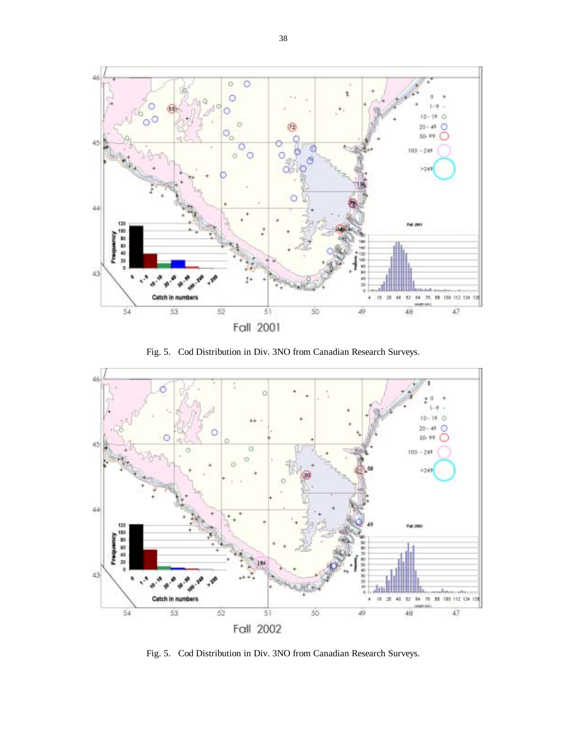Fall 2001

Fig. 5. Cod Distribution in Div. 3NO from Canadian Research Surveys.

Fall 2002

Fig. 5. Cod Distribution in Div. 3NO from Canadian Research Surveys.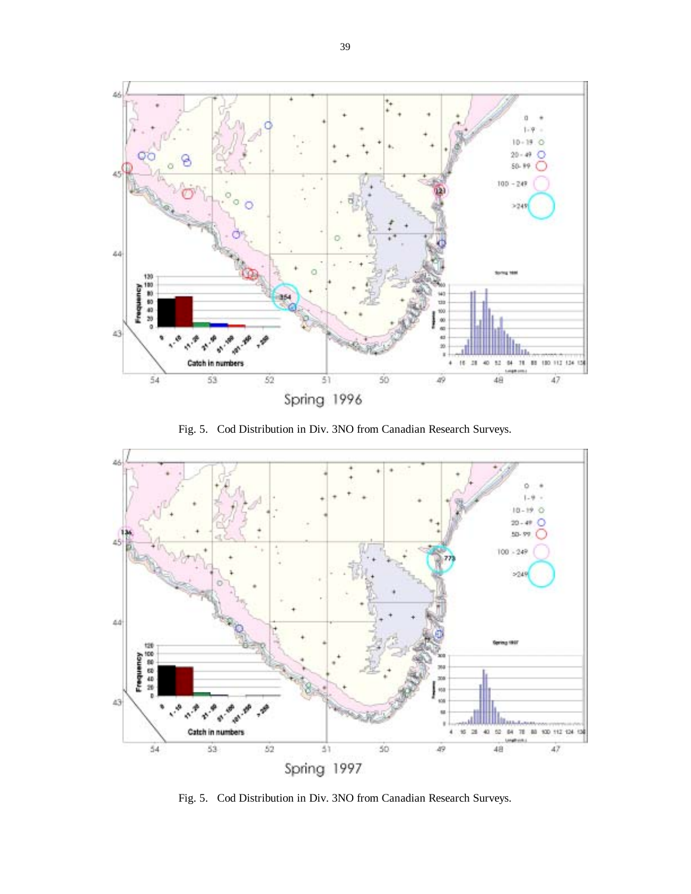Spring 1996

Fig. 5. Cod Distribution in Div. 3NO from Canadian Research Surveys.

Spring 1997

Fig. 5. Cod Distribution in Div. 3NO from Canadian Research Surveys.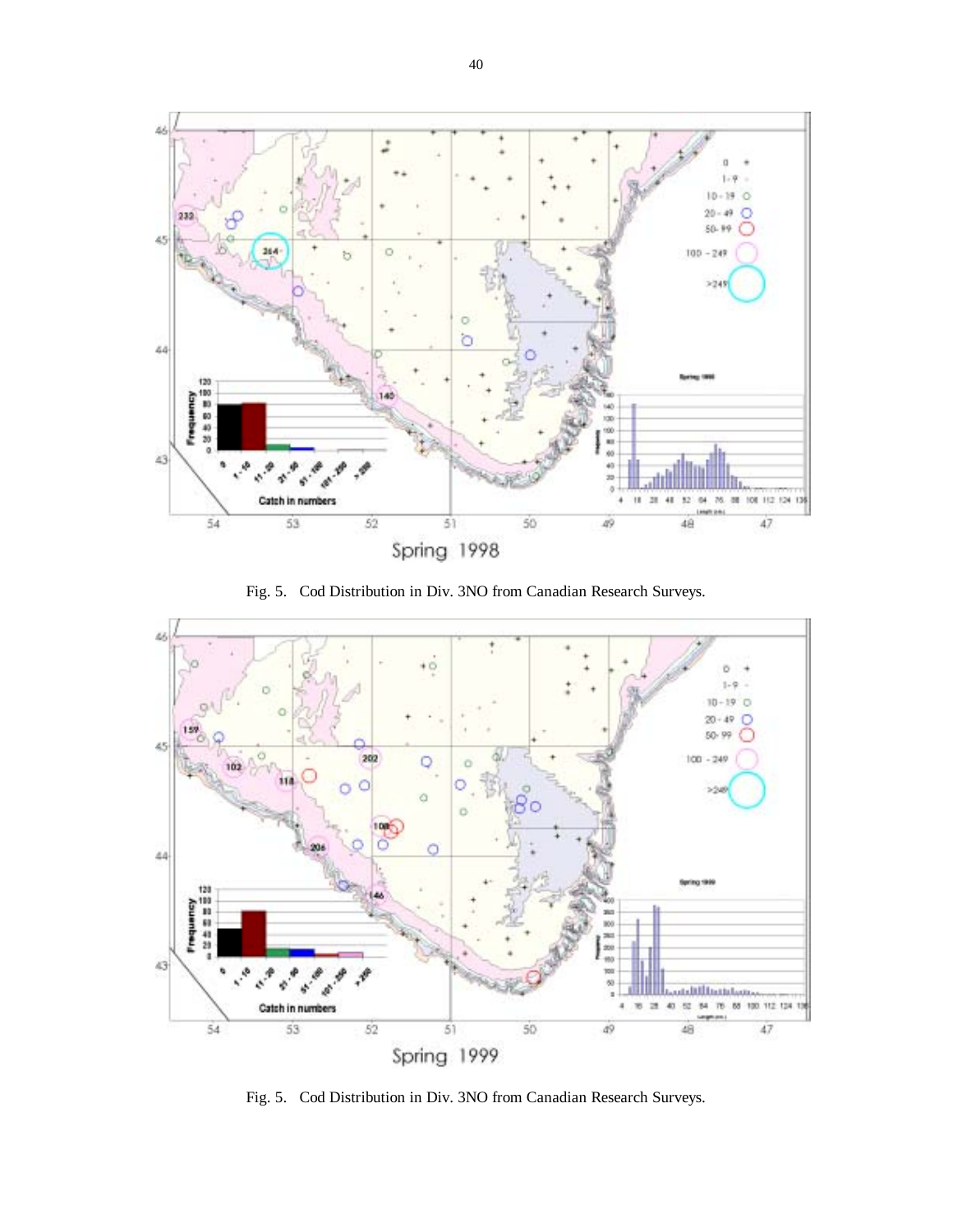Spring 1998

Fig. 5. Cod Distribution in Div. 3NO from Canadian Research Surveys.

Spring 1999

Fig. 5. Cod Distribution in Div. 3NO from Canadian Research Surveys.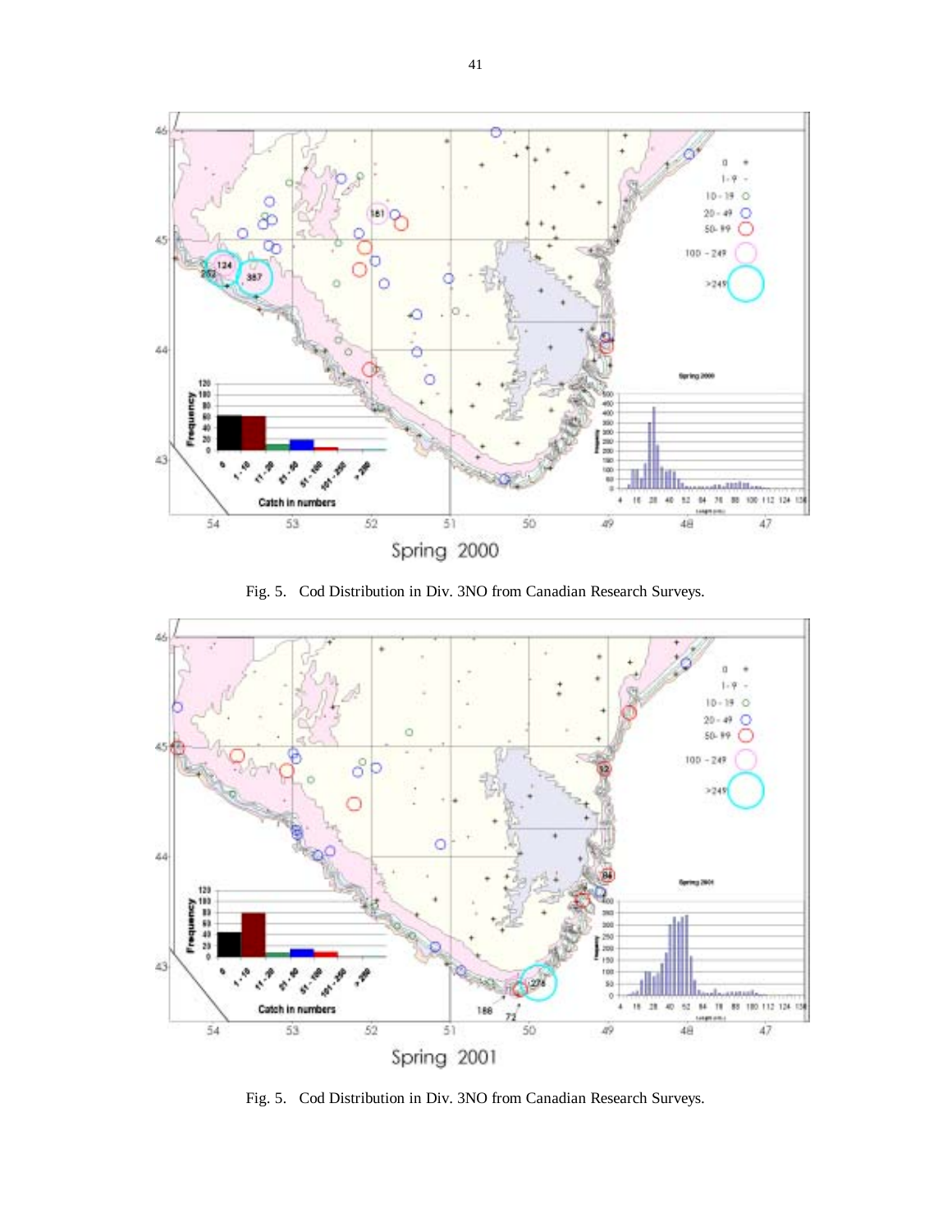Spring 2000

Fig. 5. Cod Distribution in Div. 3NO from Canadian Research Surveys.

Spring 2001

Fig. 5. Cod Distribution in Div. 3NO from Canadian Research Surveys.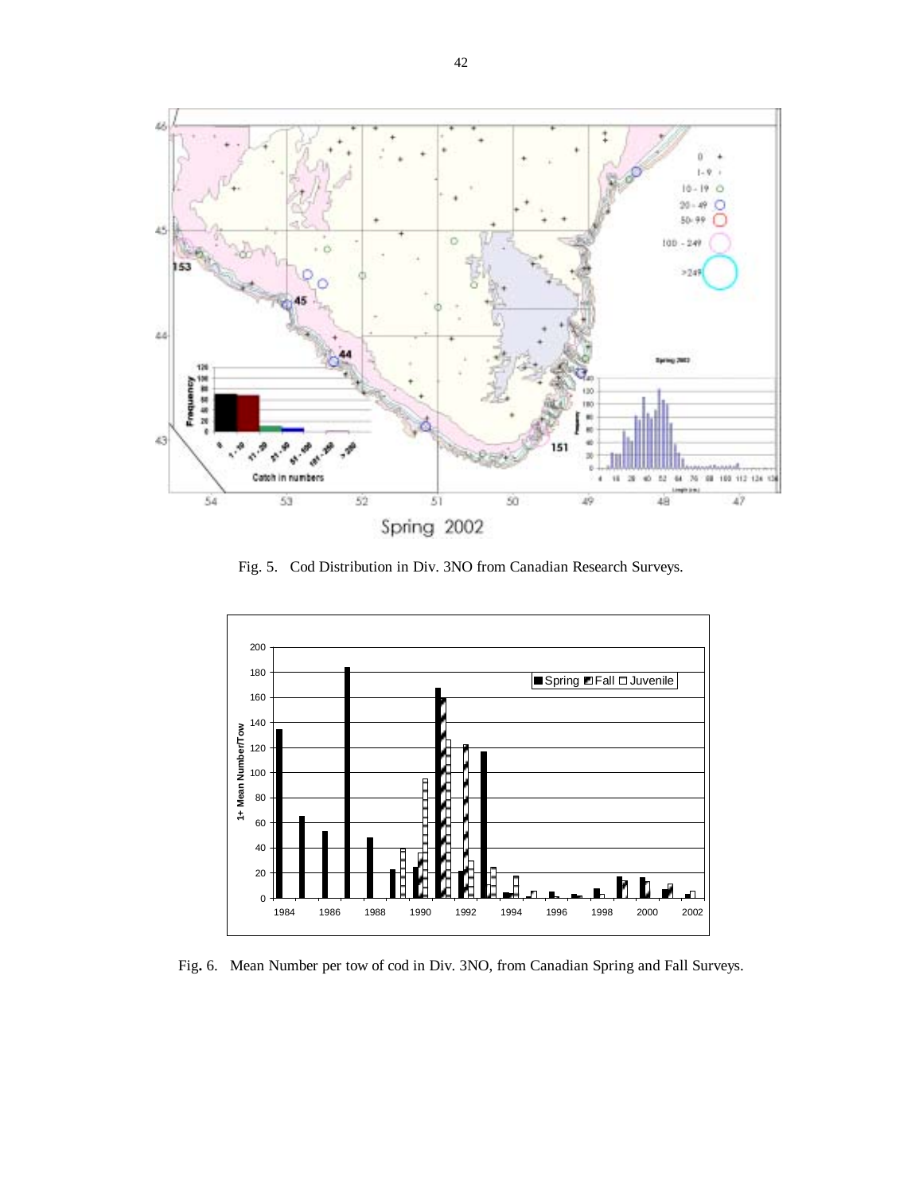Fig. 5. Cod Distribution in Div. 3NO from Canadian Research Surveys.

Fig. 6. Mean Number per tow of cod in Div. 3NO, from Canadian Spring and Fall Surveys.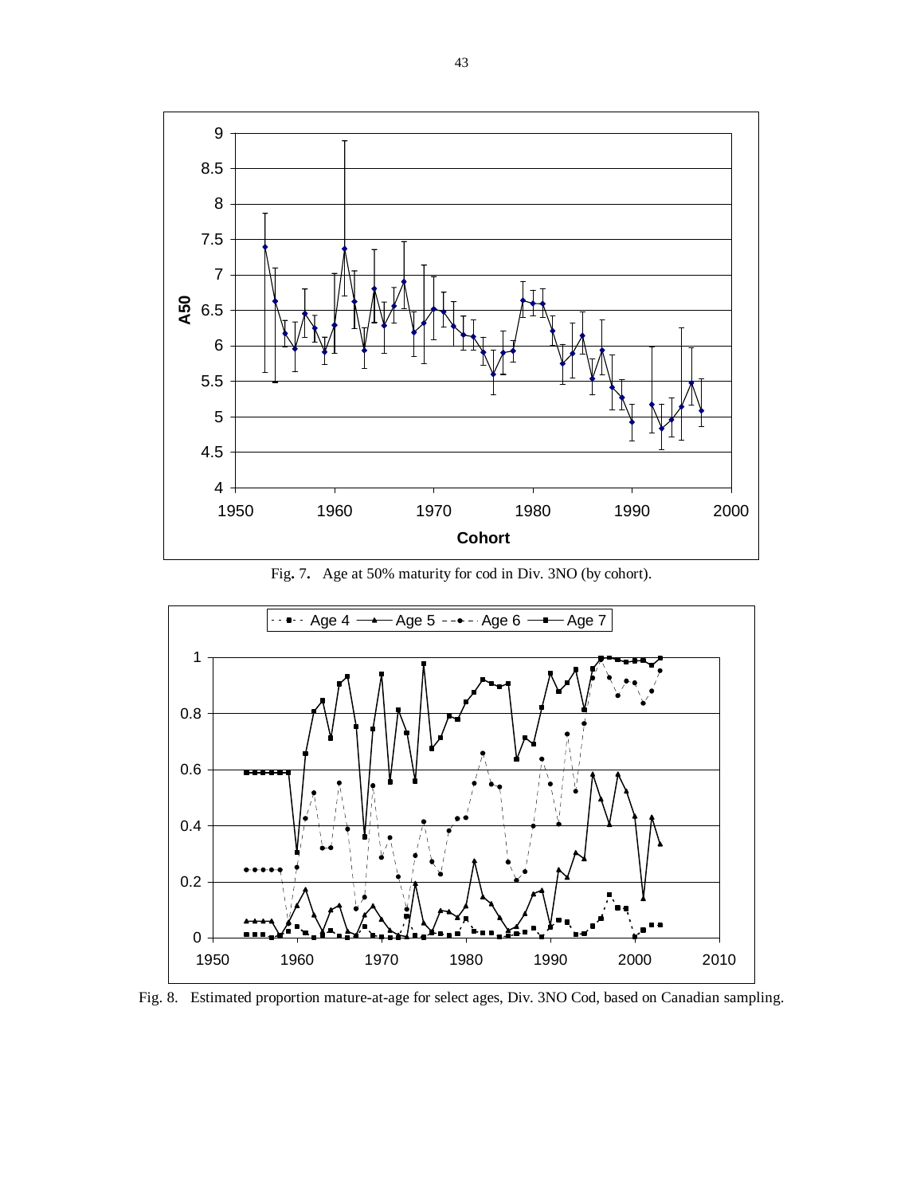Fig. 7. Age at 50% maturity for cod in Div. 3NO (by cohort).

Fig. 8. Estimated proportion mature-at-age for select ages, Div. 3NO Cod, based on Canadian sampling.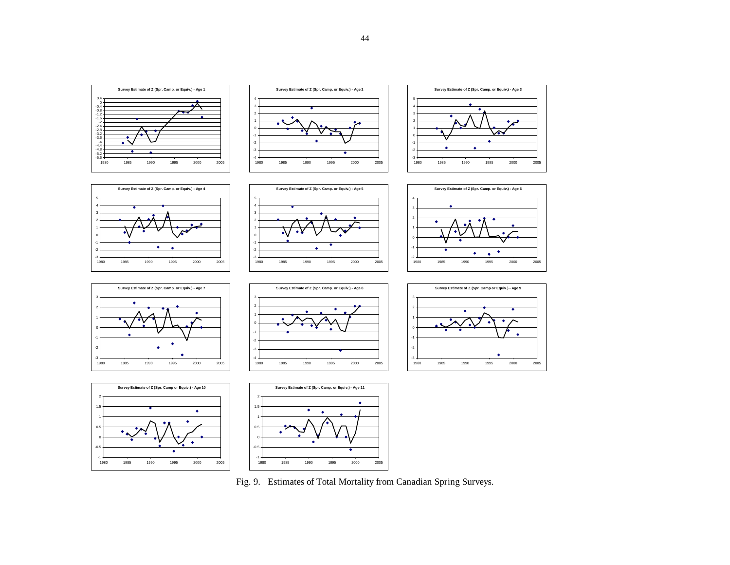Fig. 9. Estimates of Total Mortality from Canadian Spring Surveys.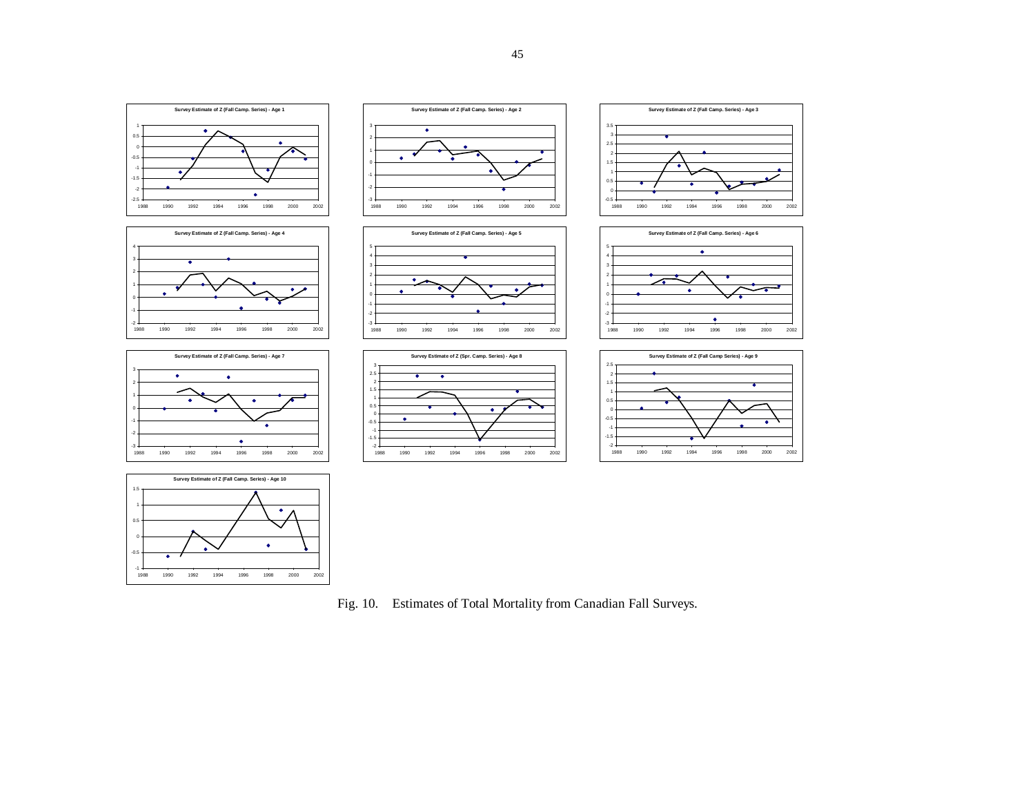Fig. 10. Estimates of Total Mortality from Canadian Fall Surveys.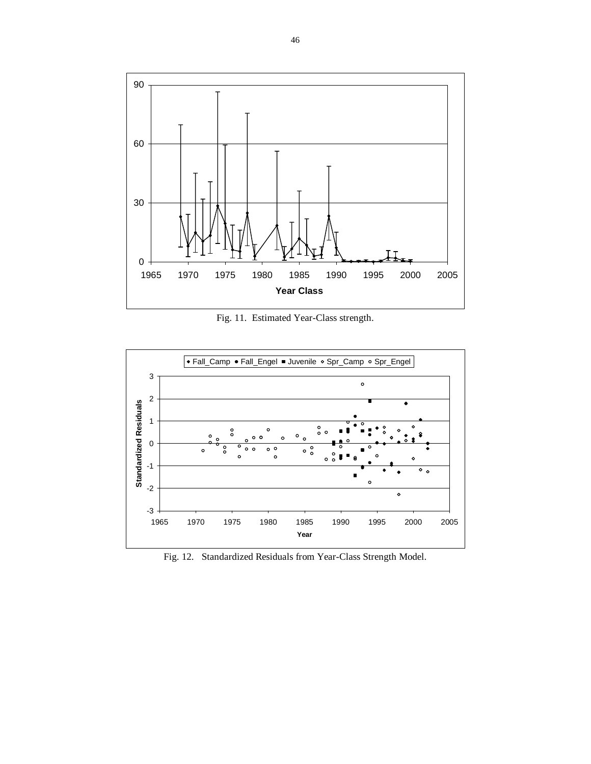Fig. 11. Estimated Year-Class strength.

Fig. 12. Standardized Residuals from Year-Class Strength Model.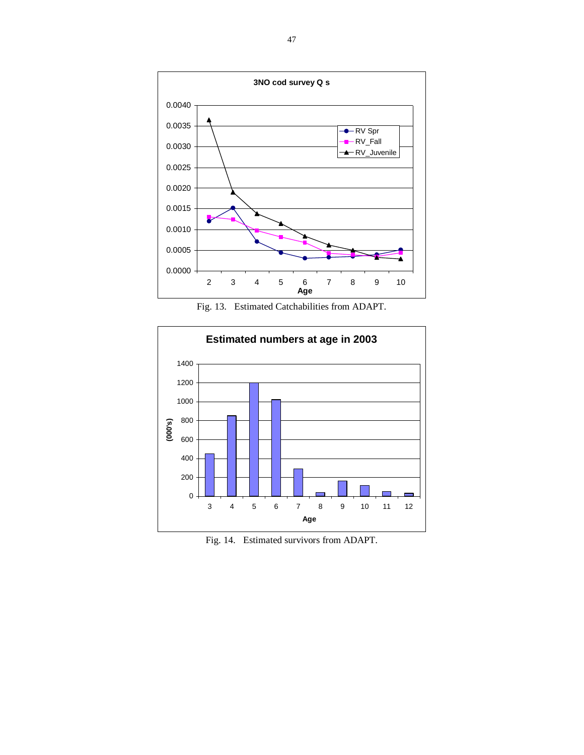3NO cod survey Q s

Fig. 13. Estimated Catchabilities from ADAPT.

Estimated numbers at age in 2003

Fig. 14. Estimated survivors from ADAPT.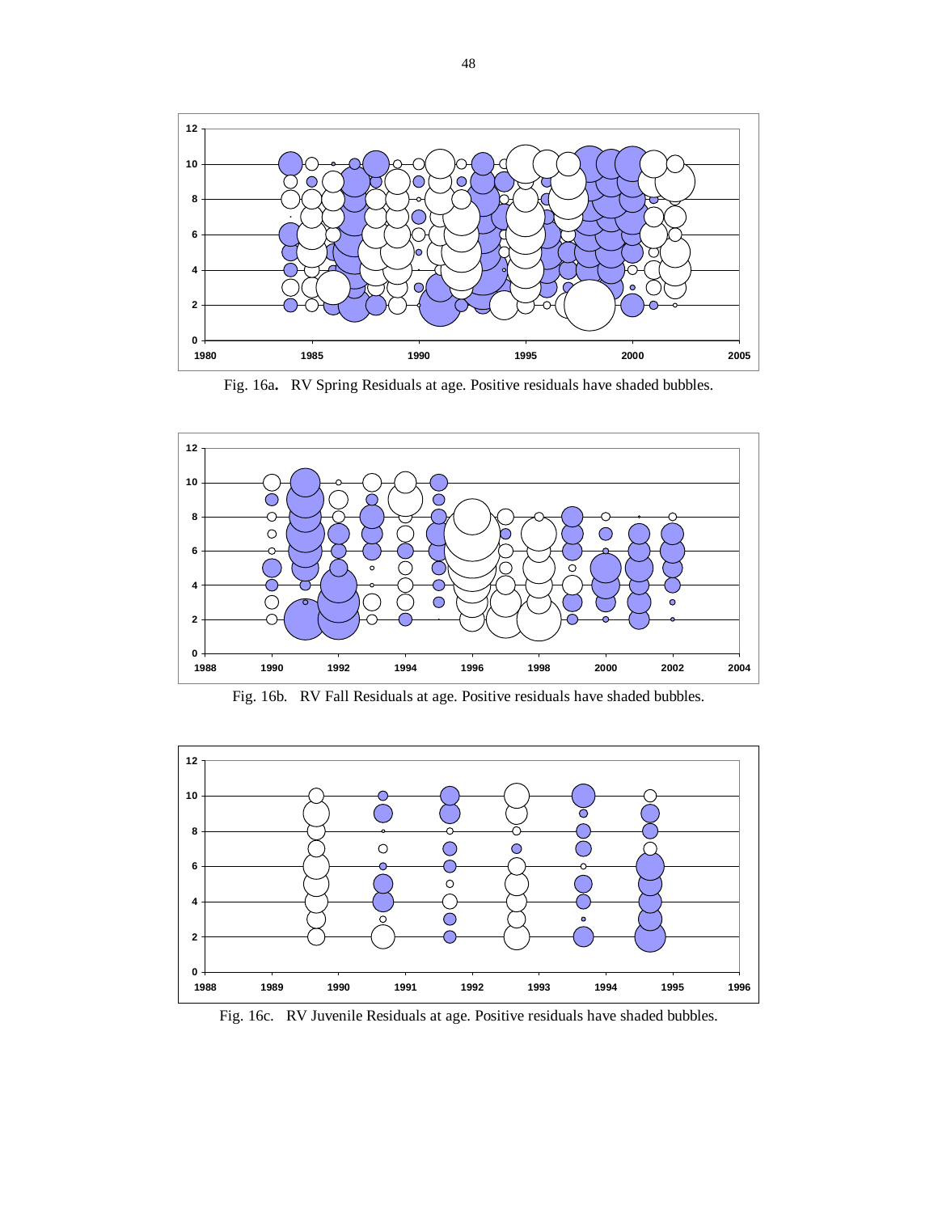Fig. 16a. RV Spring Residuals at age. Positive residuals have shaded bubbles.

Fig. 16b. RV Fall Residuals at age. Positive residuals have shaded bubbles.

Fig. 16c. RV Juvenile Residuals at age. Positive residuals have shaded bubbles.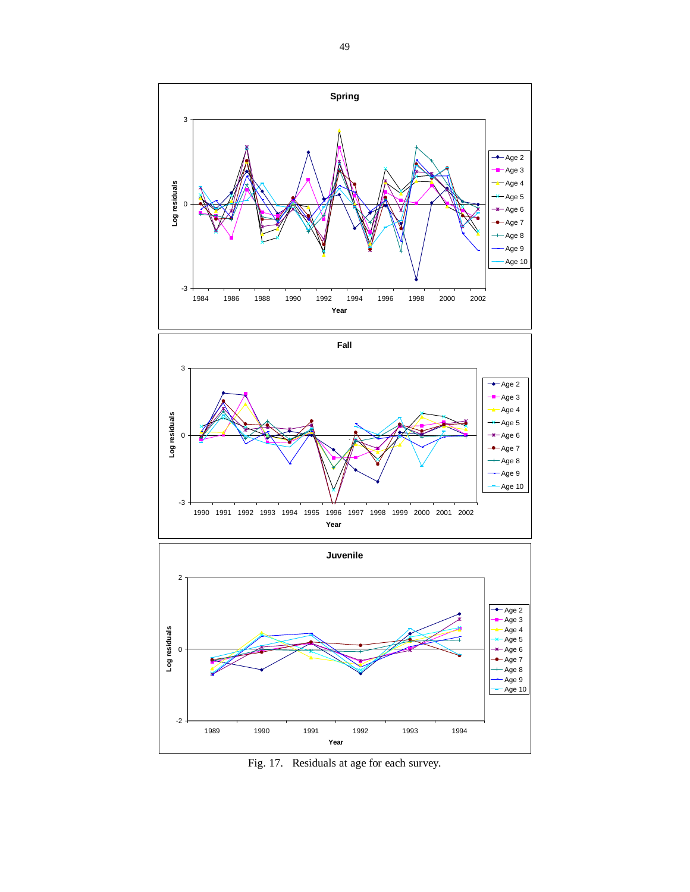Fig. 17. Residuals at age for each survey.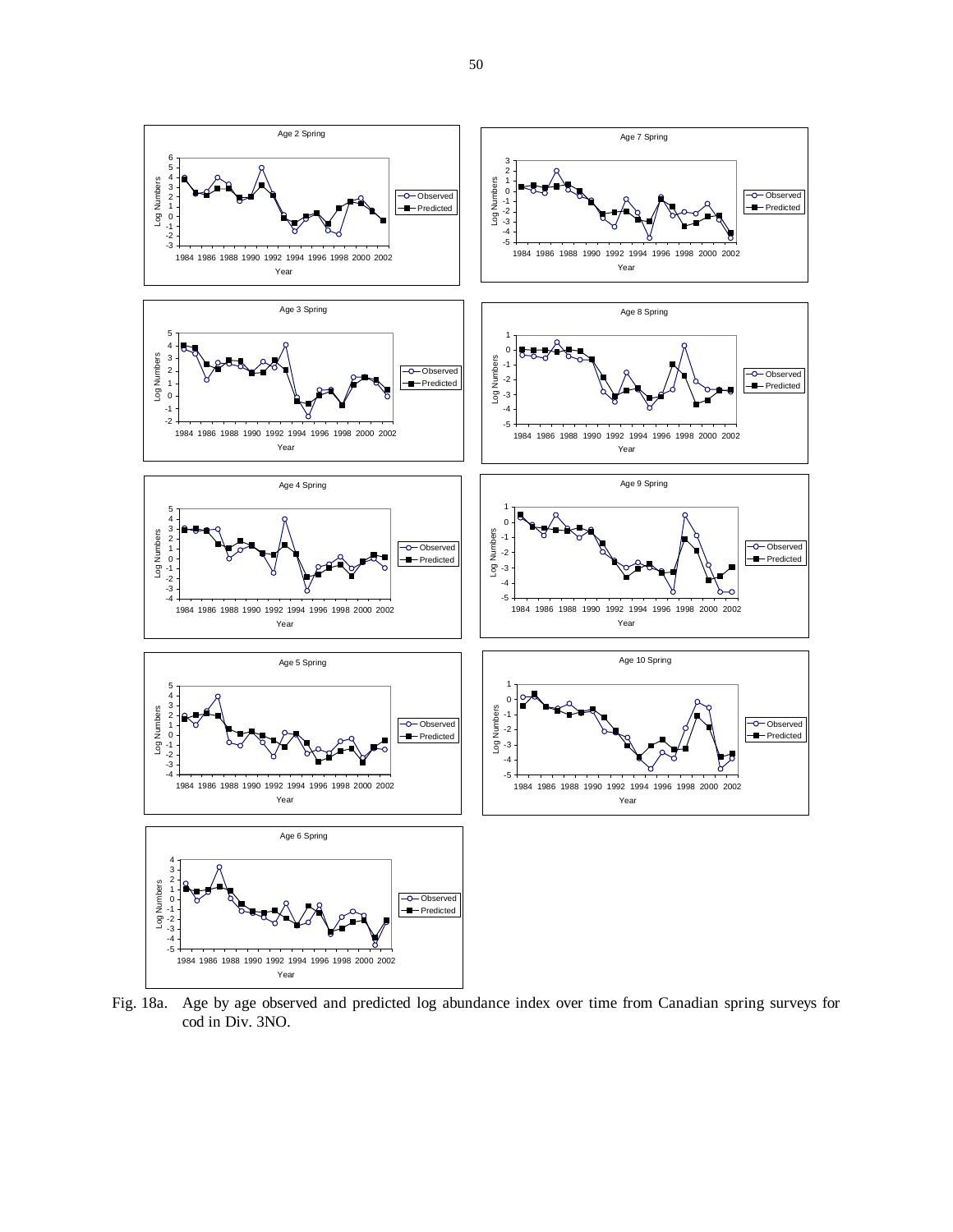Fig. 18a. Age by age observed and predicted log abundance index over time from Canadian spring surveys for cod in Div. 3NO.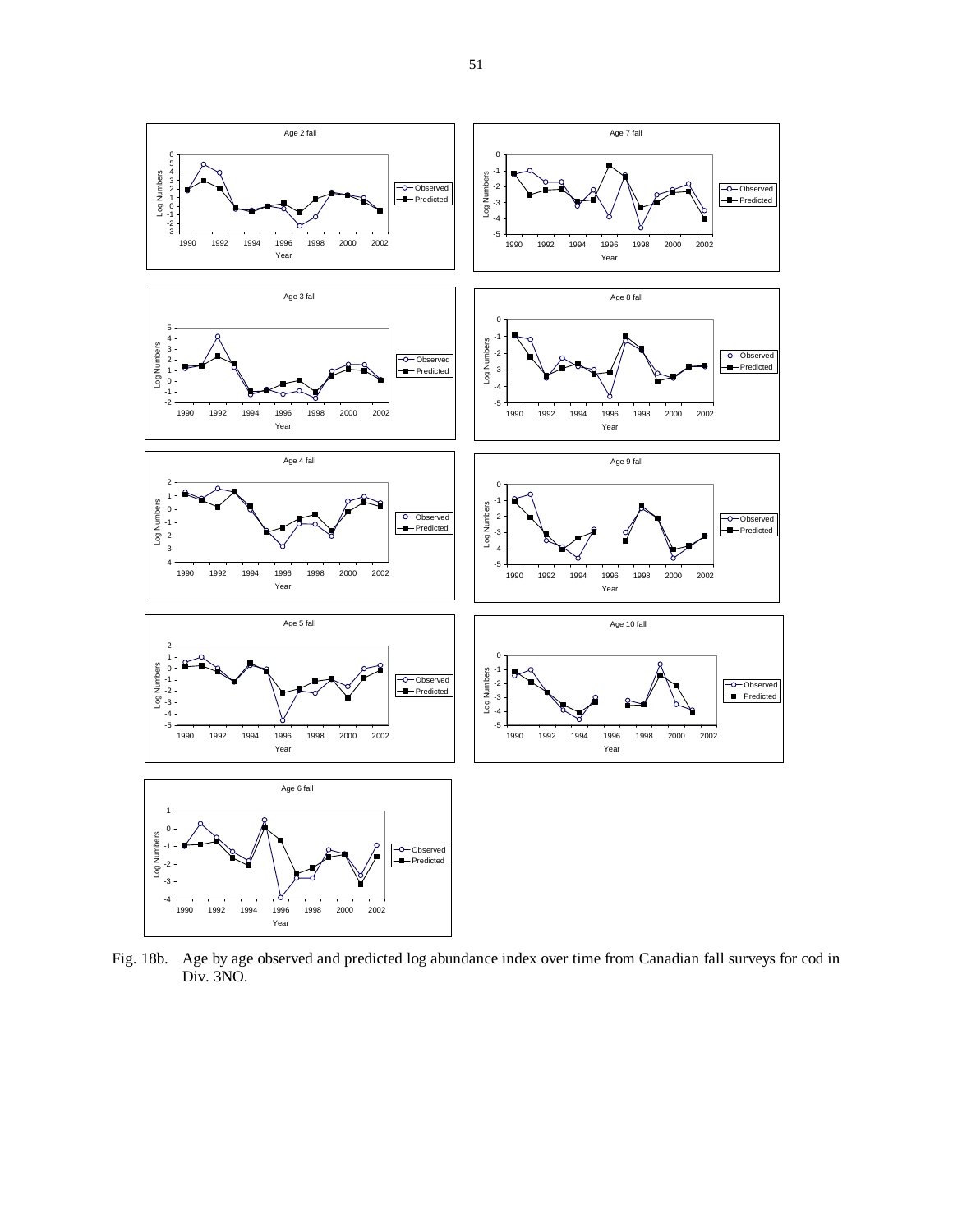Fig. 18b. Age by age observed and predicted log abundance index over time from Canadian fall surveys for cod in Div. 3NO.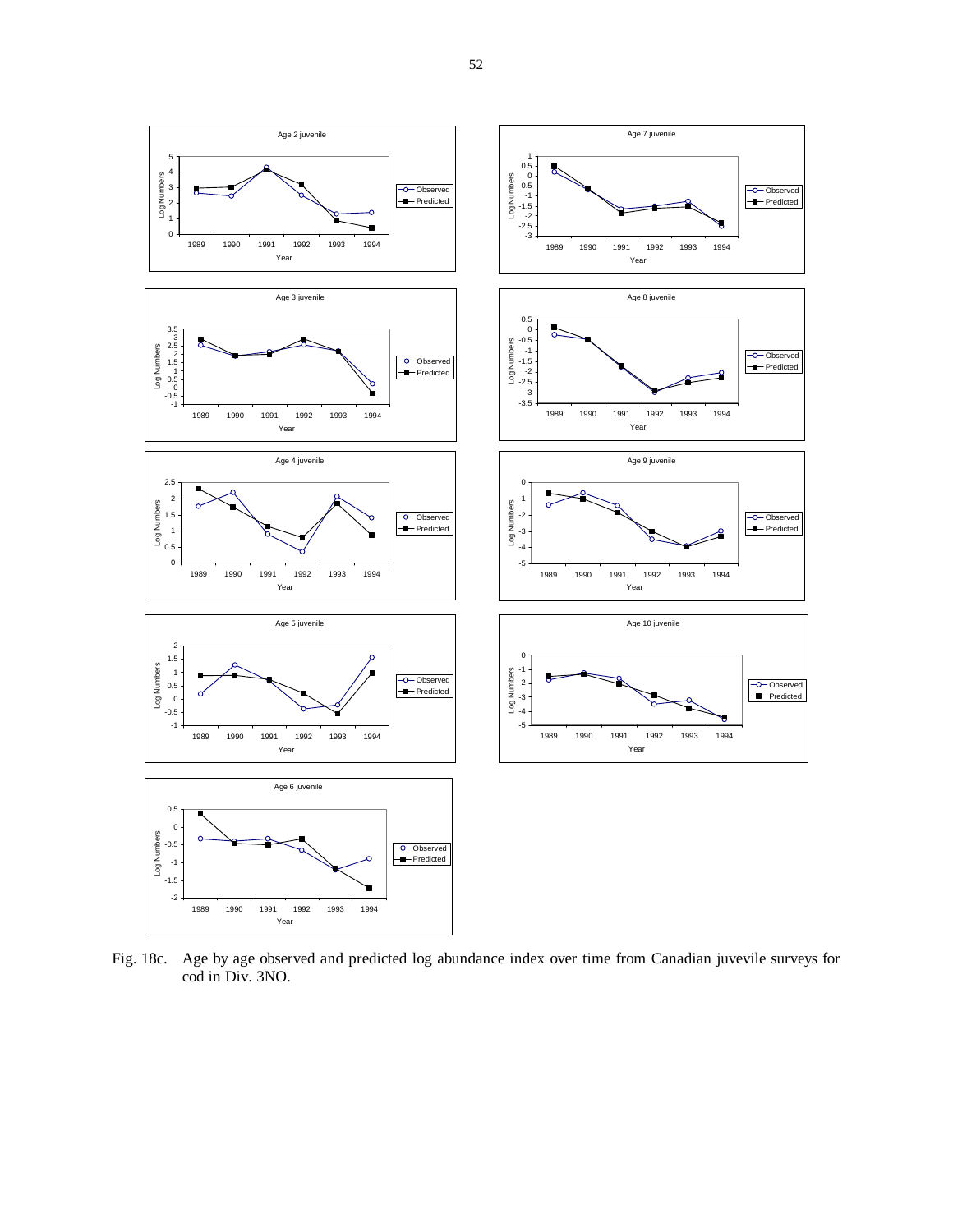Fig. 18c. Age by age observed and predicted log abundance index over time from Canadian juvevile surveys for cod in Div. 3NO.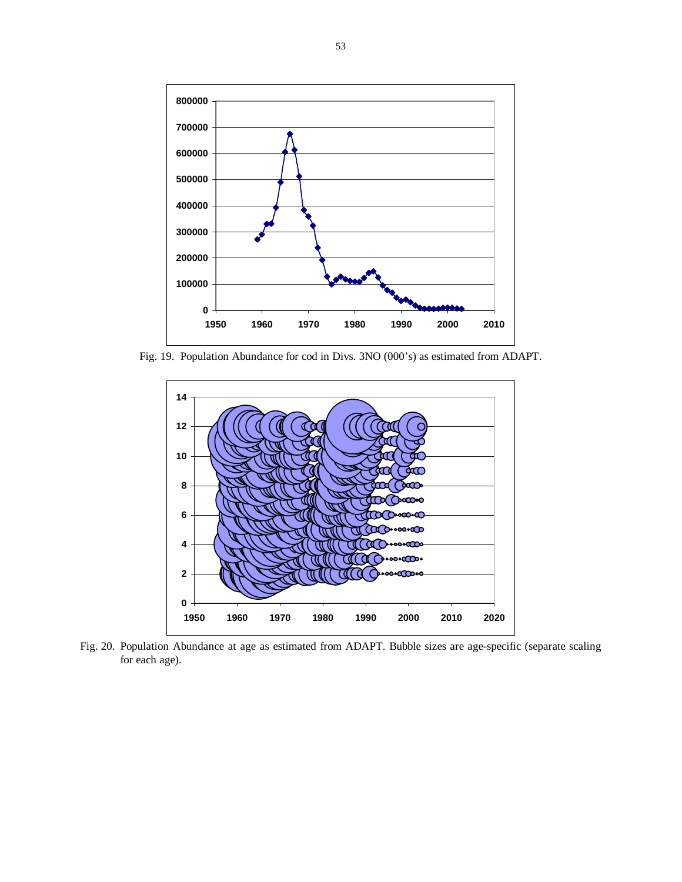Fig. 19. Population Abundance for cod in Divs. 3NO (000's) as estimated from ADAPT.

Fig. 20. Population Abundance at age as estimated from ADAPT. Bubble sizes are age-specific (separate scaling for each age).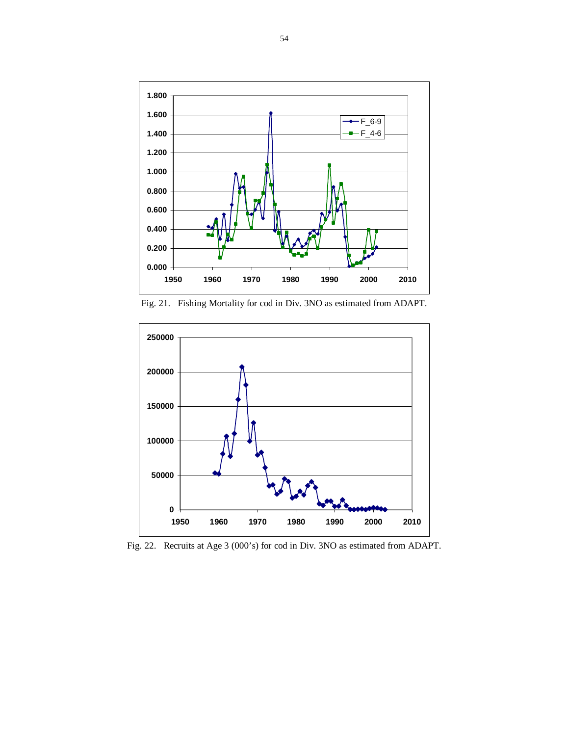Fig. 21. Fishing Mortality for cod in Div. 3NO as estimated from ADAPT.

Fig. 22. Recruits at Age 3 (000's) for cod in Div. 3NO as estimated from ADAPT.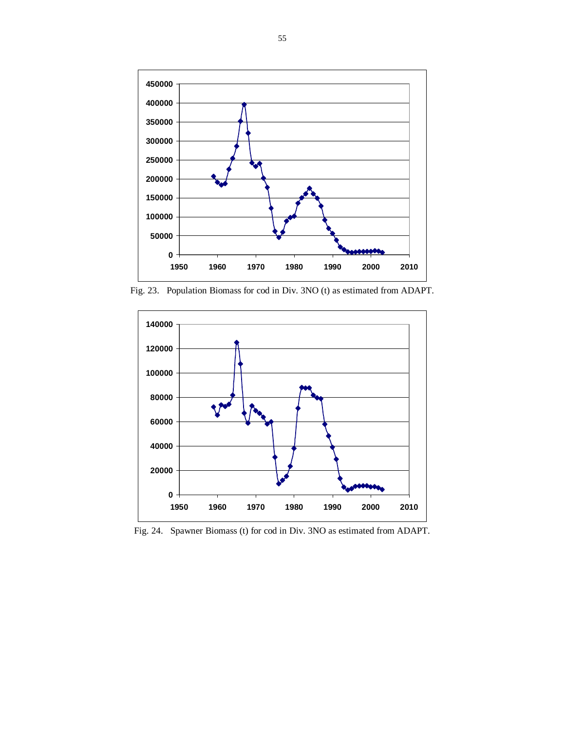Fig. 23. Population Biomass for cod in Div. 3NO (t) as estimated from ADAPT.

Fig. 24. Spawner Biomass (t) for cod in Div. 3NO as estimated from ADAPT.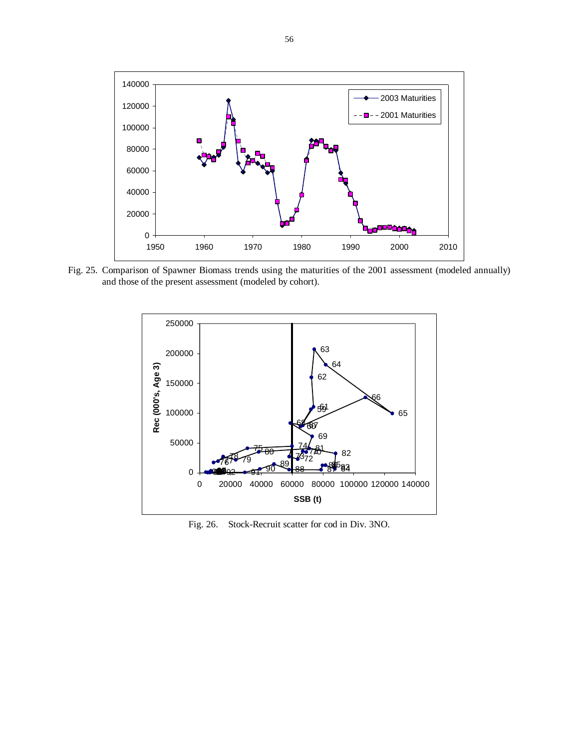Fig. 25. Comparison of Spawner Biomass trends using the maturities of the 2001 assessment (modeled annually) and those of the present assessment (modeled by cohort).

Fig. 26. Stock-Recruit scatter for cod in Div. 3NO.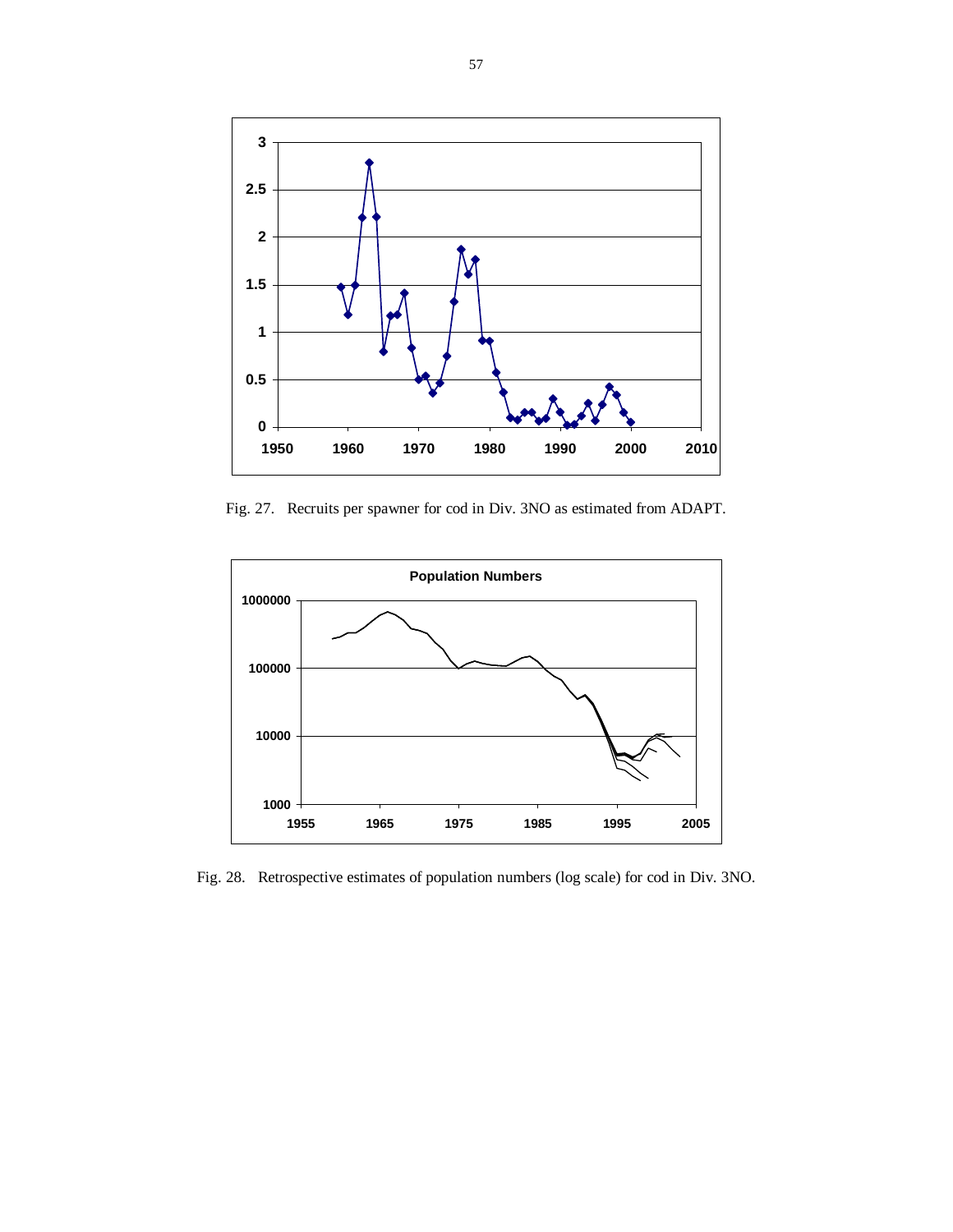Fig. 27. Recruits per spawner for cod in Div. 3NO as estimated from ADAPT.

Fig. 28. Retrospective estimates of population numbers (log scale) for cod in Div. 3NO.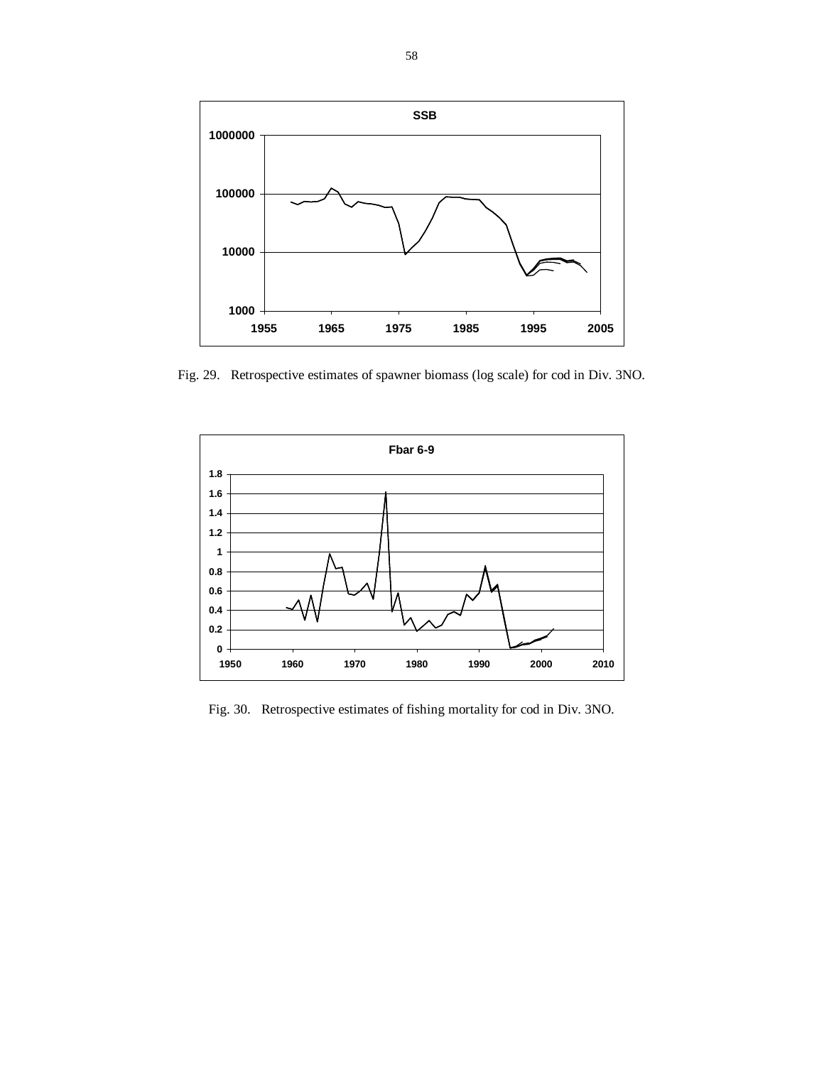Fig. 29. Retrospective estimates of spawner biomass (log scale) for cod in Div. 3NO.

Fig. 30. Retrospective estimates of fishing mortality for cod in Div. 3NO.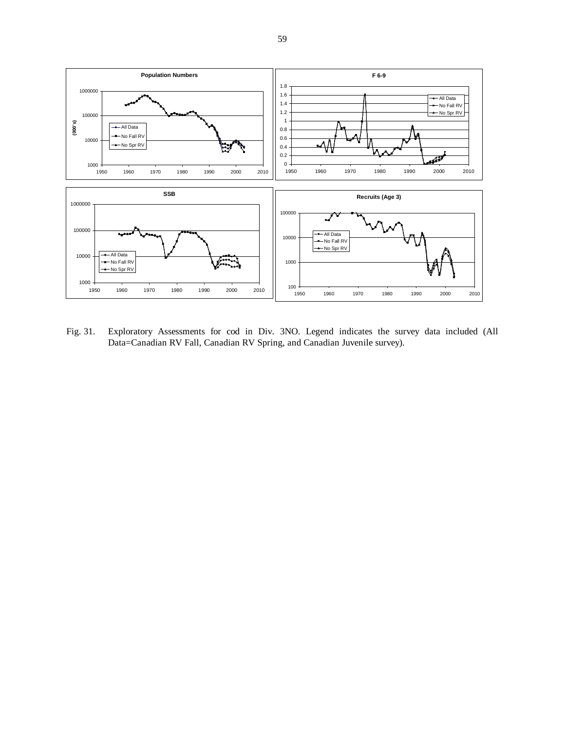Fig. 31. Exploratory Assessments for cod in Div. 3NO. Legend indicates the survey data included (All Data=Canadian RV Fall, Canadian RV Spring, and Canadian Juvenile survey).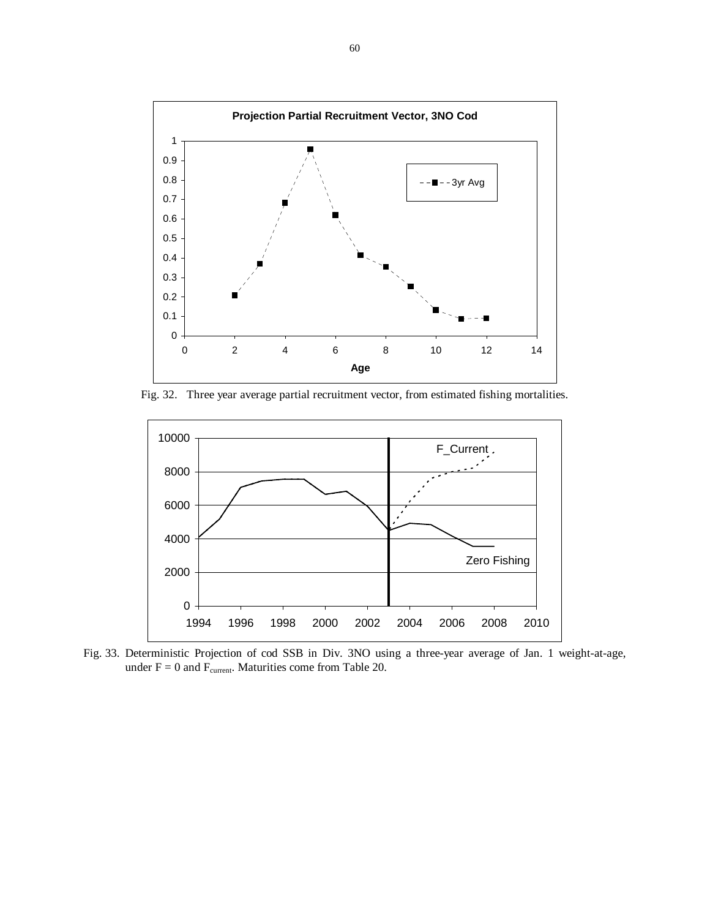Projection Partial Recruitment Vector, 3NO Cod

1
0.9
0.8
0.7
0.6
0.5
0.4
0.3
0.2
0.1
0

0 2 4 6 8 10 12 14

Age

3yr Avg

Fig. 32. Three year average partial recruitment vector, from estimated fishing mortalities.

10000
8000
6000
4000
2000
0

1994 1996 1998 2000 2002 2004 2006 2008 2010

F_Current

Zero Fishing

Fig. 33. Deterministic Projection of cod SSB in Div. 3NO using a three-year average of Jan. 1 weight-at-age, under $F = 0$ and $F_{current}$. Maturities come from Table 20.